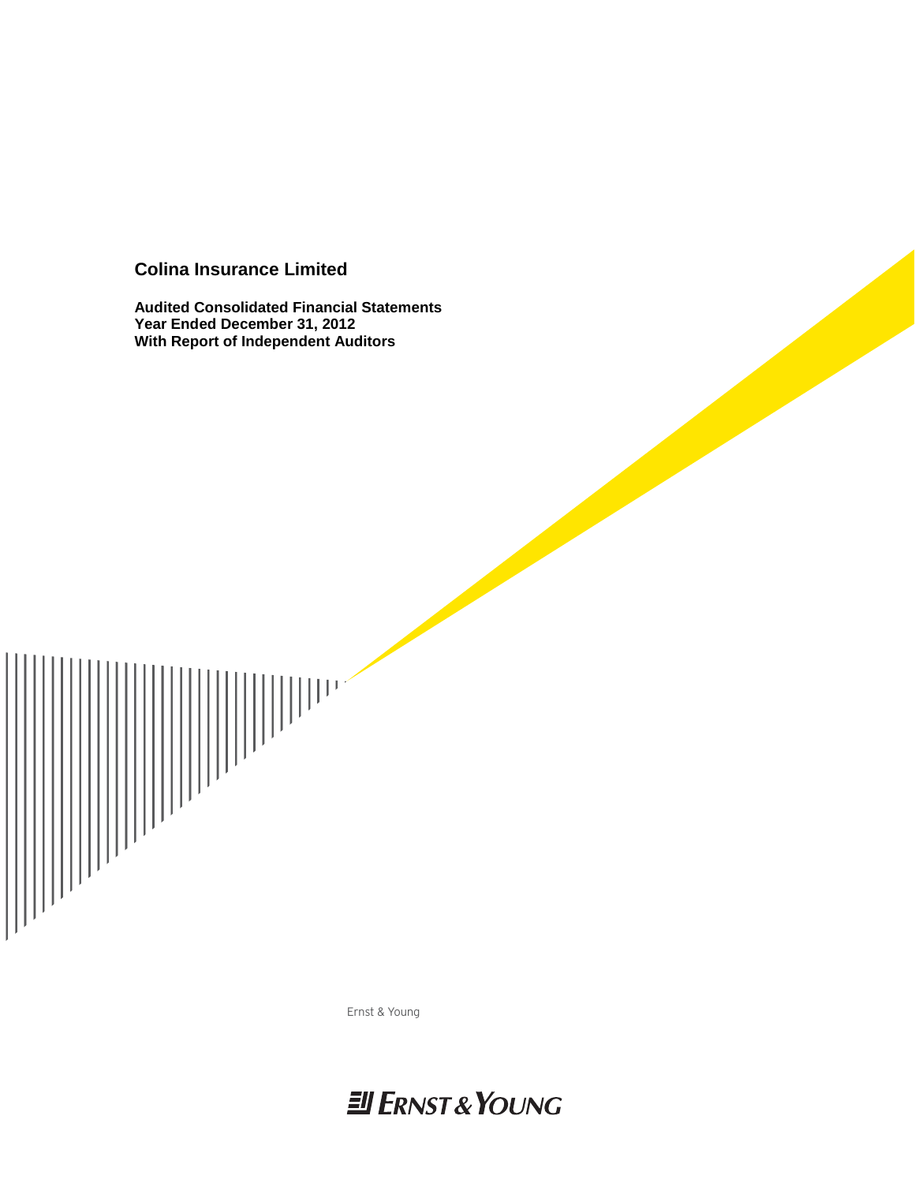# Colina Insurance Limited

**Audited Consolidated Financial Statements**
**Year Ended December 31, 2012**
**With Report of Independent Auditors**

Ernst & Young

ERNST & YOUNG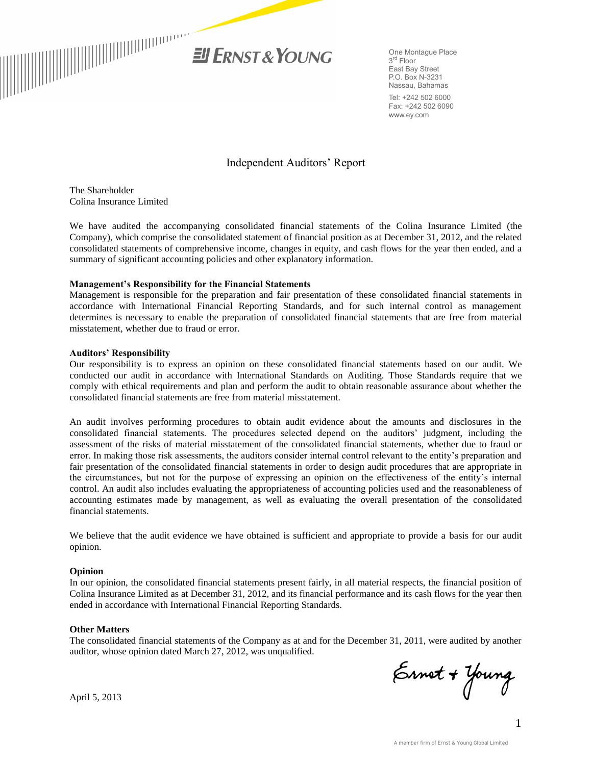**ERNST & YOUNG**

One Montague Place
3rd Floor
East Bay Street
P.O. Box N-3231
Nassau, Bahamas

Tel: +242 502 6000
Fax: +242 502 6090
www.ey.com

# Independent Auditors' Report

The Shareholder
Colina Insurance Limited

We have audited the accompanying consolidated financial statements of the Colina Insurance Limited (the Company), which comprise the consolidated statement of financial position as at December 31, 2012, and the related consolidated statements of comprehensive income, changes in equity, and cash flows for the year then ended, and a summary of significant accounting policies and other explanatory information.

**Management's Responsibility for the Financial Statements**

Management is responsible for the preparation and fair presentation of these consolidated financial statements in accordance with International Financial Reporting Standards, and for such internal control as management determines is necessary to enable the preparation of consolidated financial statements that are free from material misstatement, whether due to fraud or error.

**Auditors' Responsibility**

Our responsibility is to express an opinion on these consolidated financial statements based on our audit. We conducted our audit in accordance with International Standards on Auditing. Those Standards require that we comply with ethical requirements and plan and perform the audit to obtain reasonable assurance about whether the consolidated financial statements are free from material misstatement.

An audit involves performing procedures to obtain audit evidence about the amounts and disclosures in the consolidated financial statements. The procedures selected depend on the auditors' judgment, including the assessment of the risks of material misstatement of the consolidated financial statements, whether due to fraud or error. In making those risk assessments, the auditors consider internal control relevant to the entity's preparation and fair presentation of the consolidated financial statements in order to design audit procedures that are appropriate in the circumstances, but not for the purpose of expressing an opinion on the effectiveness of the entity's internal control. An audit also includes evaluating the appropriateness of accounting policies used and the reasonableness of accounting estimates made by management, as well as evaluating the overall presentation of the consolidated financial statements.

We believe that the audit evidence we have obtained is sufficient and appropriate to provide a basis for our audit opinion.

**Opinion**

In our opinion, the consolidated financial statements present fairly, in all material respects, the financial position of Colina Insurance Limited as at December 31, 2012, and its financial performance and its cash flows for the year then ended in accordance with International Financial Reporting Standards.

**Other Matters**

The consolidated financial statements of the Company as at and for the December 31, 2011, were audited by another auditor, whose opinion dated March 27, 2012, was unqualified.

April 5, 2013

Ernst + Young

A member firm of Ernst & Young Global Limited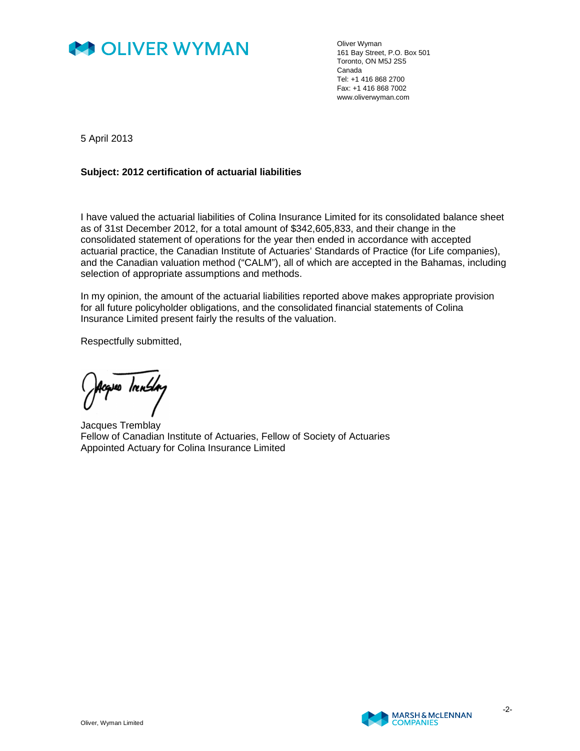Oliver Wyman
161 Bay Street, P.O. Box 501
Toronto, ON M5J 2S5
Canada
Tel: +1 416 868 2700
Fax: +1 416 868 7002
www.oliverwyman.com

5 April 2013

**Subject: 2012 certification of actuarial liabilities**

I have valued the actuarial liabilities of Colina Insurance Limited for its consolidated balance sheet as of 31st December 2012, for a total amount of $342,605,833, and their change in the consolidated statement of operations for the year then ended in accordance with accepted actuarial practice, the Canadian Institute of Actuaries' Standards of Practice (for Life companies), and the Canadian valuation method ("CALM"), all of which are accepted in the Bahamas, including selection of appropriate assumptions and methods.

In my opinion, the amount of the actuarial liabilities reported above makes appropriate provision for all future policyholder obligations, and the consolidated financial statements of Colina Insurance Limited present fairly the results of the valuation.

Respectfully submitted,

Jacques Tremblay
Fellow of Canadian Institute of Actuaries, Fellow of Society of Actuaries
Appointed Actuary for Colina Insurance Limited

Oliver, Wyman Limited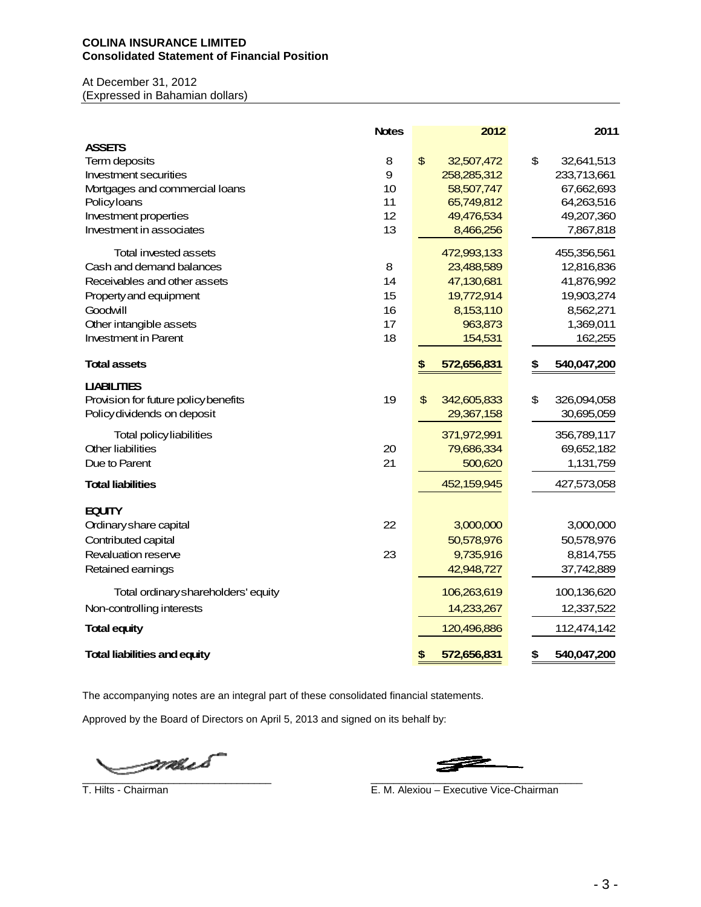**COLINA INSURANCE LIMITED**
**Consolidated Statement of Financial Position**

At December 31, 2012
(Expressed in Bahamian dollars)

| | Notes | 2012 | 2011 |
|---|---|---|---|
| **ASSETS** | | | |
| Term deposits | 8 | $ 32,507,472 | $ 32,641,513 |
| Investment securities | 9 | 258,285,312 | 233,713,661 |
| Mortgages and commercial loans | 10 | 58,507,747 | 67,662,693 |
| Policy loans | 11 | 65,749,812 | 64,263,516 |
| Investment properties | 12 | 49,476,534 | 49,207,360 |
| Investment in associates | 13 | 8,466,256 | 7,867,818 |
| Total invested assets | | 472,993,133 | 455,356,561 |
| Cash and demand balances | 8 | 23,488,589 | 12,816,836 |
| Receivables and other assets | 14 | 47,130,681 | 41,876,992 |
| Property and equipment | 15 | 19,772,914 | 19,903,274 |
| Goodwill | 16 | 8,153,110 | 8,562,271 |
| Other intangible assets | 17 | 963,873 | 1,369,011 |
| Investment in Parent | 18 | 154,531 | 162,255 |
| **Total assets** | | **$ 572,656,831** | **$ 540,047,200** |
| **LIABILITIES** | | | |
| Provision for future policy benefits | 19 | $ 342,605,833 | $ 326,094,058 |
| Policy dividends on deposit | | 29,367,158 | 30,695,059 |
| Total policy liabilities | | 371,972,991 | 356,789,117 |
| Other liabilities | 20 | 79,686,334 | 69,652,182 |
| Due to Parent | 21 | 500,620 | 1,131,759 |
| **Total liabilities** | | 452,159,945 | 427,573,058 |
| **EQUITY** | | | |
| Ordinary share capital | 22 | 3,000,000 | 3,000,000 |
| Contributed capital | | 50,578,976 | 50,578,976 |
| Revaluation reserve | 23 | 9,735,916 | 8,814,755 |
| Retained earnings | | 42,948,727 | 37,742,889 |
| Total ordinary shareholders' equity | | 106,263,619 | 100,136,620 |
| Non-controlling interests | | 14,233,267 | 12,337,522 |
| **Total equity** | | 120,496,886 | 112,474,142 |
| **Total liabilities and equity** | | **$ 572,656,831** | **$ 540,047,200** |

The accompanying notes are an integral part of these consolidated financial statements.

Approved by the Board of Directors on April 5, 2013 and signed on its behalf by:

T. Hilts - Chairman

E. M. Alexiou – Executive Vice-Chairman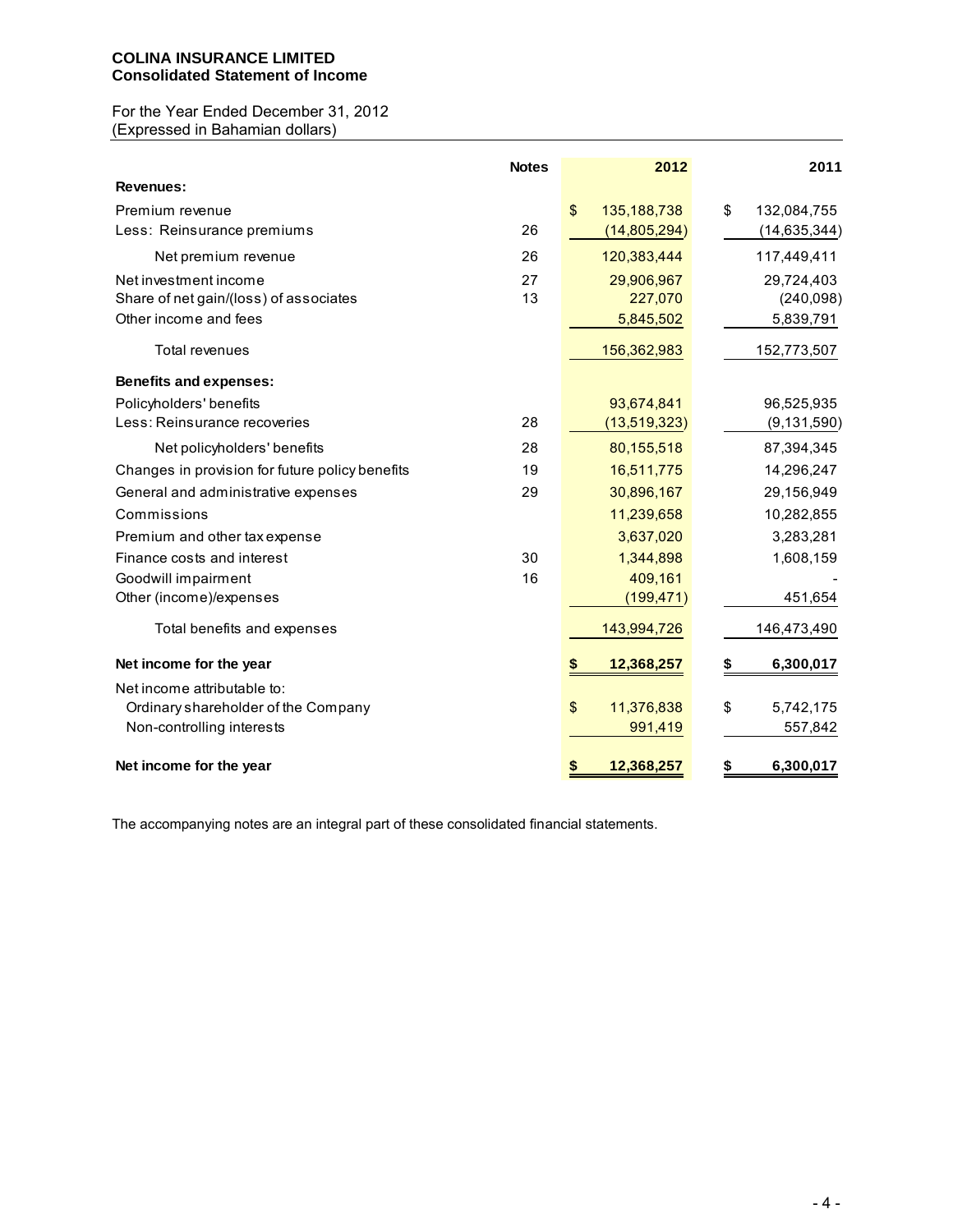**COLINA INSURANCE LIMITED**
**Consolidated Statement of Income**

For the Year Ended December 31, 2012
(Expressed in Bahamian dollars)

| | Notes | 2012 | 2011 |
|---|---|---|---|
| **Revenues:** | | | |
| Premium revenue | | $ 135,188,738 | $ 132,084,755 |
| Less: Reinsurance premiums | 26 | (14,805,294) | (14,635,344) |
| Net premium revenue | 26 | 120,383,444 | 117,449,411 |
| Net investment income | 27 | 29,906,967 | 29,724,403 |
| Share of net gain/(loss) of associates | 13 | 227,070 | (240,098) |
| Other income and fees | | 5,845,502 | 5,839,791 |
| Total revenues | | 156,362,983 | 152,773,507 |
| **Benefits and expenses:** | | | |
| Policyholders' benefits | | 93,674,841 | 96,525,935 |
| Less: Reinsurance recoveries | 28 | (13,519,323) | (9,131,590) |
| Net policyholders' benefits | 28 | 80,155,518 | 87,394,345 |
| Changes in provision for future policy benefits | 19 | 16,511,775 | 14,296,247 |
| General and administrative expenses | 29 | 30,896,167 | 29,156,949 |
| Commissions | | 11,239,658 | 10,282,855 |
| Premium and other tax expense | | 3,637,020 | 3,283,281 |
| Finance costs and interest | 30 | 1,344,898 | 1,608,159 |
| Goodwill impairment | 16 | 409,161 | - |
| Other (income)/expenses | | (199,471) | 451,654 |
| Total benefits and expenses | | 143,994,726 | 146,473,490 |
| **Net income for the year** | | **$ 12,368,257** | **$ 6,300,017** |
| Net income attributable to: | | | |
| Ordinary shareholder of the Company | | $ 11,376,838 | $ 5,742,175 |
| Non-controlling interests | | 991,419 | 557,842 |
| **Net income for the year** | | **$ 12,368,257** | **$ 6,300,017** |

The accompanying notes are an integral part of these consolidated financial statements.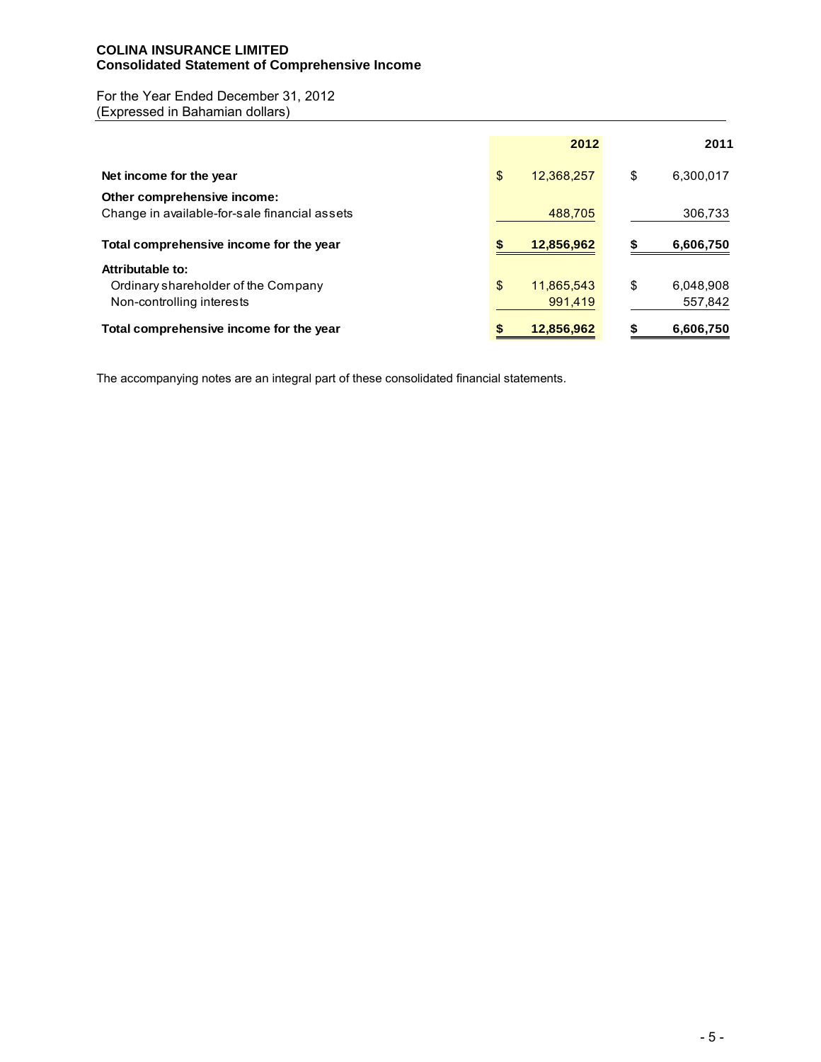**COLINA INSURANCE LIMITED**
**Consolidated Statement of Comprehensive Income**

For the Year Ended December 31, 2012
(Expressed in Bahamian dollars)

| | 2012 | 2011 |
|---|---|---|
| **Net income for the year** | $ 12,368,257 | $ 6,300,017 |
| **Other comprehensive income:** | | |
| Change in available-for-sale financial assets | 488,705 | 306,733 |
| **Total comprehensive income for the year** | **$ 12,856,962** | **$ 6,606,750** |
| **Attributable to:** | | |
| Ordinary shareholder of the Company | $ 11,865,543 | $ 6,048,908 |
| Non-controlling interests | 991,419 | 557,842 |
| **Total comprehensive income for the year** | **$ 12,856,962** | **$ 6,606,750** |

The accompanying notes are an integral part of these consolidated financial statements.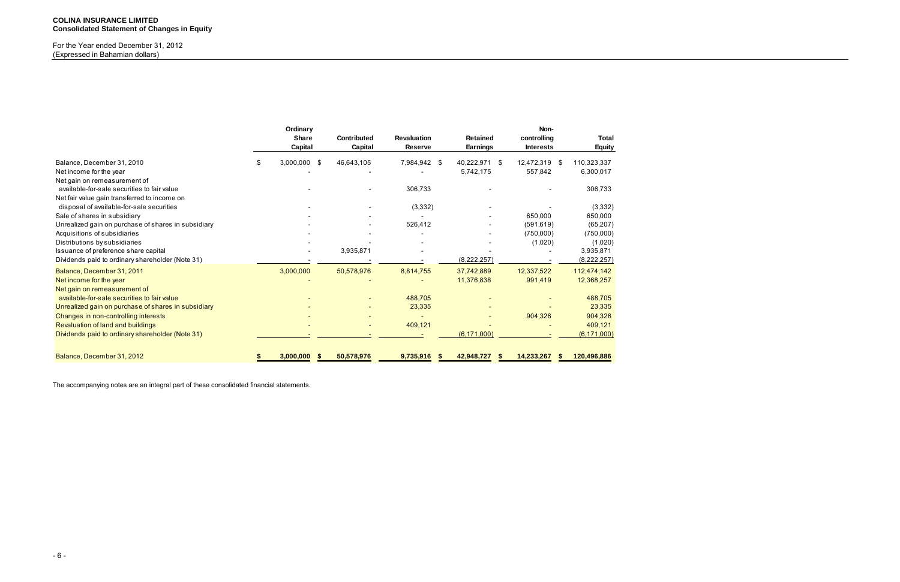**COLINA INSURANCE LIMITED**
**Consolidated Statement of Changes in Equity**

For the Year ended December 31, 2012
(Expressed in Bahamian dollars)

| | Ordinary Share Capital | Contributed Capital | Revaluation Reserve | Retained Earnings | Non-controlling Interests | Total Equity |
|---|---|---|---|---|---|---|
| Balance, December 31, 2010 | $ 3,000,000 | $ 46,643,105 | 7,984,942 | $ 40,222,971 | $ 12,472,319 | $ 110,323,337 |
| Net income for the year | - | - | - | 5,742,175 | 557,842 | 6,300,017 |
| Net gain on remeasurement of available-for-sale securities to fair value | - | - | 306,733 | - | - | 306,733 |
| Net fair value gain transferred to income on disposal of available-for-sale securities | - | - | (3,332) | - | - | (3,332) |
| Sale of shares in subsidiary | - | - | - | - | 650,000 | 650,000 |
| Unrealized gain on purchase of shares in subsidiary | - | - | 526,412 | - | (591,619) | (65,207) |
| Acquisitions of subsidiaries | - | - | - | - | (750,000) | (750,000) |
| Distributions by subsidiaries | - | - | - | - | (1,020) | (1,020) |
| Issuance of preference share capital | - | 3,935,871 | - | - | - | 3,935,871 |
| Dividends paid to ordinary shareholder (Note 31) | - | - | - | (8,222,257) | - | (8,222,257) |
| Balance, December 31, 2011 | 3,000,000 | 50,578,976 | 8,814,755 | 37,742,889 | 12,337,522 | 112,474,142 |
| Net income for the year | - | - | - | 11,376,838 | 991,419 | 12,368,257 |
| Net gain on remeasurement of available-for-sale securities to fair value | - | - | 488,705 | - | - | 488,705 |
| Unrealized gain on purchase of shares in subsidiary | - | - | 23,335 | - | - | 23,335 |
| Changes in non-controlling interests | - | - | - | - | 904,326 | 904,326 |
| Revaluation of land and buildings | - | - | 409,121 | - | - | 409,121 |
| Dividends paid to ordinary shareholder (Note 31) | - | - | - | (6,171,000) | - | (6,171,000) |
| Balance, December 31, 2012 | $ 3,000,000 | $ 50,578,976 | 9,735,916 | $ 42,948,727 | $ 14,233,267 | $ 120,496,886 |

The accompanying notes are an integral part of these consolidated financial statements.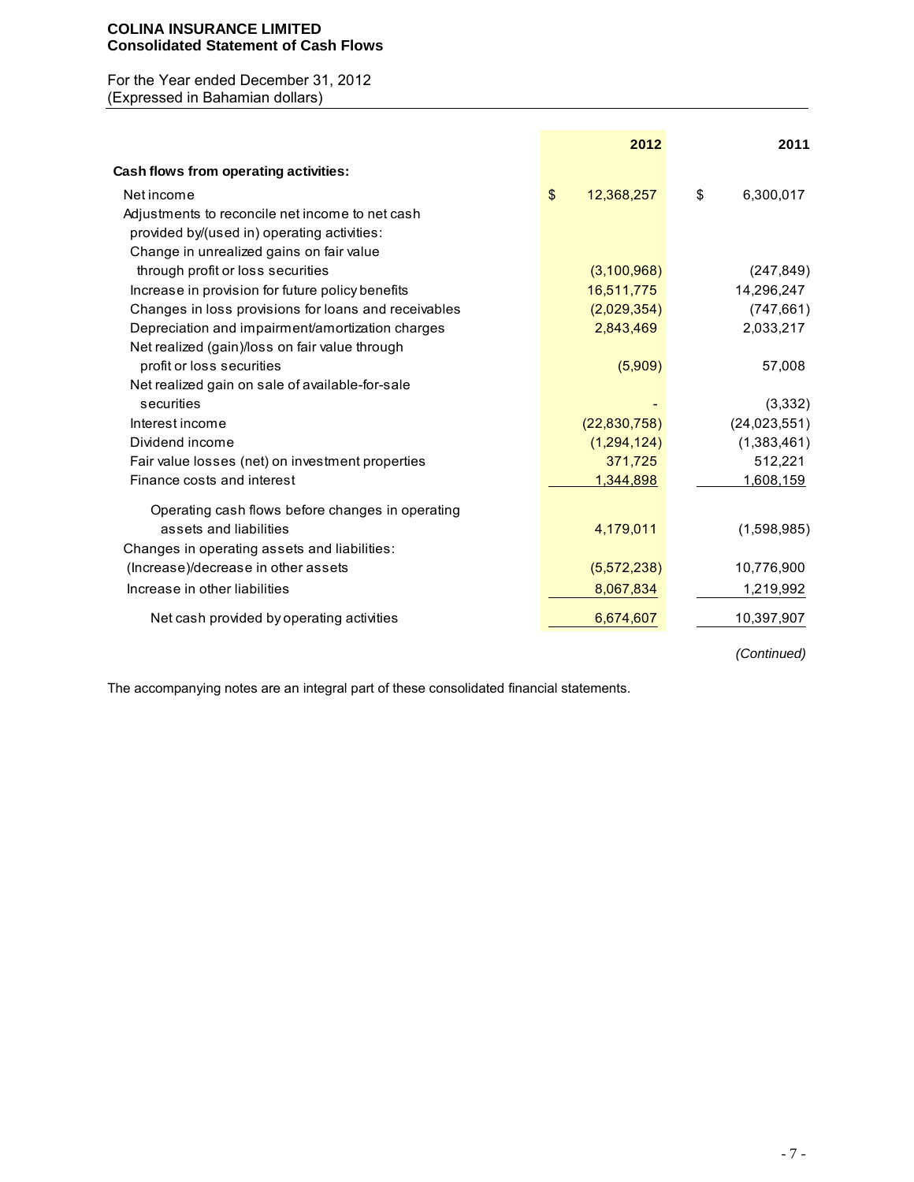**COLINA INSURANCE LIMITED**
**Consolidated Statement of Cash Flows**

For the Year ended December 31, 2012
(Expressed in Bahamian dollars)

| | 2012 | 2011 |
|---|---|---|
| **Cash flows from operating activities:** | | |
| Net income | $ 12,368,257 | $ 6,300,017 |
| Adjustments to reconcile net income to net cash provided by/(used in) operating activities: | | |
| Change in unrealized gains on fair value through profit or loss securities | (3,100,968) | (247,849) |
| Increase in provision for future policy benefits | 16,511,775 | 14,296,247 |
| Changes in loss provisions for loans and receivables | (2,029,354) | (747,661) |
| Depreciation and impairment/amortization charges | 2,843,469 | 2,033,217 |
| Net realized (gain)/loss on fair value through profit or loss securities | (5,909) | 57,008 |
| Net realized gain on sale of available-for-sale securities | - | (3,332) |
| Interest income | (22,830,758) | (24,023,551) |
| Dividend income | (1,294,124) | (1,383,461) |
| Fair value losses (net) on investment properties | 371,725 | 512,221 |
| Finance costs and interest | 1,344,898 | 1,608,159 |
| Operating cash flows before changes in operating assets and liabilities | 4,179,011 | (1,598,985) |
| Changes in operating assets and liabilities: | | |
| (Increase)/decrease in other assets | (5,572,238) | 10,776,900 |
| Increase in other liabilities | 8,067,834 | 1,219,992 |
| Net cash provided by operating activities | 6,674,607 | 10,397,907 |

*(Continued)*

The accompanying notes are an integral part of these consolidated financial statements.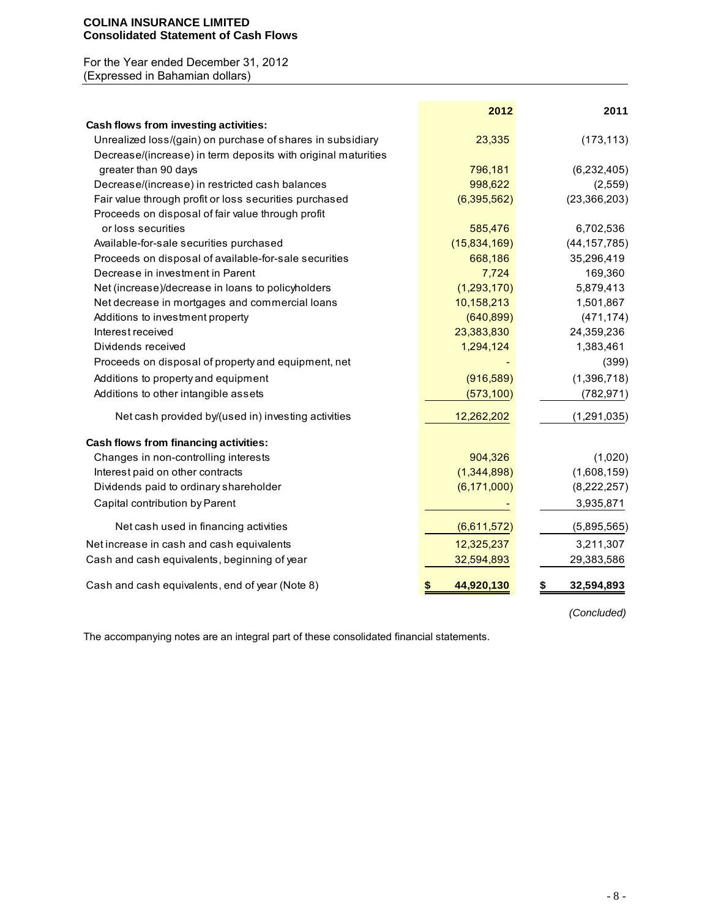**COLINA INSURANCE LIMITED**
**Consolidated Statement of Cash Flows**

For the Year ended December 31, 2012
(Expressed in Bahamian dollars)

| | 2012 | 2011 |
|---|---:|---:|
| **Cash flows from investing activities:** | | |
| Unrealized loss/(gain) on purchase of shares in subsidiary | 23,335 | (173,113) |
| Decrease/(increase) in term deposits with original maturities greater than 90 days | 796,181 | (6,232,405) |
| Decrease/(increase) in restricted cash balances | 998,622 | (2,559) |
| Fair value through profit or loss securities purchased | (6,395,562) | (23,366,203) |
| Proceeds on disposal of fair value through profit or loss securities | 585,476 | 6,702,536 |
| Available-for-sale securities purchased | (15,834,169) | (44,157,785) |
| Proceeds on disposal of available-for-sale securities | 668,186 | 35,296,419 |
| Decrease in investment in Parent | 7,724 | 169,360 |
| Net (increase)/decrease in loans to policyholders | (1,293,170) | 5,879,413 |
| Net decrease in mortgages and commercial loans | 10,158,213 | 1,501,867 |
| Additions to investment property | (640,899) | (471,174) |
| Interest received | 23,383,830 | 24,359,236 |
| Dividends received | 1,294,124 | 1,383,461 |
| Proceeds on disposal of property and equipment, net | - | (399) |
| Additions to property and equipment | (916,589) | (1,396,718) |
| Additions to other intangible assets | (573,100) | (782,971) |
| Net cash provided by/(used in) investing activities | 12,262,202 | (1,291,035) |
| **Cash flows from financing activities:** | | |
| Changes in non-controlling interests | 904,326 | (1,020) |
| Interest paid on other contracts | (1,344,898) | (1,608,159) |
| Dividends paid to ordinary shareholder | (6,171,000) | (8,222,257) |
| Capital contribution by Parent | - | 3,935,871 |
| Net cash used in financing activities | (6,611,572) | (5,895,565) |
| Net increase in cash and cash equivalents | 12,325,237 | 3,211,307 |
| Cash and cash equivalents, beginning of year | 32,594,893 | 29,383,586 |
| Cash and cash equivalents, end of year (Note 8) | **$ 44,920,130** | **$ 32,594,893** |

*(Concluded)*

The accompanying notes are an integral part of these consolidated financial statements.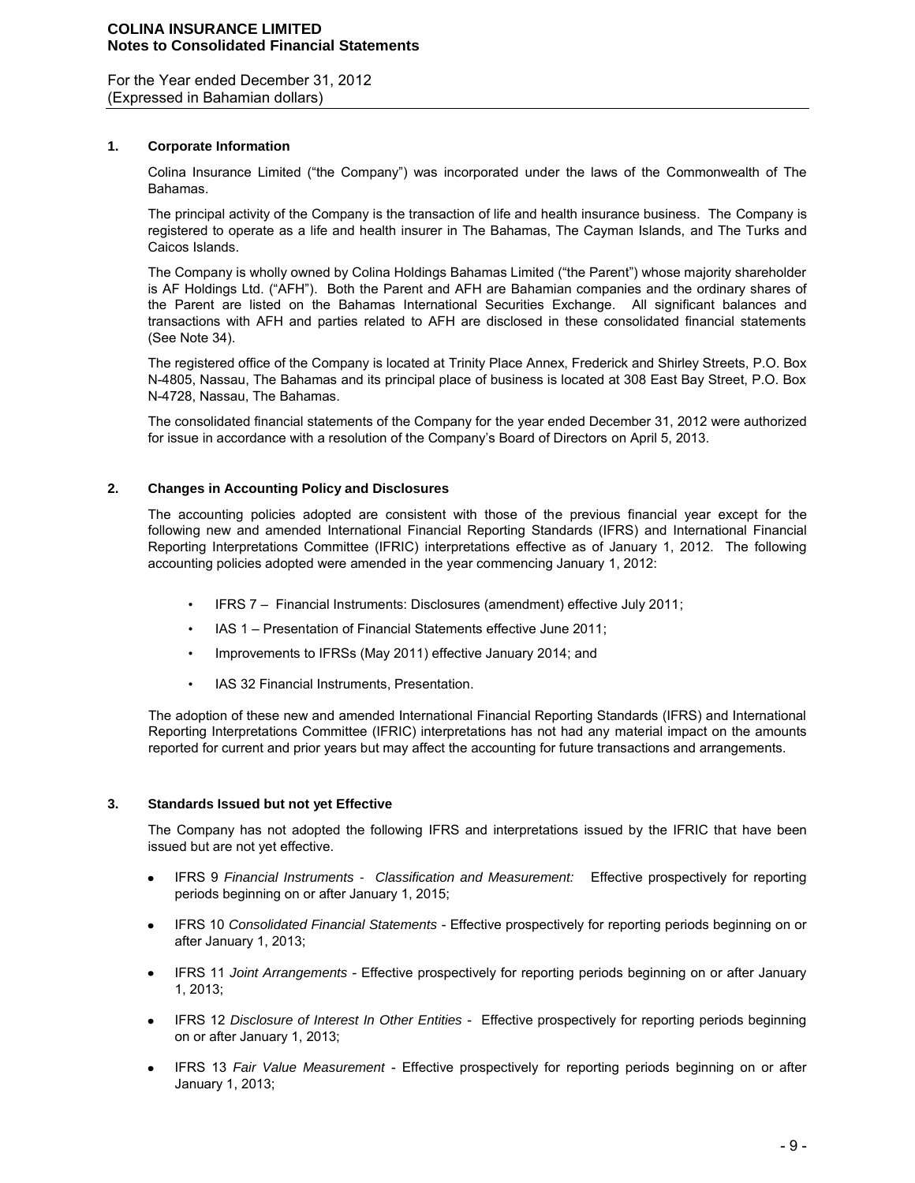## 1. Corporate Information

Colina Insurance Limited ("the Company") was incorporated under the laws of the Commonwealth of The Bahamas.

The principal activity of the Company is the transaction of life and health insurance business. The Company is registered to operate as a life and health insurer in The Bahamas, The Cayman Islands, and The Turks and Caicos Islands.

The Company is wholly owned by Colina Holdings Bahamas Limited ("the Parent") whose majority shareholder is AF Holdings Ltd. ("AFH"). Both the Parent and AFH are Bahamian companies and the ordinary shares of the Parent are listed on the Bahamas International Securities Exchange. All significant balances and transactions with AFH and parties related to AFH are disclosed in these consolidated financial statements (See Note 34).

The registered office of the Company is located at Trinity Place Annex, Frederick and Shirley Streets, P.O. Box N-4805, Nassau, The Bahamas and its principal place of business is located at 308 East Bay Street, P.O. Box N-4728, Nassau, The Bahamas.

The consolidated financial statements of the Company for the year ended December 31, 2012 were authorized for issue in accordance with a resolution of the Company's Board of Directors on April 5, 2013.

## 2. Changes in Accounting Policy and Disclosures

The accounting policies adopted are consistent with those of the previous financial year except for the following new and amended International Financial Reporting Standards (IFRS) and International Financial Reporting Interpretations Committee (IFRIC) interpretations effective as of January 1, 2012. The following accounting policies adopted were amended in the year commencing January 1, 2012:

- IFRS 7 – Financial Instruments: Disclosures (amendment) effective July 2011;
- IAS 1 – Presentation of Financial Statements effective June 2011;
- Improvements to IFRSs (May 2011) effective January 2014; and
- IAS 32 Financial Instruments, Presentation.

The adoption of these new and amended International Financial Reporting Standards (IFRS) and International Reporting Interpretations Committee (IFRIC) interpretations has not had any material impact on the amounts reported for current and prior years but may affect the accounting for future transactions and arrangements.

## 3. Standards Issued but not yet Effective

The Company has not adopted the following IFRS and interpretations issued by the IFRIC that have been issued but are not yet effective.

- IFRS 9 *Financial Instruments - Classification and Measurement:* Effective prospectively for reporting periods beginning on or after January 1, 2015;
- IFRS 10 *Consolidated Financial Statements* - Effective prospectively for reporting periods beginning on or after January 1, 2013;
- IFRS 11 *Joint Arrangements* - Effective prospectively for reporting periods beginning on or after January 1, 2013;
- IFRS 12 *Disclosure of Interest In Other Entities* - Effective prospectively for reporting periods beginning on or after January 1, 2013;
- IFRS 13 *Fair Value Measurement* - Effective prospectively for reporting periods beginning on or after January 1, 2013;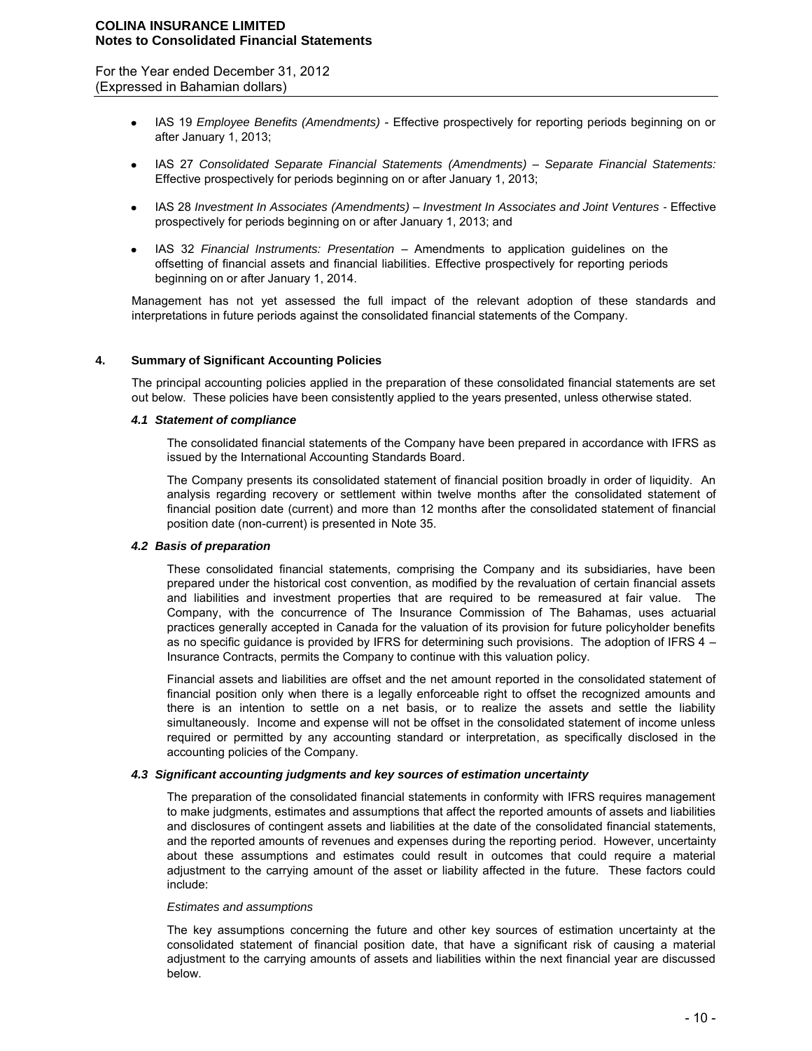- IAS 19 *Employee Benefits (Amendments)* - Effective prospectively for reporting periods beginning on or after January 1, 2013;

- IAS 27 *Consolidated Separate Financial Statements (Amendments) – Separate Financial Statements:* Effective prospectively for periods beginning on or after January 1, 2013;

- IAS 28 *Investment In Associates (Amendments) – Investment In Associates and Joint Ventures* - Effective prospectively for periods beginning on or after January 1, 2013; and

- IAS 32 *Financial Instruments: Presentation* – Amendments to application guidelines on the offsetting of financial assets and financial liabilities. Effective prospectively for reporting periods beginning on or after January 1, 2014.

Management has not yet assessed the full impact of the relevant adoption of these standards and interpretations in future periods against the consolidated financial statements of the Company.

## 4. Summary of Significant Accounting Policies

The principal accounting policies applied in the preparation of these consolidated financial statements are set out below. These policies have been consistently applied to the years presented, unless otherwise stated.

### *4.1 Statement of compliance*

The consolidated financial statements of the Company have been prepared in accordance with IFRS as issued by the International Accounting Standards Board.

The Company presents its consolidated statement of financial position broadly in order of liquidity. An analysis regarding recovery or settlement within twelve months after the consolidated statement of financial position date (current) and more than 12 months after the consolidated statement of financial position date (non-current) is presented in Note 35.

### *4.2 Basis of preparation*

These consolidated financial statements, comprising the Company and its subsidiaries, have been prepared under the historical cost convention, as modified by the revaluation of certain financial assets and liabilities and investment properties that are required to be remeasured at fair value. The Company, with the concurrence of The Insurance Commission of The Bahamas, uses actuarial practices generally accepted in Canada for the valuation of its provision for future policyholder benefits as no specific guidance is provided by IFRS for determining such provisions. The adoption of IFRS 4 – Insurance Contracts, permits the Company to continue with this valuation policy.

Financial assets and liabilities are offset and the net amount reported in the consolidated statement of financial position only when there is a legally enforceable right to offset the recognized amounts and there is an intention to settle on a net basis, or to realize the assets and settle the liability simultaneously. Income and expense will not be offset in the consolidated statement of income unless required or permitted by any accounting standard or interpretation, as specifically disclosed in the accounting policies of the Company.

### *4.3 Significant accounting judgments and key sources of estimation uncertainty*

The preparation of the consolidated financial statements in conformity with IFRS requires management to make judgments, estimates and assumptions that affect the reported amounts of assets and liabilities and disclosures of contingent assets and liabilities at the date of the consolidated financial statements, and the reported amounts of revenues and expenses during the reporting period. However, uncertainty about these assumptions and estimates could result in outcomes that could require a material adjustment to the carrying amount of the asset or liability affected in the future. These factors could include:

*Estimates and assumptions*

The key assumptions concerning the future and other key sources of estimation uncertainty at the consolidated statement of financial position date, that have a significant risk of causing a material adjustment to the carrying amounts of assets and liabilities within the next financial year are discussed below.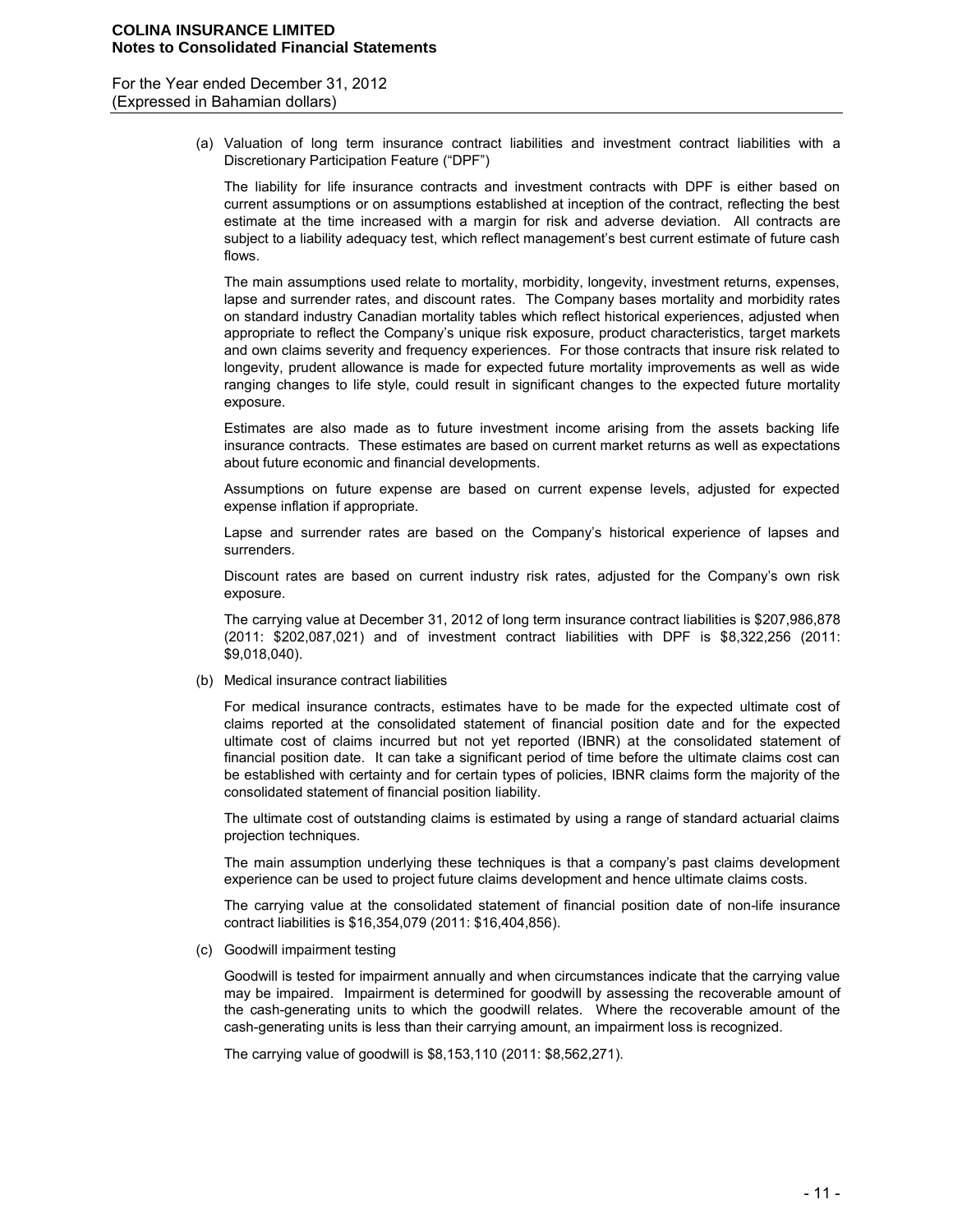(a) Valuation of long term insurance contract liabilities and investment contract liabilities with a Discretionary Participation Feature ("DPF")

The liability for life insurance contracts and investment contracts with DPF is either based on current assumptions or on assumptions established at inception of the contract, reflecting the best estimate at the time increased with a margin for risk and adverse deviation. All contracts are subject to a liability adequacy test, which reflect management's best current estimate of future cash flows.

The main assumptions used relate to mortality, morbidity, longevity, investment returns, expenses, lapse and surrender rates, and discount rates. The Company bases mortality and morbidity rates on standard industry Canadian mortality tables which reflect historical experiences, adjusted when appropriate to reflect the Company's unique risk exposure, product characteristics, target markets and own claims severity and frequency experiences. For those contracts that insure risk related to longevity, prudent allowance is made for expected future mortality improvements as well as wide ranging changes to life style, could result in significant changes to the expected future mortality exposure.

Estimates are also made as to future investment income arising from the assets backing life insurance contracts. These estimates are based on current market returns as well as expectations about future economic and financial developments.

Assumptions on future expense are based on current expense levels, adjusted for expected expense inflation if appropriate.

Lapse and surrender rates are based on the Company's historical experience of lapses and surrenders.

Discount rates are based on current industry risk rates, adjusted for the Company's own risk exposure.

The carrying value at December 31, 2012 of long term insurance contract liabilities is $207,986,878 (2011: $202,087,021) and of investment contract liabilities with DPF is $8,322,256 (2011: $9,018,040).

(b) Medical insurance contract liabilities

For medical insurance contracts, estimates have to be made for the expected ultimate cost of claims reported at the consolidated statement of financial position date and for the expected ultimate cost of claims incurred but not yet reported (IBNR) at the consolidated statement of financial position date. It can take a significant period of time before the ultimate claims cost can be established with certainty and for certain types of policies, IBNR claims form the majority of the consolidated statement of financial position liability.

The ultimate cost of outstanding claims is estimated by using a range of standard actuarial claims projection techniques.

The main assumption underlying these techniques is that a company's past claims development experience can be used to project future claims development and hence ultimate claims costs.

The carrying value at the consolidated statement of financial position date of non-life insurance contract liabilities is $16,354,079 (2011: $16,404,856).

(c) Goodwill impairment testing

Goodwill is tested for impairment annually and when circumstances indicate that the carrying value may be impaired. Impairment is determined for goodwill by assessing the recoverable amount of the cash-generating units to which the goodwill relates. Where the recoverable amount of the cash-generating units is less than their carrying amount, an impairment loss is recognized.

The carrying value of goodwill is $8,153,110 (2011: $8,562,271).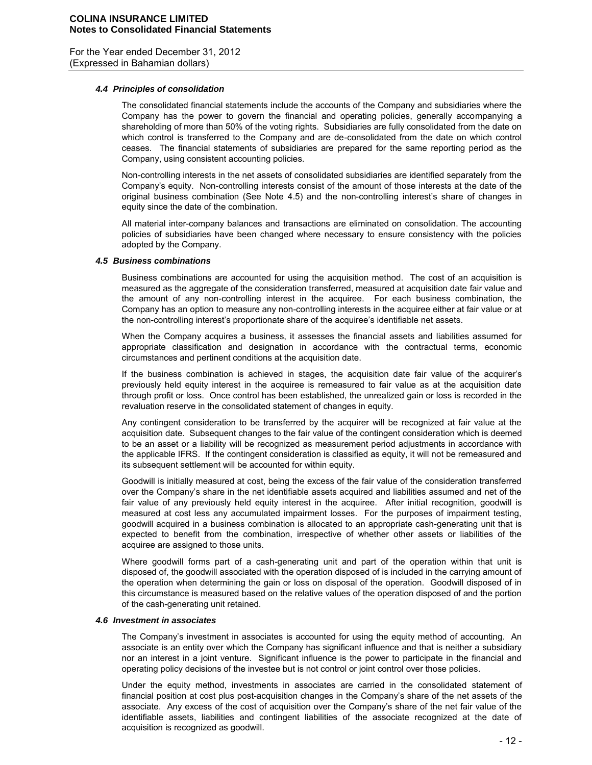#### *4.4 Principles of consolidation*

The consolidated financial statements include the accounts of the Company and subsidiaries where the Company has the power to govern the financial and operating policies, generally accompanying a shareholding of more than 50% of the voting rights. Subsidiaries are fully consolidated from the date on which control is transferred to the Company and are de-consolidated from the date on which control ceases. The financial statements of subsidiaries are prepared for the same reporting period as the Company, using consistent accounting policies.

Non-controlling interests in the net assets of consolidated subsidiaries are identified separately from the Company's equity. Non-controlling interests consist of the amount of those interests at the date of the original business combination (See Note 4.5) and the non-controlling interest's share of changes in equity since the date of the combination.

All material inter-company balances and transactions are eliminated on consolidation. The accounting policies of subsidiaries have been changed where necessary to ensure consistency with the policies adopted by the Company.

#### *4.5 Business combinations*

Business combinations are accounted for using the acquisition method. The cost of an acquisition is measured as the aggregate of the consideration transferred, measured at acquisition date fair value and the amount of any non-controlling interest in the acquiree. For each business combination, the Company has an option to measure any non-controlling interests in the acquiree either at fair value or at the non-controlling interest's proportionate share of the acquiree's identifiable net assets.

When the Company acquires a business, it assesses the financial assets and liabilities assumed for appropriate classification and designation in accordance with the contractual terms, economic circumstances and pertinent conditions at the acquisition date.

If the business combination is achieved in stages, the acquisition date fair value of the acquirer's previously held equity interest in the acquiree is remeasured to fair value as at the acquisition date through profit or loss. Once control has been established, the unrealized gain or loss is recorded in the revaluation reserve in the consolidated statement of changes in equity.

Any contingent consideration to be transferred by the acquirer will be recognized at fair value at the acquisition date. Subsequent changes to the fair value of the contingent consideration which is deemed to be an asset or a liability will be recognized as measurement period adjustments in accordance with the applicable IFRS. If the contingent consideration is classified as equity, it will not be remeasured and its subsequent settlement will be accounted for within equity.

Goodwill is initially measured at cost, being the excess of the fair value of the consideration transferred over the Company's share in the net identifiable assets acquired and liabilities assumed and net of the fair value of any previously held equity interest in the acquiree. After initial recognition, goodwill is measured at cost less any accumulated impairment losses. For the purposes of impairment testing, goodwill acquired in a business combination is allocated to an appropriate cash-generating unit that is expected to benefit from the combination, irrespective of whether other assets or liabilities of the acquiree are assigned to those units.

Where goodwill forms part of a cash-generating unit and part of the operation within that unit is disposed of, the goodwill associated with the operation disposed of is included in the carrying amount of the operation when determining the gain or loss on disposal of the operation. Goodwill disposed of in this circumstance is measured based on the relative values of the operation disposed of and the portion of the cash-generating unit retained.

#### *4.6 Investment in associates*

The Company's investment in associates is accounted for using the equity method of accounting. An associate is an entity over which the Company has significant influence and that is neither a subsidiary nor an interest in a joint venture. Significant influence is the power to participate in the financial and operating policy decisions of the investee but is not control or joint control over those policies.

Under the equity method, investments in associates are carried in the consolidated statement of financial position at cost plus post-acquisition changes in the Company's share of the net assets of the associate. Any excess of the cost of acquisition over the Company's share of the net fair value of the identifiable assets, liabilities and contingent liabilities of the associate recognized at the date of acquisition is recognized as goodwill.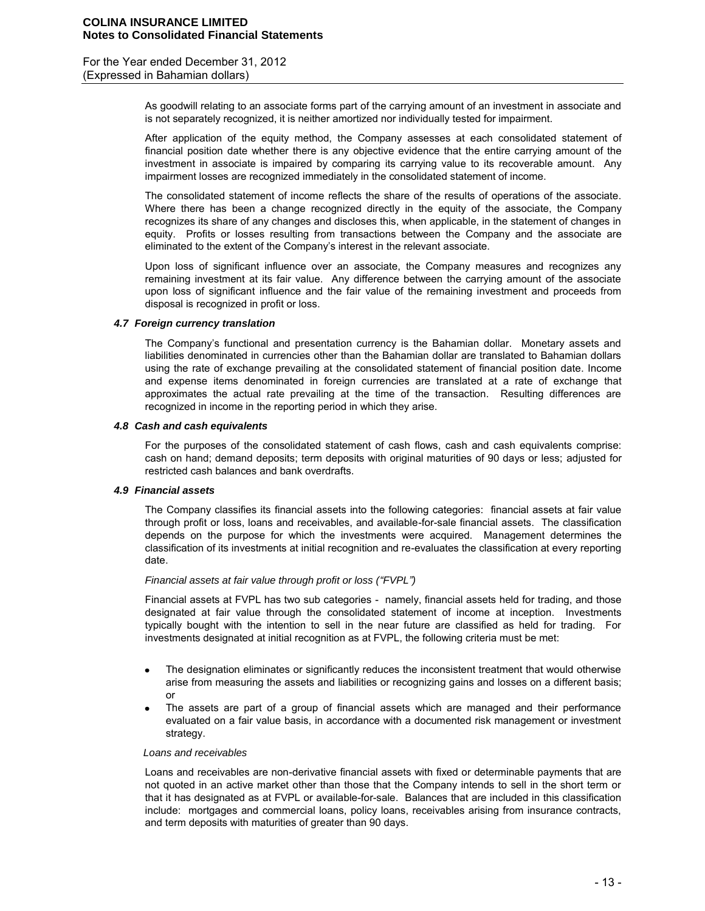As goodwill relating to an associate forms part of the carrying amount of an investment in associate and is not separately recognized, it is neither amortized nor individually tested for impairment.

After application of the equity method, the Company assesses at each consolidated statement of financial position date whether there is any objective evidence that the entire carrying amount of the investment in associate is impaired by comparing its carrying value to its recoverable amount. Any impairment losses are recognized immediately in the consolidated statement of income.

The consolidated statement of income reflects the share of the results of operations of the associate. Where there has been a change recognized directly in the equity of the associate, the Company recognizes its share of any changes and discloses this, when applicable, in the statement of changes in equity. Profits or losses resulting from transactions between the Company and the associate are eliminated to the extent of the Company's interest in the relevant associate.

Upon loss of significant influence over an associate, the Company measures and recognizes any remaining investment at its fair value. Any difference between the carrying amount of the associate upon loss of significant influence and the fair value of the remaining investment and proceeds from disposal is recognized in profit or loss.

### *4.7 Foreign currency translation*

The Company's functional and presentation currency is the Bahamian dollar. Monetary assets and liabilities denominated in currencies other than the Bahamian dollar are translated to Bahamian dollars using the rate of exchange prevailing at the consolidated statement of financial position date. Income and expense items denominated in foreign currencies are translated at a rate of exchange that approximates the actual rate prevailing at the time of the transaction. Resulting differences are recognized in income in the reporting period in which they arise.

### *4.8 Cash and cash equivalents*

For the purposes of the consolidated statement of cash flows, cash and cash equivalents comprise: cash on hand; demand deposits; term deposits with original maturities of 90 days or less; adjusted for restricted cash balances and bank overdrafts.

### *4.9 Financial assets*

The Company classifies its financial assets into the following categories: financial assets at fair value through profit or loss, loans and receivables, and available-for-sale financial assets. The classification depends on the purpose for which the investments were acquired. Management determines the classification of its investments at initial recognition and re-evaluates the classification at every reporting date.

*Financial assets at fair value through profit or loss ("FVPL")*

Financial assets at FVPL has two sub categories - namely, financial assets held for trading, and those designated at fair value through the consolidated statement of income at inception. Investments typically bought with the intention to sell in the near future are classified as held for trading. For investments designated at initial recognition as at FVPL, the following criteria must be met:

- The designation eliminates or significantly reduces the inconsistent treatment that would otherwise arise from measuring the assets and liabilities or recognizing gains and losses on a different basis; or
- The assets are part of a group of financial assets which are managed and their performance evaluated on a fair value basis, in accordance with a documented risk management or investment strategy.

*Loans and receivables*

Loans and receivables are non-derivative financial assets with fixed or determinable payments that are not quoted in an active market other than those that the Company intends to sell in the short term or that it has designated as at FVPL or available-for-sale. Balances that are included in this classification include: mortgages and commercial loans, policy loans, receivables arising from insurance contracts, and term deposits with maturities of greater than 90 days.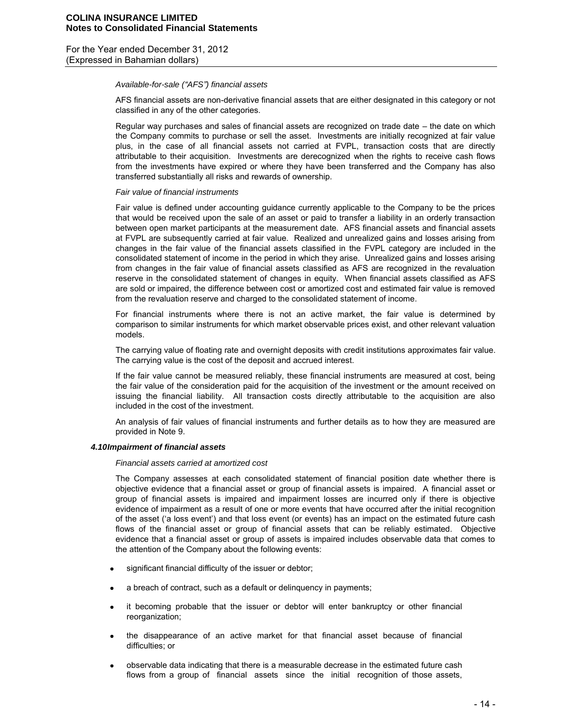*Available-for-sale ("AFS") financial assets*

AFS financial assets are non-derivative financial assets that are either designated in this category or not classified in any of the other categories.

Regular way purchases and sales of financial assets are recognized on trade date – the date on which the Company commits to purchase or sell the asset. Investments are initially recognized at fair value plus, in the case of all financial assets not carried at FVPL, transaction costs that are directly attributable to their acquisition. Investments are derecognized when the rights to receive cash flows from the investments have expired or where they have been transferred and the Company has also transferred substantially all risks and rewards of ownership.

*Fair value of financial instruments*

Fair value is defined under accounting guidance currently applicable to the Company to be the prices that would be received upon the sale of an asset or paid to transfer a liability in an orderly transaction between open market participants at the measurement date. AFS financial assets and financial assets at FVPL are subsequently carried at fair value. Realized and unrealized gains and losses arising from changes in the fair value of the financial assets classified in the FVPL category are included in the consolidated statement of income in the period in which they arise. Unrealized gains and losses arising from changes in the fair value of financial assets classified as AFS are recognized in the revaluation reserve in the consolidated statement of changes in equity. When financial assets classified as AFS are sold or impaired, the difference between cost or amortized cost and estimated fair value is removed from the revaluation reserve and charged to the consolidated statement of income.

For financial instruments where there is not an active market, the fair value is determined by comparison to similar instruments for which market observable prices exist, and other relevant valuation models.

The carrying value of floating rate and overnight deposits with credit institutions approximates fair value. The carrying value is the cost of the deposit and accrued interest.

If the fair value cannot be measured reliably, these financial instruments are measured at cost, being the fair value of the consideration paid for the acquisition of the investment or the amount received on issuing the financial liability. All transaction costs directly attributable to the acquisition are also included in the cost of the investment.

An analysis of fair values of financial instruments and further details as to how they are measured are provided in Note 9.

### 4.10 *Impairment of financial assets*

*Financial assets carried at amortized cost*

The Company assesses at each consolidated statement of financial position date whether there is objective evidence that a financial asset or group of financial assets is impaired. A financial asset or group of financial assets is impaired and impairment losses are incurred only if there is objective evidence of impairment as a result of one or more events that have occurred after the initial recognition of the asset ('a loss event') and that loss event (or events) has an impact on the estimated future cash flows of the financial asset or group of financial assets that can be reliably estimated. Objective evidence that a financial asset or group of assets is impaired includes observable data that comes to the attention of the Company about the following events:

- significant financial difficulty of the issuer or debtor;
- a breach of contract, such as a default or delinquency in payments;
- it becoming probable that the issuer or debtor will enter bankruptcy or other financial reorganization;
- the disappearance of an active market for that financial asset because of financial difficulties; or
- observable data indicating that there is a measurable decrease in the estimated future cash flows from a group of financial assets since the initial recognition of those assets,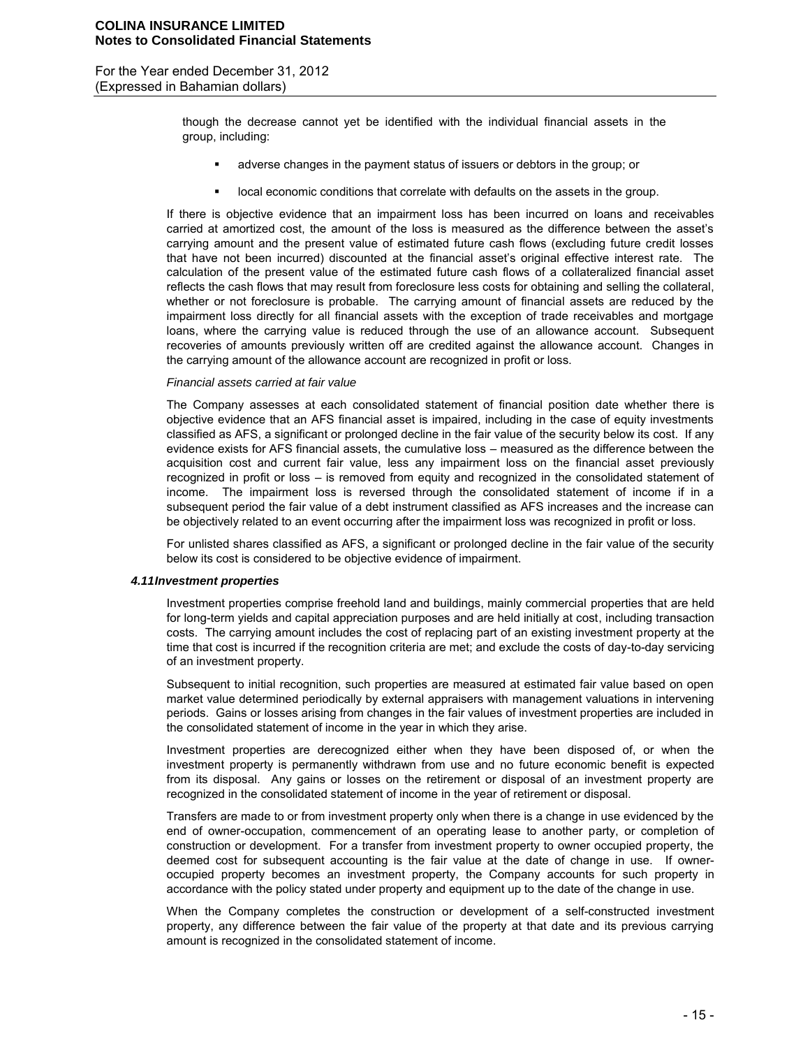though the decrease cannot yet be identified with the individual financial assets in the group, including:

- adverse changes in the payment status of issuers or debtors in the group; or
- local economic conditions that correlate with defaults on the assets in the group.

If there is objective evidence that an impairment loss has been incurred on loans and receivables carried at amortized cost, the amount of the loss is measured as the difference between the asset's carrying amount and the present value of estimated future cash flows (excluding future credit losses that have not been incurred) discounted at the financial asset's original effective interest rate. The calculation of the present value of the estimated future cash flows of a collateralized financial asset reflects the cash flows that may result from foreclosure less costs for obtaining and selling the collateral, whether or not foreclosure is probable. The carrying amount of financial assets are reduced by the impairment loss directly for all financial assets with the exception of trade receivables and mortgage loans, where the carrying value is reduced through the use of an allowance account. Subsequent recoveries of amounts previously written off are credited against the allowance account. Changes in the carrying amount of the allowance account are recognized in profit or loss.

*Financial assets carried at fair value*

The Company assesses at each consolidated statement of financial position date whether there is objective evidence that an AFS financial asset is impaired, including in the case of equity investments classified as AFS, a significant or prolonged decline in the fair value of the security below its cost. If any evidence exists for AFS financial assets, the cumulative loss – measured as the difference between the acquisition cost and current fair value, less any impairment loss on the financial asset previously recognized in profit or loss – is removed from equity and recognized in the consolidated statement of income. The impairment loss is reversed through the consolidated statement of income if in a subsequent period the fair value of a debt instrument classified as AFS increases and the increase can be objectively related to an event occurring after the impairment loss was recognized in profit or loss.

For unlisted shares classified as AFS, a significant or prolonged decline in the fair value of the security below its cost is considered to be objective evidence of impairment.

### *4.11 Investment properties*

Investment properties comprise freehold land and buildings, mainly commercial properties that are held for long-term yields and capital appreciation purposes and are held initially at cost, including transaction costs. The carrying amount includes the cost of replacing part of an existing investment property at the time that cost is incurred if the recognition criteria are met; and exclude the costs of day-to-day servicing of an investment property.

Subsequent to initial recognition, such properties are measured at estimated fair value based on open market value determined periodically by external appraisers with management valuations in intervening periods. Gains or losses arising from changes in the fair values of investment properties are included in the consolidated statement of income in the year in which they arise.

Investment properties are derecognized either when they have been disposed of, or when the investment property is permanently withdrawn from use and no future economic benefit is expected from its disposal. Any gains or losses on the retirement or disposal of an investment property are recognized in the consolidated statement of income in the year of retirement or disposal.

Transfers are made to or from investment property only when there is a change in use evidenced by the end of owner-occupation, commencement of an operating lease to another party, or completion of construction or development. For a transfer from investment property to owner occupied property, the deemed cost for subsequent accounting is the fair value at the date of change in use. If owner-occupied property becomes an investment property, the Company accounts for such property in accordance with the policy stated under property and equipment up to the date of the change in use.

When the Company completes the construction or development of a self-constructed investment property, any difference between the fair value of the property at that date and its previous carrying amount is recognized in the consolidated statement of income.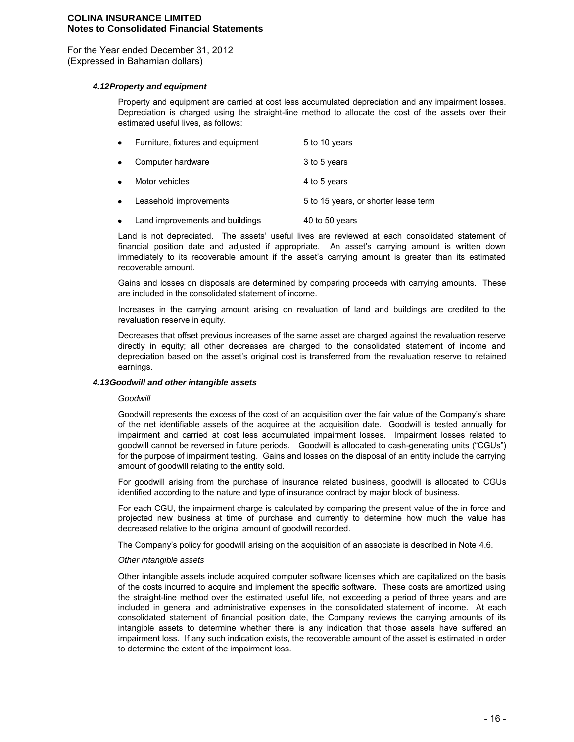#### *4.12 Property and equipment*

Property and equipment are carried at cost less accumulated depreciation and any impairment losses. Depreciation is charged using the straight-line method to allocate the cost of the assets over their estimated useful lives, as follows:

| | |
|---|---|
| • Furniture, fixtures and equipment | 5 to 10 years |
| • Computer hardware | 3 to 5 years |
| • Motor vehicles | 4 to 5 years |
| • Leasehold improvements | 5 to 15 years, or shorter lease term |
| • Land improvements and buildings | 40 to 50 years |

Land is not depreciated. The assets' useful lives are reviewed at each consolidated statement of financial position date and adjusted if appropriate. An asset's carrying amount is written down immediately to its recoverable amount if the asset's carrying amount is greater than its estimated recoverable amount.

Gains and losses on disposals are determined by comparing proceeds with carrying amounts. These are included in the consolidated statement of income.

Increases in the carrying amount arising on revaluation of land and buildings are credited to the revaluation reserve in equity.

Decreases that offset previous increases of the same asset are charged against the revaluation reserve directly in equity; all other decreases are charged to the consolidated statement of income and depreciation based on the asset's original cost is transferred from the revaluation reserve to retained earnings.

#### *4.13 Goodwill and other intangible assets*

*Goodwill*

Goodwill represents the excess of the cost of an acquisition over the fair value of the Company's share of the net identifiable assets of the acquiree at the acquisition date. Goodwill is tested annually for impairment and carried at cost less accumulated impairment losses. Impairment losses related to goodwill cannot be reversed in future periods. Goodwill is allocated to cash-generating units ("CGUs") for the purpose of impairment testing. Gains and losses on the disposal of an entity include the carrying amount of goodwill relating to the entity sold.

For goodwill arising from the purchase of insurance related business, goodwill is allocated to CGUs identified according to the nature and type of insurance contract by major block of business.

For each CGU, the impairment charge is calculated by comparing the present value of the in force and projected new business at time of purchase and currently to determine how much the value has decreased relative to the original amount of goodwill recorded.

The Company's policy for goodwill arising on the acquisition of an associate is described in Note 4.6.

*Other intangible assets*

Other intangible assets include acquired computer software licenses which are capitalized on the basis of the costs incurred to acquire and implement the specific software. These costs are amortized using the straight-line method over the estimated useful life, not exceeding a period of three years and are included in general and administrative expenses in the consolidated statement of income. At each consolidated statement of financial position date, the Company reviews the carrying amounts of its intangible assets to determine whether there is any indication that those assets have suffered an impairment loss. If any such indication exists, the recoverable amount of the asset is estimated in order to determine the extent of the impairment loss.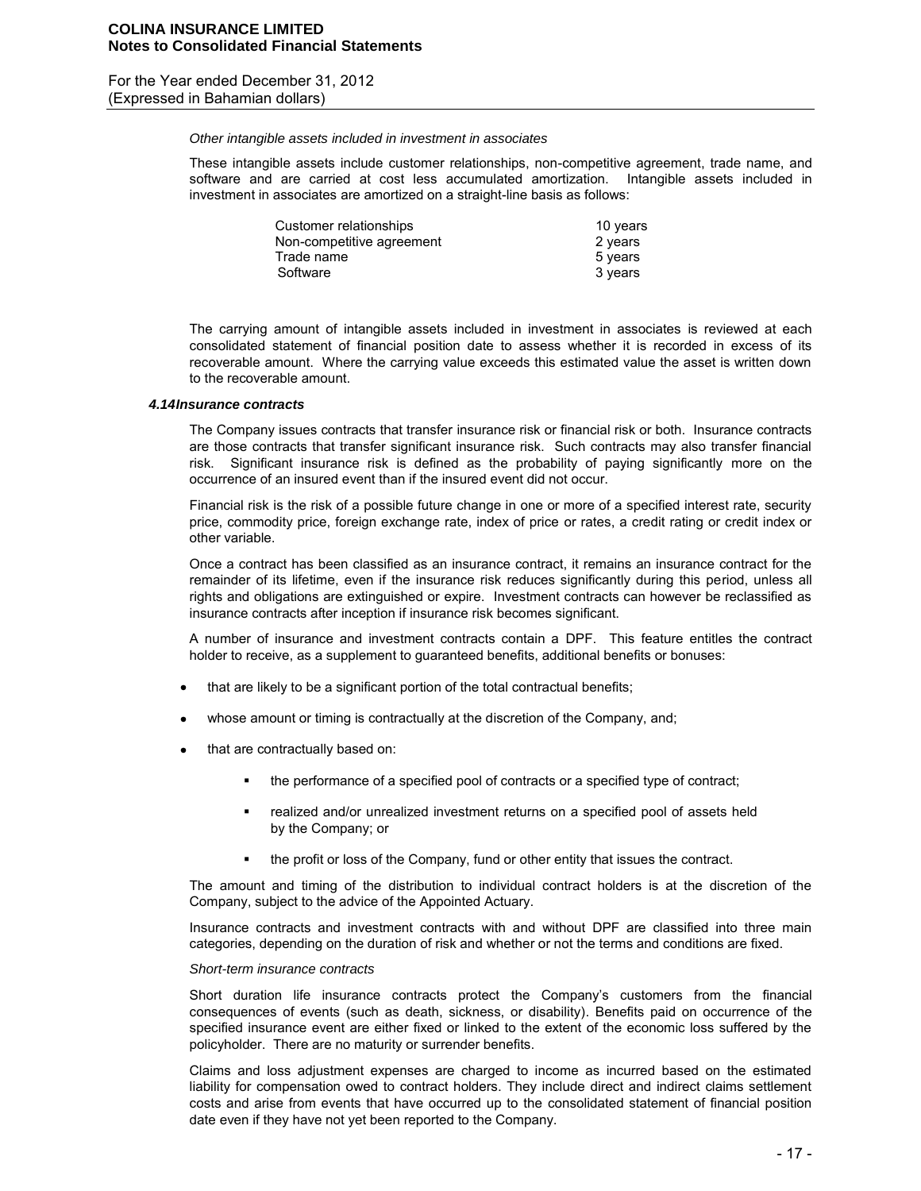*Other intangible assets included in investment in associates*

These intangible assets include customer relationships, non-competitive agreement, trade name, and software and are carried at cost less accumulated amortization. Intangible assets included in investment in associates are amortized on a straight-line basis as follows:

| | |
|---|---|
| Customer relationships | 10 years |
| Non-competitive agreement | 2 years |
| Trade name | 5 years |
| Software | 3 years |

The carrying amount of intangible assets included in investment in associates is reviewed at each consolidated statement of financial position date to assess whether it is recorded in excess of its recoverable amount. Where the carrying value exceeds this estimated value the asset is written down to the recoverable amount.

### *4.14 Insurance contracts*

The Company issues contracts that transfer insurance risk or financial risk or both. Insurance contracts are those contracts that transfer significant insurance risk. Such contracts may also transfer financial risk. Significant insurance risk is defined as the probability of paying significantly more on the occurrence of an insured event than if the insured event did not occur.

Financial risk is the risk of a possible future change in one or more of a specified interest rate, security price, commodity price, foreign exchange rate, index of price or rates, a credit rating or credit index or other variable.

Once a contract has been classified as an insurance contract, it remains an insurance contract for the remainder of its lifetime, even if the insurance risk reduces significantly during this period, unless all rights and obligations are extinguished or expire. Investment contracts can however be reclassified as insurance contracts after inception if insurance risk becomes significant.

A number of insurance and investment contracts contain a DPF. This feature entitles the contract holder to receive, as a supplement to guaranteed benefits, additional benefits or bonuses:

- that are likely to be a significant portion of the total contractual benefits;
- whose amount or timing is contractually at the discretion of the Company, and;
- that are contractually based on:
  - the performance of a specified pool of contracts or a specified type of contract;
  - realized and/or unrealized investment returns on a specified pool of assets held by the Company; or
  - the profit or loss of the Company, fund or other entity that issues the contract.

The amount and timing of the distribution to individual contract holders is at the discretion of the Company, subject to the advice of the Appointed Actuary.

Insurance contracts and investment contracts with and without DPF are classified into three main categories, depending on the duration of risk and whether or not the terms and conditions are fixed.

*Short-term insurance contracts*

Short duration life insurance contracts protect the Company's customers from the financial consequences of events (such as death, sickness, or disability). Benefits paid on occurrence of the specified insurance event are either fixed or linked to the extent of the economic loss suffered by the policyholder. There are no maturity or surrender benefits.

Claims and loss adjustment expenses are charged to income as incurred based on the estimated liability for compensation owed to contract holders. They include direct and indirect claims settlement costs and arise from events that have occurred up to the consolidated statement of financial position date even if they have not yet been reported to the Company.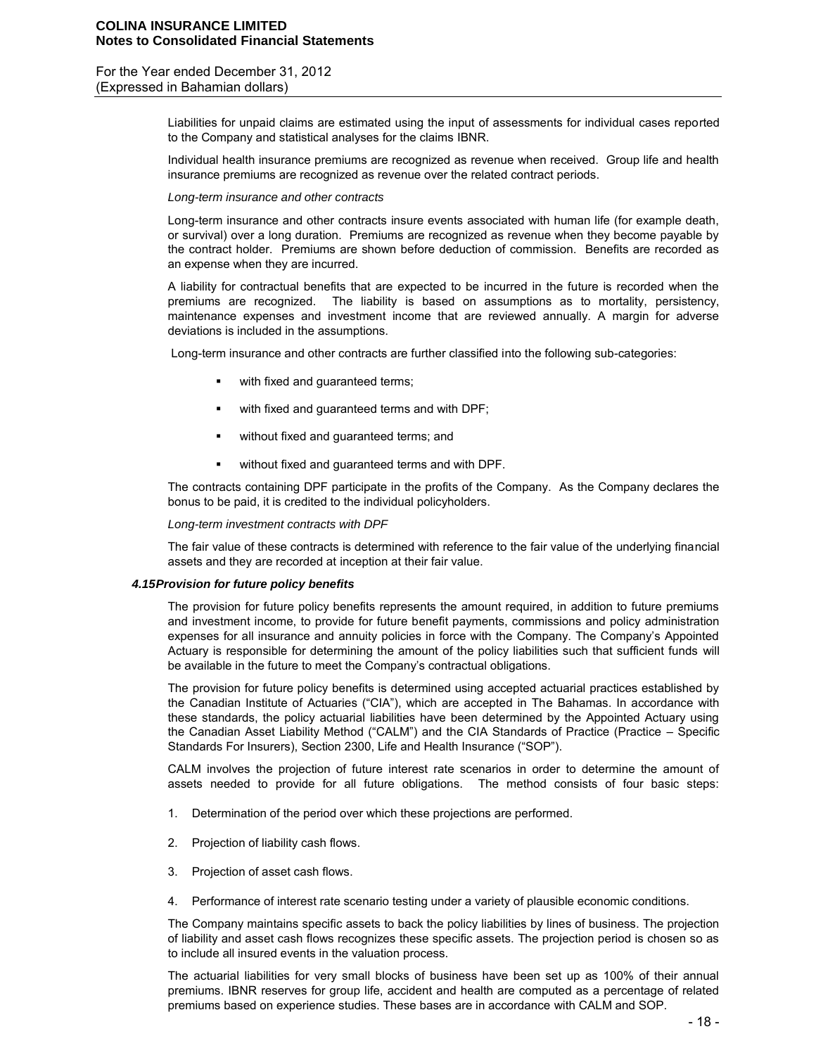Liabilities for unpaid claims are estimated using the input of assessments for individual cases reported to the Company and statistical analyses for the claims IBNR.

Individual health insurance premiums are recognized as revenue when received. Group life and health insurance premiums are recognized as revenue over the related contract periods.

*Long-term insurance and other contracts*

Long-term insurance and other contracts insure events associated with human life (for example death, or survival) over a long duration. Premiums are recognized as revenue when they become payable by the contract holder. Premiums are shown before deduction of commission. Benefits are recorded as an expense when they are incurred.

A liability for contractual benefits that are expected to be incurred in the future is recorded when the premiums are recognized. The liability is based on assumptions as to mortality, persistency, maintenance expenses and investment income that are reviewed annually. A margin for adverse deviations is included in the assumptions.

Long-term insurance and other contracts are further classified into the following sub-categories:

- with fixed and guaranteed terms;
- with fixed and guaranteed terms and with DPF;
- without fixed and guaranteed terms; and
- without fixed and guaranteed terms and with DPF.

The contracts containing DPF participate in the profits of the Company. As the Company declares the bonus to be paid, it is credited to the individual policyholders.

*Long-term investment contracts with DPF*

The fair value of these contracts is determined with reference to the fair value of the underlying financial assets and they are recorded at inception at their fair value.

### *4.15 Provision for future policy benefits*

The provision for future policy benefits represents the amount required, in addition to future premiums and investment income, to provide for future benefit payments, commissions and policy administration expenses for all insurance and annuity policies in force with the Company. The Company's Appointed Actuary is responsible for determining the amount of the policy liabilities such that sufficient funds will be available in the future to meet the Company's contractual obligations.

The provision for future policy benefits is determined using accepted actuarial practices established by the Canadian Institute of Actuaries ("CIA"), which are accepted in The Bahamas. In accordance with these standards, the policy actuarial liabilities have been determined by the Appointed Actuary using the Canadian Asset Liability Method ("CALM") and the CIA Standards of Practice (Practice – Specific Standards For Insurers), Section 2300, Life and Health Insurance ("SOP").

CALM involves the projection of future interest rate scenarios in order to determine the amount of assets needed to provide for all future obligations. The method consists of four basic steps:

1. Determination of the period over which these projections are performed.
2. Projection of liability cash flows.
3. Projection of asset cash flows.
4. Performance of interest rate scenario testing under a variety of plausible economic conditions.

The Company maintains specific assets to back the policy liabilities by lines of business. The projection of liability and asset cash flows recognizes these specific assets. The projection period is chosen so as to include all insured events in the valuation process.

The actuarial liabilities for very small blocks of business have been set up as 100% of their annual premiums. IBNR reserves for group life, accident and health are computed as a percentage of related premiums based on experience studies. These bases are in accordance with CALM and SOP.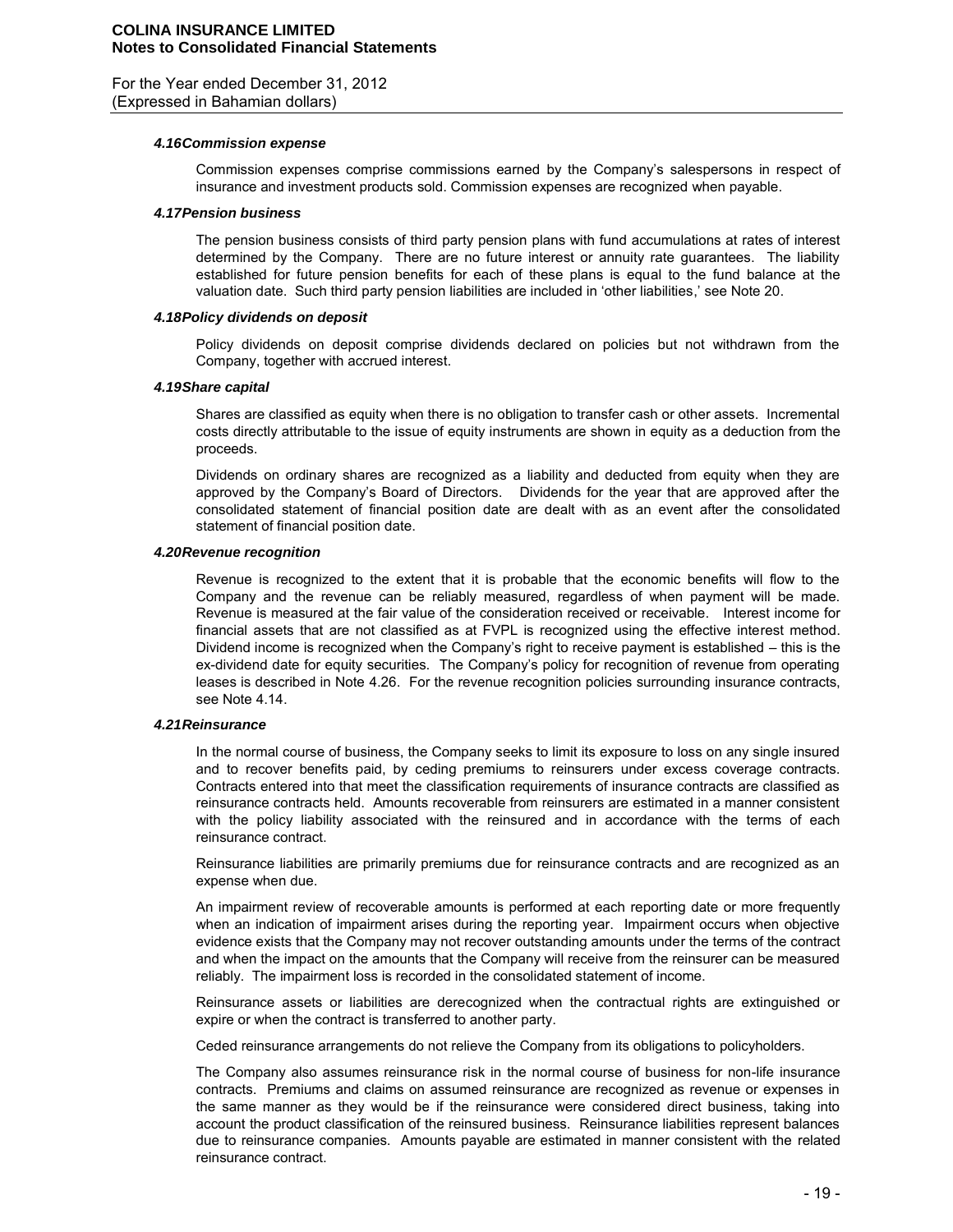#### *4.16 Commission expense*

Commission expenses comprise commissions earned by the Company's salespersons in respect of insurance and investment products sold. Commission expenses are recognized when payable.

#### *4.17 Pension business*

The pension business consists of third party pension plans with fund accumulations at rates of interest determined by the Company. There are no future interest or annuity rate guarantees. The liability established for future pension benefits for each of these plans is equal to the fund balance at the valuation date. Such third party pension liabilities are included in 'other liabilities,' see Note 20.

#### *4.18 Policy dividends on deposit*

Policy dividends on deposit comprise dividends declared on policies but not withdrawn from the Company, together with accrued interest.

#### *4.19 Share capital*

Shares are classified as equity when there is no obligation to transfer cash or other assets. Incremental costs directly attributable to the issue of equity instruments are shown in equity as a deduction from the proceeds.

Dividends on ordinary shares are recognized as a liability and deducted from equity when they are approved by the Company's Board of Directors. Dividends for the year that are approved after the consolidated statement of financial position date are dealt with as an event after the consolidated statement of financial position date.

#### *4.20 Revenue recognition*

Revenue is recognized to the extent that it is probable that the economic benefits will flow to the Company and the revenue can be reliably measured, regardless of when payment will be made. Revenue is measured at the fair value of the consideration received or receivable. Interest income for financial assets that are not classified as at FVPL is recognized using the effective interest method. Dividend income is recognized when the Company's right to receive payment is established – this is the ex-dividend date for equity securities. The Company's policy for recognition of revenue from operating leases is described in Note 4.26. For the revenue recognition policies surrounding insurance contracts, see Note 4.14.

#### *4.21 Reinsurance*

In the normal course of business, the Company seeks to limit its exposure to loss on any single insured and to recover benefits paid, by ceding premiums to reinsurers under excess coverage contracts. Contracts entered into that meet the classification requirements of insurance contracts are classified as reinsurance contracts held. Amounts recoverable from reinsurers are estimated in a manner consistent with the policy liability associated with the reinsured and in accordance with the terms of each reinsurance contract.

Reinsurance liabilities are primarily premiums due for reinsurance contracts and are recognized as an expense when due.

An impairment review of recoverable amounts is performed at each reporting date or more frequently when an indication of impairment arises during the reporting year. Impairment occurs when objective evidence exists that the Company may not recover outstanding amounts under the terms of the contract and when the impact on the amounts that the Company will receive from the reinsurer can be measured reliably. The impairment loss is recorded in the consolidated statement of income.

Reinsurance assets or liabilities are derecognized when the contractual rights are extinguished or expire or when the contract is transferred to another party.

Ceded reinsurance arrangements do not relieve the Company from its obligations to policyholders.

The Company also assumes reinsurance risk in the normal course of business for non-life insurance contracts. Premiums and claims on assumed reinsurance are recognized as revenue or expenses in the same manner as they would be if the reinsurance were considered direct business, taking into account the product classification of the reinsured business. Reinsurance liabilities represent balances due to reinsurance companies. Amounts payable are estimated in manner consistent with the related reinsurance contract.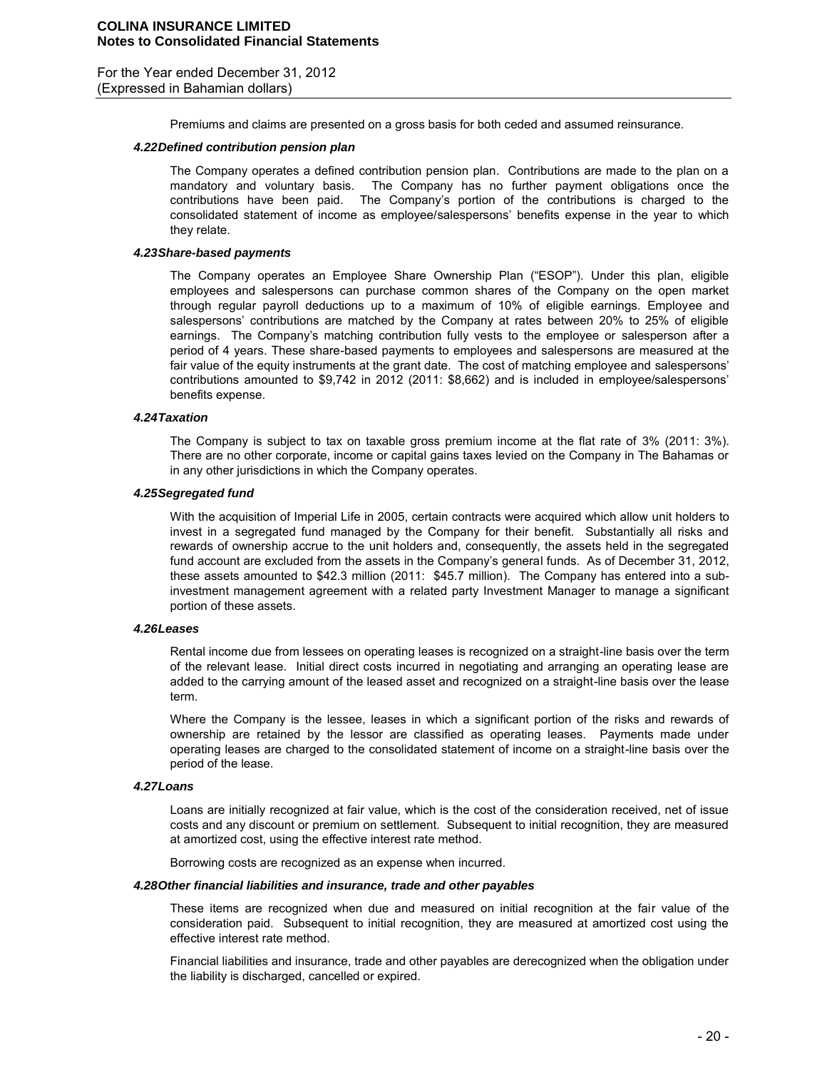Premiums and claims are presented on a gross basis for both ceded and assumed reinsurance.

### *4.22 Defined contribution pension plan*

The Company operates a defined contribution pension plan. Contributions are made to the plan on a mandatory and voluntary basis. The Company has no further payment obligations once the contributions have been paid. The Company's portion of the contributions is charged to the consolidated statement of income as employee/salespersons' benefits expense in the year to which they relate.

### *4.23 Share-based payments*

The Company operates an Employee Share Ownership Plan ("ESOP"). Under this plan, eligible employees and salespersons can purchase common shares of the Company on the open market through regular payroll deductions up to a maximum of 10% of eligible earnings. Employee and salespersons' contributions are matched by the Company at rates between 20% to 25% of eligible earnings. The Company's matching contribution fully vests to the employee or salesperson after a period of 4 years. These share-based payments to employees and salespersons are measured at the fair value of the equity instruments at the grant date. The cost of matching employee and salespersons' contributions amounted to $9,742 in 2012 (2011: $8,662) and is included in employee/salespersons' benefits expense.

### *4.24 Taxation*

The Company is subject to tax on taxable gross premium income at the flat rate of 3% (2011: 3%). There are no other corporate, income or capital gains taxes levied on the Company in The Bahamas or in any other jurisdictions in which the Company operates.

### *4.25 Segregated fund*

With the acquisition of Imperial Life in 2005, certain contracts were acquired which allow unit holders to invest in a segregated fund managed by the Company for their benefit. Substantially all risks and rewards of ownership accrue to the unit holders and, consequently, the assets held in the segregated fund account are excluded from the assets in the Company's general funds. As of December 31, 2012, these assets amounted to $42.3 million (2011: $45.7 million). The Company has entered into a sub-investment management agreement with a related party Investment Manager to manage a significant portion of these assets.

### *4.26 Leases*

Rental income due from lessees on operating leases is recognized on a straight-line basis over the term of the relevant lease. Initial direct costs incurred in negotiating and arranging an operating lease are added to the carrying amount of the leased asset and recognized on a straight-line basis over the lease term.

Where the Company is the lessee, leases in which a significant portion of the risks and rewards of ownership are retained by the lessor are classified as operating leases. Payments made under operating leases are charged to the consolidated statement of income on a straight-line basis over the period of the lease.

### *4.27 Loans*

Loans are initially recognized at fair value, which is the cost of the consideration received, net of issue costs and any discount or premium on settlement. Subsequent to initial recognition, they are measured at amortized cost, using the effective interest rate method.

Borrowing costs are recognized as an expense when incurred.

### *4.28 Other financial liabilities and insurance, trade and other payables*

These items are recognized when due and measured on initial recognition at the fair value of the consideration paid. Subsequent to initial recognition, they are measured at amortized cost using the effective interest rate method.

Financial liabilities and insurance, trade and other payables are derecognized when the obligation under the liability is discharged, cancelled or expired.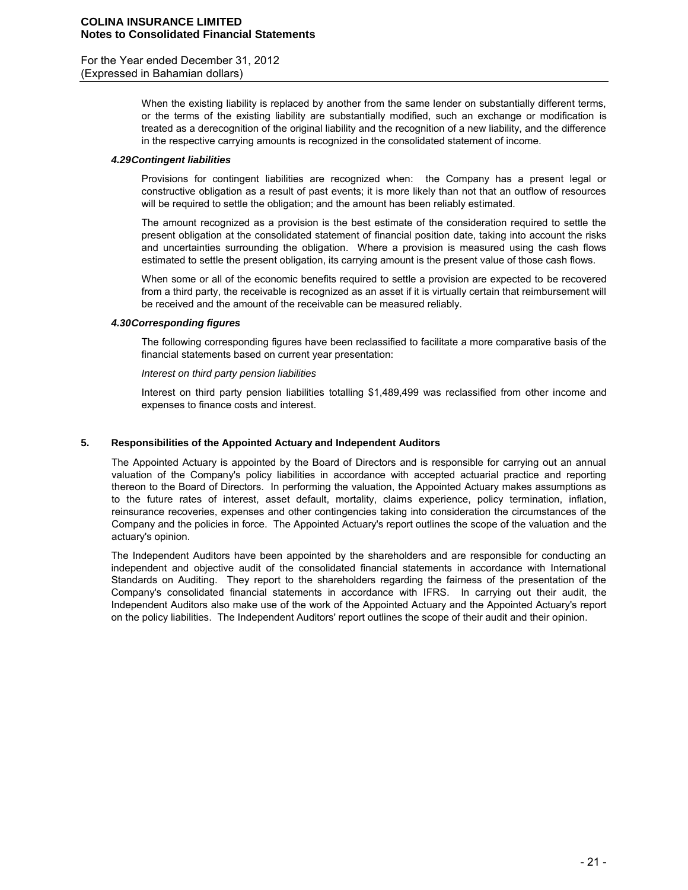When the existing liability is replaced by another from the same lender on substantially different terms, or the terms of the existing liability are substantially modified, such an exchange or modification is treated as a derecognition of the original liability and the recognition of a new liability, and the difference in the respective carrying amounts is recognized in the consolidated statement of income.

#### *4.29 Contingent liabilities*

Provisions for contingent liabilities are recognized when: the Company has a present legal or constructive obligation as a result of past events; it is more likely than not that an outflow of resources will be required to settle the obligation; and the amount has been reliably estimated.

The amount recognized as a provision is the best estimate of the consideration required to settle the present obligation at the consolidated statement of financial position date, taking into account the risks and uncertainties surrounding the obligation. Where a provision is measured using the cash flows estimated to settle the present obligation, its carrying amount is the present value of those cash flows.

When some or all of the economic benefits required to settle a provision are expected to be recovered from a third party, the receivable is recognized as an asset if it is virtually certain that reimbursement will be received and the amount of the receivable can be measured reliably.

#### *4.30 Corresponding figures*

The following corresponding figures have been reclassified to facilitate a more comparative basis of the financial statements based on current year presentation:

*Interest on third party pension liabilities*

Interest on third party pension liabilities totalling $1,489,499 was reclassified from other income and expenses to finance costs and interest.

## 5. Responsibilities of the Appointed Actuary and Independent Auditors

The Appointed Actuary is appointed by the Board of Directors and is responsible for carrying out an annual valuation of the Company's policy liabilities in accordance with accepted actuarial practice and reporting thereon to the Board of Directors. In performing the valuation, the Appointed Actuary makes assumptions as to the future rates of interest, asset default, mortality, claims experience, policy termination, inflation, reinsurance recoveries, expenses and other contingencies taking into consideration the circumstances of the Company and the policies in force. The Appointed Actuary's report outlines the scope of the valuation and the actuary's opinion.

The Independent Auditors have been appointed by the shareholders and are responsible for conducting an independent and objective audit of the consolidated financial statements in accordance with International Standards on Auditing. They report to the shareholders regarding the fairness of the presentation of the Company's consolidated financial statements in accordance with IFRS. In carrying out their audit, the Independent Auditors also make use of the work of the Appointed Actuary and the Appointed Actuary's report on the policy liabilities. The Independent Auditors' report outlines the scope of their audit and their opinion.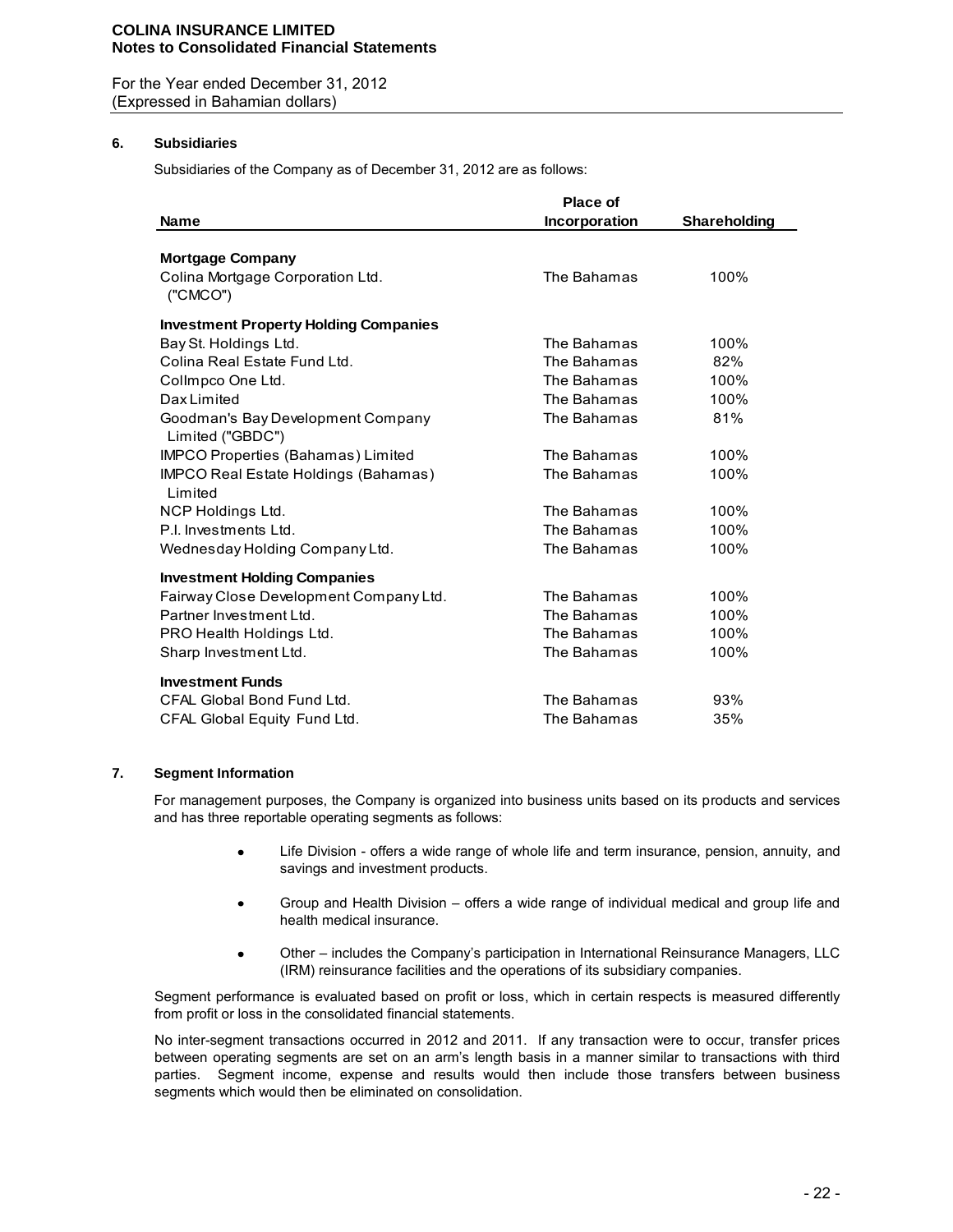## 6. Subsidiaries

Subsidiaries of the Company as of December 31, 2012 are as follows:

| Name | Place of Incorporation | Shareholding |
|---|---|---|
| **Mortgage Company** | | |
| Colina Mortgage Corporation Ltd. ("CMCO") | The Bahamas | 100% |
| **Investment Property Holding Companies** | | |
| Bay St. Holdings Ltd. | The Bahamas | 100% |
| Colina Real Estate Fund Ltd. | The Bahamas | 82% |
| Collmpco One Ltd. | The Bahamas | 100% |
| Dax Limited | The Bahamas | 100% |
| Goodman's Bay Development Company Limited ("GBDC") | The Bahamas | 81% |
| IMPCO Properties (Bahamas) Limited | The Bahamas | 100% |
| IMPCO Real Estate Holdings (Bahamas) Limited | The Bahamas | 100% |
| NCP Holdings Ltd. | The Bahamas | 100% |
| P.I. Investments Ltd. | The Bahamas | 100% |
| Wednesday Holding Company Ltd. | The Bahamas | 100% |
| **Investment Holding Companies** | | |
| Fairway Close Development Company Ltd. | The Bahamas | 100% |
| Partner Investment Ltd. | The Bahamas | 100% |
| PRO Health Holdings Ltd. | The Bahamas | 100% |
| Sharp Investment Ltd. | The Bahamas | 100% |
| **Investment Funds** | | |
| CFAL Global Bond Fund Ltd. | The Bahamas | 93% |
| CFAL Global Equity Fund Ltd. | The Bahamas | 35% |

## 7. Segment Information

For management purposes, the Company is organized into business units based on its products and services and has three reportable operating segments as follows:

- Life Division - offers a wide range of whole life and term insurance, pension, annuity, and savings and investment products.
- Group and Health Division – offers a wide range of individual medical and group life and health medical insurance.
- Other – includes the Company's participation in International Reinsurance Managers, LLC (IRM) reinsurance facilities and the operations of its subsidiary companies.

Segment performance is evaluated based on profit or loss, which in certain respects is measured differently from profit or loss in the consolidated financial statements.

No inter-segment transactions occurred in 2012 and 2011. If any transaction were to occur, transfer prices between operating segments are set on an arm's length basis in a manner similar to transactions with third parties. Segment income, expense and results would then include those transfers between business segments which would then be eliminated on consolidation.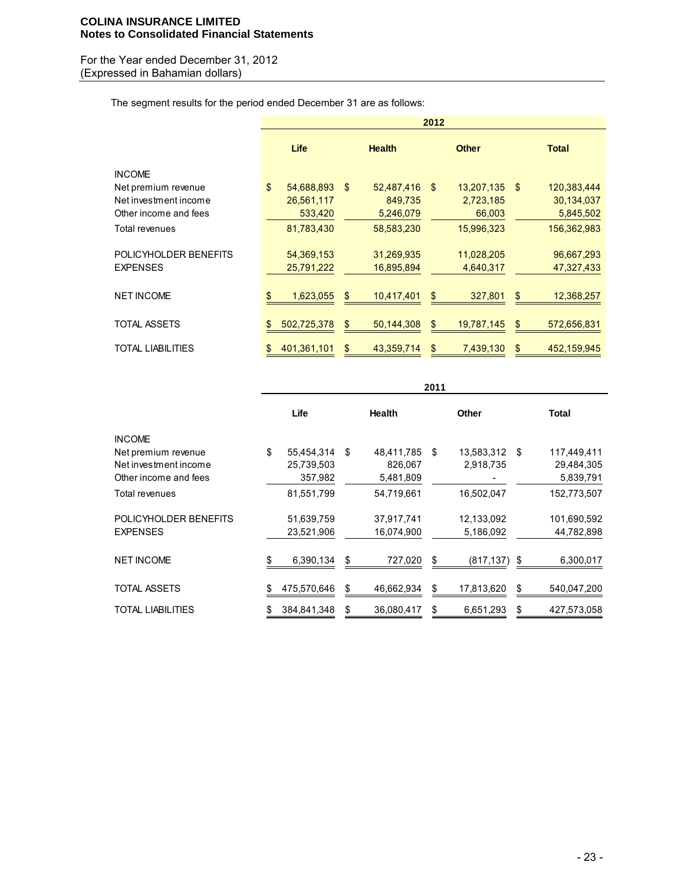The segment results for the period ended December 31 are as follows:

| | 2012 | | | |
|---|---|---|---|---|
| | **Life** | **Health** | **Other** | **Total** |
| INCOME | | | | |
| Net premium revenue | $ 54,688,893 | $ 52,487,416 | $ 13,207,135 | $ 120,383,444 |
| Net investment income | 26,561,117 | 849,735 | 2,723,185 | 30,134,037 |
| Other income and fees | 533,420 | 5,246,079 | 66,003 | 5,845,502 |
| Total revenues | 81,783,430 | 58,583,230 | 15,996,323 | 156,362,983 |
| POLICYHOLDER BENEFITS | 54,369,153 | 31,269,935 | 11,028,205 | 96,667,293 |
| EXPENSES | 25,791,222 | 16,895,894 | 4,640,317 | 47,327,433 |
| NET INCOME | $ 1,623,055 | $ 10,417,401 | $ 327,801 | $ 12,368,257 |
| TOTAL ASSETS | $ 502,725,378 | $ 50,144,308 | $ 19,787,145 | $ 572,656,831 |
| TOTAL LIABILITIES | $ 401,361,101 | $ 43,359,714 | $ 7,439,130 | $ 452,159,945 |

| | 2011 | | | |
|---|---|---|---|---|
| | **Life** | **Health** | **Other** | **Total** |
| INCOME | | | | |
| Net premium revenue | $ 55,454,314 | $ 48,411,785 | $ 13,583,312 | $ 117,449,411 |
| Net investment income | 25,739,503 | 826,067 | 2,918,735 | 29,484,305 |
| Other income and fees | 357,982 | 5,481,809 | - | 5,839,791 |
| Total revenues | 81,551,799 | 54,719,661 | 16,502,047 | 152,773,507 |
| POLICYHOLDER BENEFITS | 51,639,759 | 37,917,741 | 12,133,092 | 101,690,592 |
| EXPENSES | 23,521,906 | 16,074,900 | 5,186,092 | 44,782,898 |
| NET INCOME | $ 6,390,134 | $ 727,020 | $ (817,137) | $ 6,300,017 |
| TOTAL ASSETS | $ 475,570,646 | $ 46,662,934 | $ 17,813,620 | $ 540,047,200 |
| TOTAL LIABILITIES | $ 384,841,348 | $ 36,080,417 | $ 6,651,293 | $ 427,573,058 |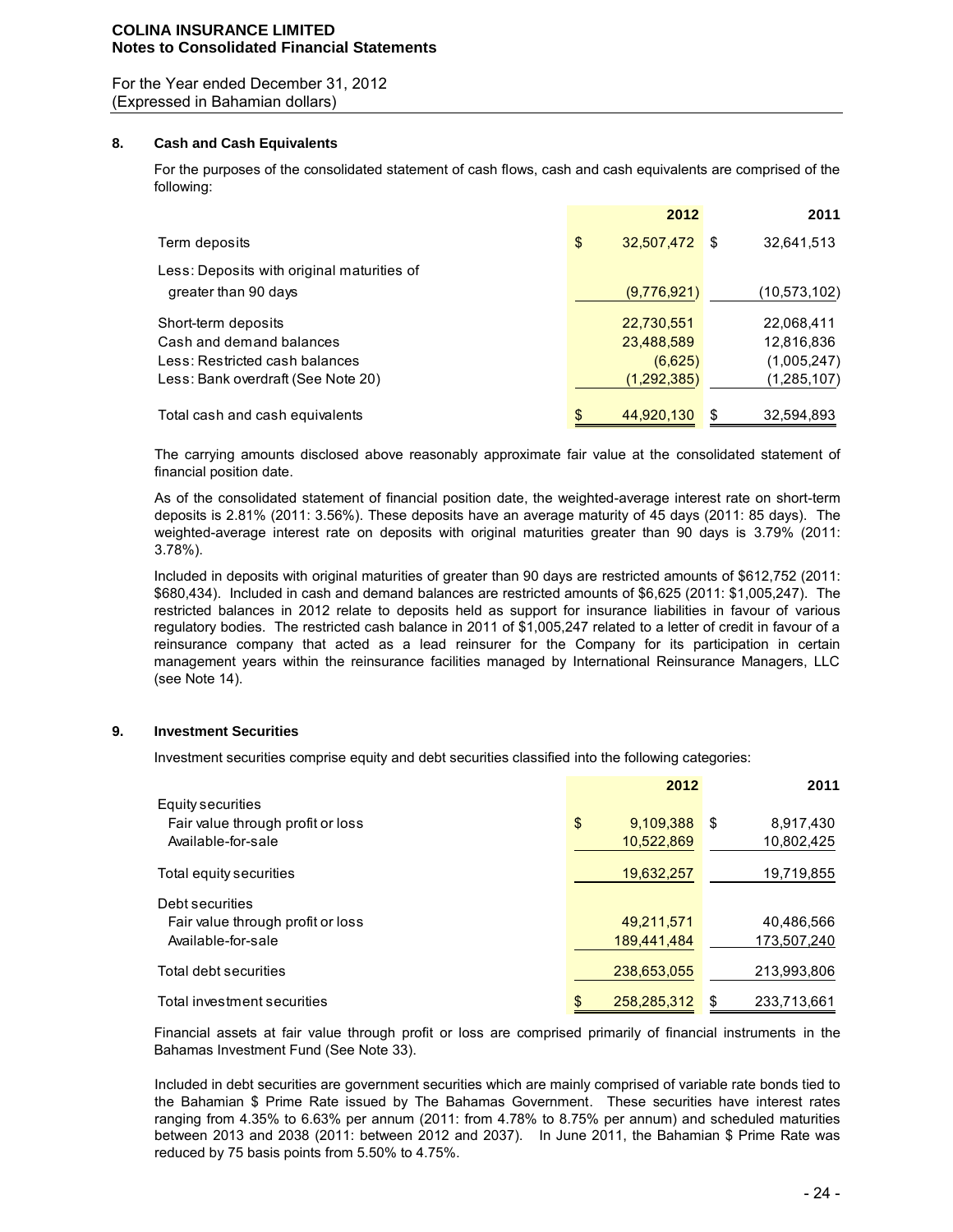**COLINA INSURANCE LIMITED**
**Notes to Consolidated Financial Statements**

For the Year ended December 31, 2012
(Expressed in Bahamian dollars)

## 8. Cash and Cash Equivalents

For the purposes of the consolidated statement of cash flows, cash and cash equivalents are comprised of the following:

| | 2012 | 2011 |
|---|---|---|
| Term deposits | $ 32,507,472 | $ 32,641,513 |
| Less: Deposits with original maturities of greater than 90 days | (9,776,921) | (10,573,102) |
| Short-term deposits | 22,730,551 | 22,068,411 |
| Cash and demand balances | 23,488,589 | 12,816,836 |
| Less: Restricted cash balances | (6,625) | (1,005,247) |
| Less: Bank overdraft (See Note 20) | (1,292,385) | (1,285,107) |
| Total cash and cash equivalents | $ 44,920,130 | $ 32,594,893 |

The carrying amounts disclosed above reasonably approximate fair value at the consolidated statement of financial position date.

As of the consolidated statement of financial position date, the weighted-average interest rate on short-term deposits is 2.81% (2011: 3.56%). These deposits have an average maturity of 45 days (2011: 85 days). The weighted-average interest rate on deposits with original maturities greater than 90 days is 3.79% (2011: 3.78%).

Included in deposits with original maturities of greater than 90 days are restricted amounts of $612,752 (2011: $680,434). Included in cash and demand balances are restricted amounts of $6,625 (2011: $1,005,247). The restricted balances in 2012 relate to deposits held as support for insurance liabilities in favour of various regulatory bodies. The restricted cash balance in 2011 of $1,005,247 related to a letter of credit in favour of a reinsurance company that acted as a lead reinsurer for the Company for its participation in certain management years within the reinsurance facilities managed by International Reinsurance Managers, LLC (see Note 14).

## 9. Investment Securities

Investment securities comprise equity and debt securities classified into the following categories:

| | 2012 | 2011 |
|---|---|---|
| Equity securities | | |
| Fair value through profit or loss | $ 9,109,388 | $ 8,917,430 |
| Available-for-sale | 10,522,869 | 10,802,425 |
| Total equity securities | 19,632,257 | 19,719,855 |
| Debt securities | | |
| Fair value through profit or loss | 49,211,571 | 40,486,566 |
| Available-for-sale | 189,441,484 | 173,507,240 |
| Total debt securities | 238,653,055 | 213,993,806 |
| Total investment securities | $ 258,285,312 | $ 233,713,661 |

Financial assets at fair value through profit or loss are comprised primarily of financial instruments in the Bahamas Investment Fund (See Note 33).

Included in debt securities are government securities which are mainly comprised of variable rate bonds tied to the Bahamian $ Prime Rate issued by The Bahamas Government. These securities have interest rates ranging from 4.35% to 6.63% per annum (2011: from 4.78% to 8.75% per annum) and scheduled maturities between 2013 and 2038 (2011: between 2012 and 2037). In June 2011, the Bahamian $ Prime Rate was reduced by 75 basis points from 5.50% to 4.75%.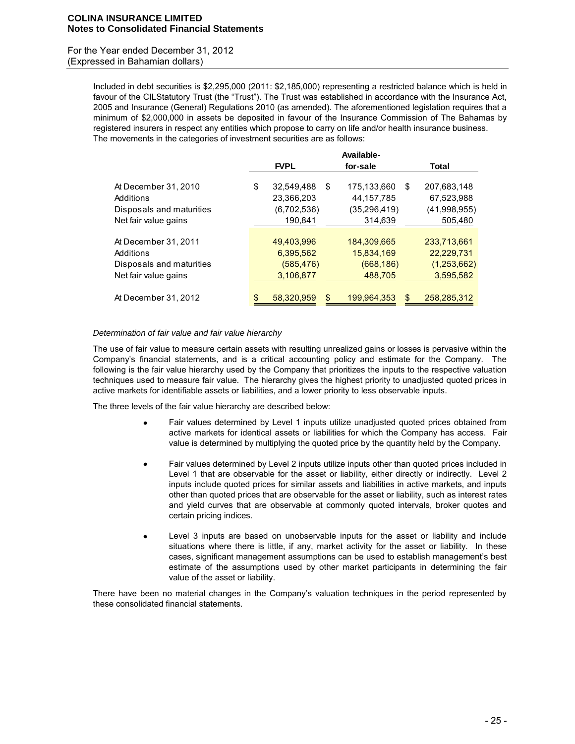Included in debt securities is $2,295,000 (2011: $2,185,000) representing a restricted balance which is held in favour of the CILStatutory Trust (the "Trust"). The Trust was established in accordance with the Insurance Act, 2005 and Insurance (General) Regulations 2010 (as amended). The aforementioned legislation requires that a minimum of $2,000,000 in assets be deposited in favour of the Insurance Commission of The Bahamas by registered insurers in respect any entities which propose to carry on life and/or health insurance business. The movements in the categories of investment securities are as follows:

| | FVPL | Available-for-sale | Total |
|---|---|---|---|
| At December 31, 2010 | $ 32,549,488 | $ 175,133,660 | $ 207,683,148 |
| Additions | 23,366,203 | 44,157,785 | 67,523,988 |
| Disposals and maturities | (6,702,536) | (35,296,419) | (41,998,955) |
| Net fair value gains | 190,841 | 314,639 | 505,480 |
| At December 31, 2011 | 49,403,996 | 184,309,665 | 233,713,661 |
| Additions | 6,395,562 | 15,834,169 | 22,229,731 |
| Disposals and maturities | (585,476) | (668,186) | (1,253,662) |
| Net fair value gains | 3,106,877 | 488,705 | 3,595,582 |
| At December 31, 2012 | $ 58,320,959 | $ 199,964,353 | $ 258,285,312 |

*Determination of fair value and fair value hierarchy*

The use of fair value to measure certain assets with resulting unrealized gains or losses is pervasive within the Company's financial statements, and is a critical accounting policy and estimate for the Company. The following is the fair value hierarchy used by the Company that prioritizes the inputs to the respective valuation techniques used to measure fair value. The hierarchy gives the highest priority to unadjusted quoted prices in active markets for identifiable assets or liabilities, and a lower priority to less observable inputs.

The three levels of the fair value hierarchy are described below:

- Fair values determined by Level 1 inputs utilize unadjusted quoted prices obtained from active markets for identical assets or liabilities for which the Company has access. Fair value is determined by multiplying the quoted price by the quantity held by the Company.
- Fair values determined by Level 2 inputs utilize inputs other than quoted prices included in Level 1 that are observable for the asset or liability, either directly or indirectly. Level 2 inputs include quoted prices for similar assets and liabilities in active markets, and inputs other than quoted prices that are observable for the asset or liability, such as interest rates and yield curves that are observable at commonly quoted intervals, broker quotes and certain pricing indices.
- Level 3 inputs are based on unobservable inputs for the asset or liability and include situations where there is little, if any, market activity for the asset or liability. In these cases, significant management assumptions can be used to establish management's best estimate of the assumptions used by other market participants in determining the fair value of the asset or liability.

There have been no material changes in the Company's valuation techniques in the period represented by these consolidated financial statements.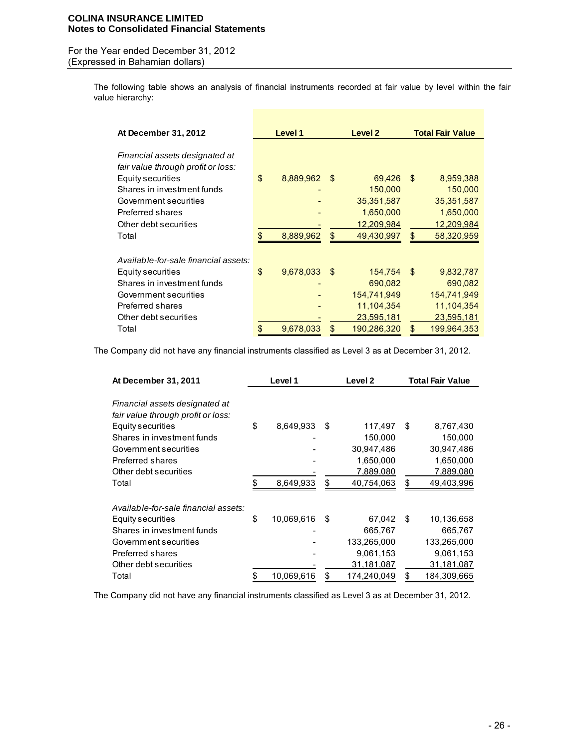The following table shows an analysis of financial instruments recorded at fair value by level within the fair value hierarchy:

| At December 31, 2012 | Level 1 | Level 2 | Total Fair Value |
|---|---|---|---|
| *Financial assets designated at fair value through profit or loss:* | | | |
| Equity securities | $ 8,889,962 | $ 69,426 | $ 8,959,388 |
| Shares in investment funds | - | 150,000 | 150,000 |
| Government securities | - | 35,351,587 | 35,351,587 |
| Preferred shares | - | 1,650,000 | 1,650,000 |
| Other debt securities | - | 12,209,984 | 12,209,984 |
| Total | $ 8,889,962 | $ 49,430,997 | $ 58,320,959 |
| *Available-for-sale financial assets:* | | | |
| Equity securities | $ 9,678,033 | $ 154,754 | $ 9,832,787 |
| Shares in investment funds | - | 690,082 | 690,082 |
| Government securities | - | 154,741,949 | 154,741,949 |
| Preferred shares | - | 11,104,354 | 11,104,354 |
| Other debt securities | - | 23,595,181 | 23,595,181 |
| Total | $ 9,678,033 | $ 190,286,320 | $ 199,964,353 |

The Company did not have any financial instruments classified as Level 3 as at December 31, 2012.

| At December 31, 2011 | Level 1 | Level 2 | Total Fair Value |
|---|---|---|---|
| *Financial assets designated at fair value through profit or loss:* | | | |
| Equity securities | $ 8,649,933 | $ 117,497 | $ 8,767,430 |
| Shares in investment funds | - | 150,000 | 150,000 |
| Government securities | - | 30,947,486 | 30,947,486 |
| Preferred shares | - | 1,650,000 | 1,650,000 |
| Other debt securities | - | 7,889,080 | 7,889,080 |
| Total | $ 8,649,933 | $ 40,754,063 | $ 49,403,996 |
| *Available-for-sale financial assets:* | | | |
| Equity securities | $ 10,069,616 | $ 67,042 | $ 10,136,658 |
| Shares in investment funds | - | 665,767 | 665,767 |
| Government securities | - | 133,265,000 | 133,265,000 |
| Preferred shares | - | 9,061,153 | 9,061,153 |
| Other debt securities | - | 31,181,087 | 31,181,087 |
| Total | $ 10,069,616 | $ 174,240,049 | $ 184,309,665 |

The Company did not have any financial instruments classified as Level 3 as at December 31, 2012.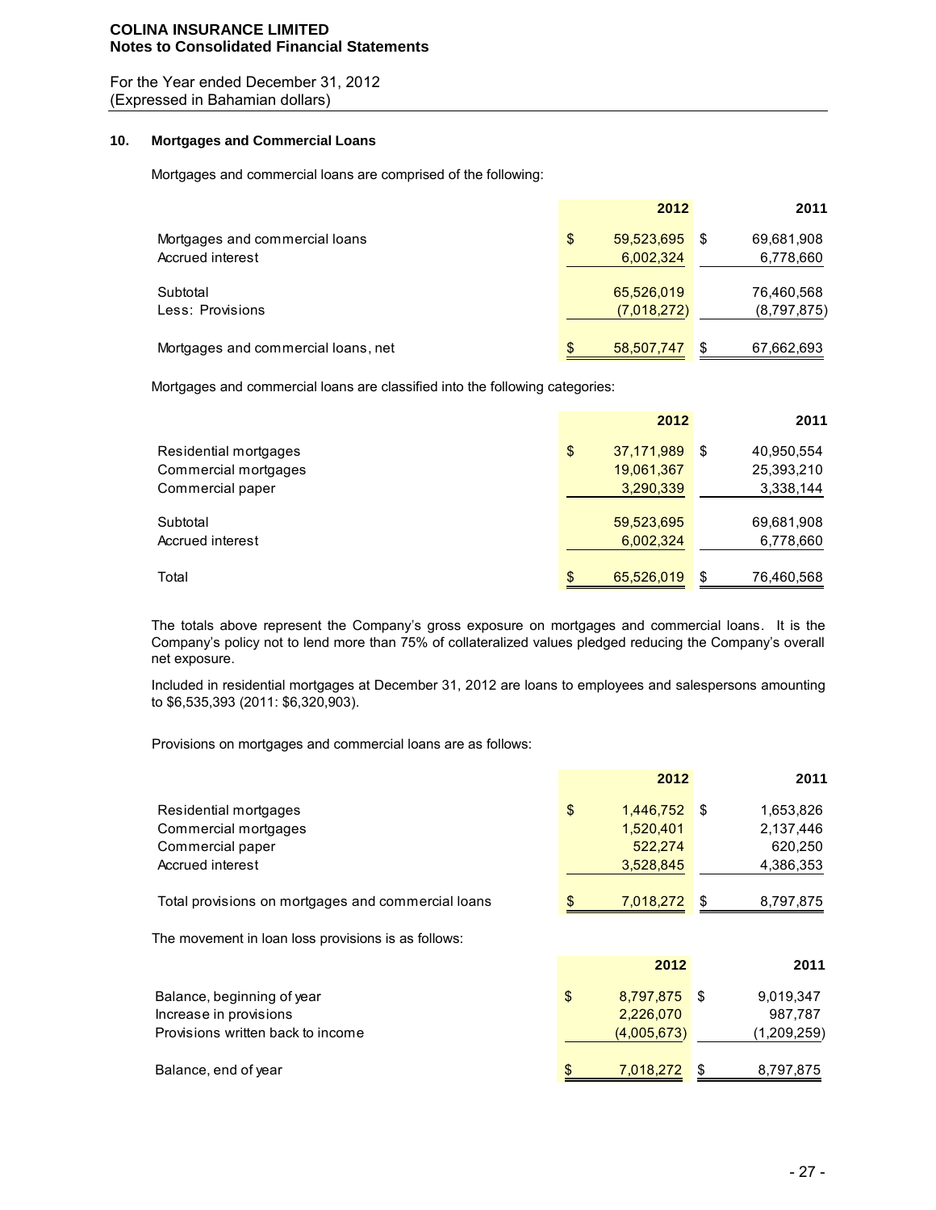## 10. Mortgages and Commercial Loans

Mortgages and commercial loans are comprised of the following:

| | 2012 | 2011 |
|---|---|---|
| Mortgages and commercial loans | $ 59,523,695 | $ 69,681,908 |
| Accrued interest | 6,002,324 | 6,778,660 |
| Subtotal | 65,526,019 | 76,460,568 |
| Less: Provisions | (7,018,272) | (8,797,875) |
| Mortgages and commercial loans, net | $ 58,507,747 | $ 67,662,693 |

Mortgages and commercial loans are classified into the following categories:

| | 2012 | 2011 |
|---|---|---|
| Residential mortgages | $ 37,171,989 | $ 40,950,554 |
| Commercial mortgages | 19,061,367 | 25,393,210 |
| Commercial paper | 3,290,339 | 3,338,144 |
| Subtotal | 59,523,695 | 69,681,908 |
| Accrued interest | 6,002,324 | 6,778,660 |
| Total | $ 65,526,019 | $ 76,460,568 |

The totals above represent the Company's gross exposure on mortgages and commercial loans. It is the Company's policy not to lend more than 75% of collateralized values pledged reducing the Company's overall net exposure.

Included in residential mortgages at December 31, 2012 are loans to employees and salespersons amounting to $6,535,393 (2011: $6,320,903).

Provisions on mortgages and commercial loans are as follows:

| | 2012 | 2011 |
|---|---|---|
| Residential mortgages | $ 1,446,752 | $ 1,653,826 |
| Commercial mortgages | 1,520,401 | 2,137,446 |
| Commercial paper | 522,274 | 620,250 |
| Accrued interest | 3,528,845 | 4,386,353 |
| Total provisions on mortgages and commercial loans | $ 7,018,272 | $ 8,797,875 |

The movement in loan loss provisions is as follows:

| | 2012 | 2011 |
|---|---|---|
| Balance, beginning of year | $ 8,797,875 | $ 9,019,347 |
| Increase in provisions | 2,226,070 | 987,787 |
| Provisions written back to income | (4,005,673) | (1,209,259) |
| Balance, end of year | $ 7,018,272 | $ 8,797,875 |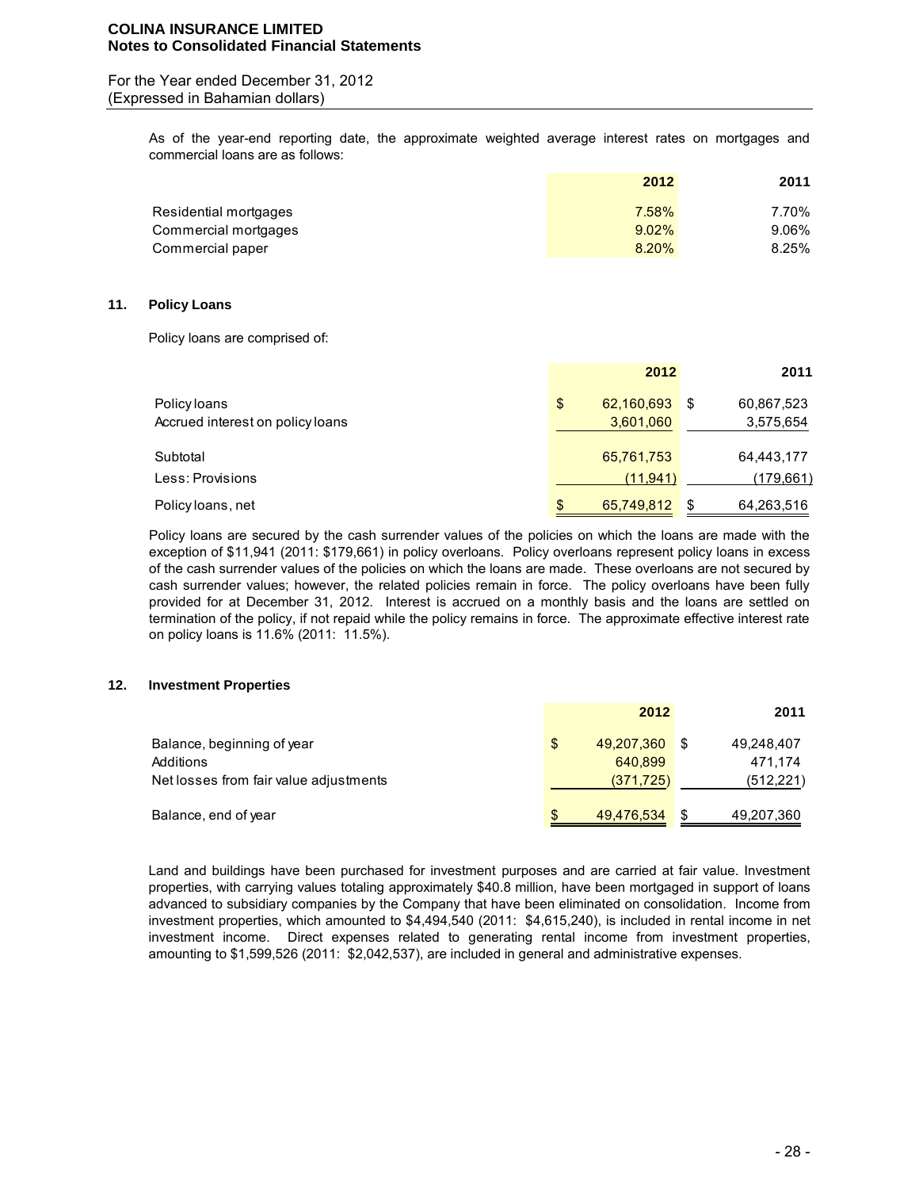As of the year-end reporting date, the approximate weighted average interest rates on mortgages and commercial loans are as follows:

| | 2012 | 2011 |
|---|---|---|
| Residential mortgages | 7.58% | 7.70% |
| Commercial mortgages | 9.02% | 9.06% |
| Commercial paper | 8.20% | 8.25% |

### 11. Policy Loans

Policy loans are comprised of:

| | 2012 | 2011 |
|---|---|---|
| Policy loans | $ 62,160,693 | $ 60,867,523 |
| Accrued interest on policy loans | 3,601,060 | 3,575,654 |
| Subtotal | 65,761,753 | 64,443,177 |
| Less: Provisions | (11,941) | (179,661) |
| Policy loans, net | $ 65,749,812 | $ 64,263,516 |

Policy loans are secured by the cash surrender values of the policies on which the loans are made with the exception of $11,941 (2011: $179,661) in policy overloans. Policy overloans represent policy loans in excess of the cash surrender values of the policies on which the loans are made. These overloans are not secured by cash surrender values; however, the related policies remain in force. The policy overloans have been fully provided for at December 31, 2012. Interest is accrued on a monthly basis and the loans are settled on termination of the policy, if not repaid while the policy remains in force. The approximate effective interest rate on policy loans is 11.6% (2011: 11.5%).

### 12. Investment Properties

| | 2012 | 2011 |
|---|---|---|
| Balance, beginning of year | $ 49,207,360 | $ 49,248,407 |
| Additions | 640,899 | 471,174 |
| Net losses from fair value adjustments | (371,725) | (512,221) |
| Balance, end of year | $ 49,476,534 | $ 49,207,360 |

Land and buildings have been purchased for investment purposes and are carried at fair value. Investment properties, with carrying values totaling approximately $40.8 million, have been mortgaged in support of loans advanced to subsidiary companies by the Company that have been eliminated on consolidation. Income from investment properties, which amounted to $4,494,540 (2011: $4,615,240), is included in rental income in net investment income. Direct expenses related to generating rental income from investment properties, amounting to $1,599,526 (2011: $2,042,537), are included in general and administrative expenses.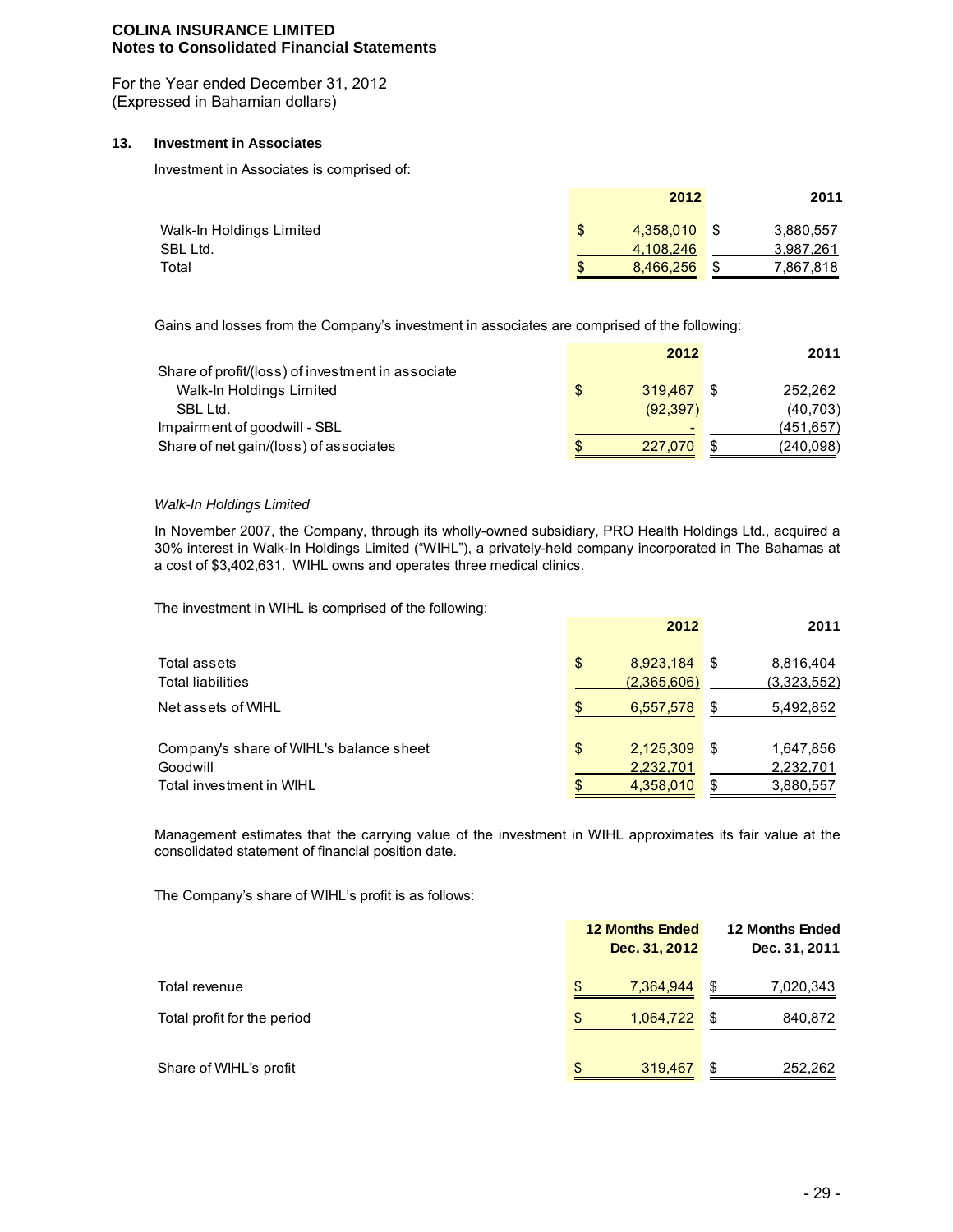## 13. Investment in Associates

Investment in Associates is comprised of:

| | 2012 | 2011 |
|---|---|---|
| Walk-In Holdings Limited | $ 4,358,010 | $ 3,880,557 |
| SBL Ltd. | 4,108,246 | 3,987,261 |
| Total | $ 8,466,256 | $ 7,867,818 |

Gains and losses from the Company's investment in associates are comprised of the following:

| | 2012 | 2011 |
|---|---|---|
| Share of profit/(loss) of investment in associate | | |
| Walk-In Holdings Limited | $ 319,467 | $ 252,262 |
| SBL Ltd. | (92,397) | (40,703) |
| Impairment of goodwill - SBL | - | (451,657) |
| Share of net gain/(loss) of associates | $ 227,070 | $ (240,098) |

*Walk-In Holdings Limited*

In November 2007, the Company, through its wholly-owned subsidiary, PRO Health Holdings Ltd., acquired a 30% interest in Walk-In Holdings Limited ("WIHL"), a privately-held company incorporated in The Bahamas at a cost of $3,402,631. WIHL owns and operates three medical clinics.

The investment in WIHL is comprised of the following:

| | 2012 | 2011 |
|---|---|---|
| Total assets | $ 8,923,184 | $ 8,816,404 |
| Total liabilities | (2,365,606) | (3,323,552) |
| Net assets of WIHL | $ 6,557,578 | $ 5,492,852 |
| | | |
| Company's share of WIHL's balance sheet | $ 2,125,309 | $ 1,647,856 |
| Goodwill | 2,232,701 | 2,232,701 |
| Total investment in WIHL | $ 4,358,010 | $ 3,880,557 |

Management estimates that the carrying value of the investment in WIHL approximates its fair value at the consolidated statement of financial position date.

The Company's share of WIHL's profit is as follows:

| | 12 Months Ended Dec. 31, 2012 | 12 Months Ended Dec. 31, 2011 |
|---|---|---|
| Total revenue | $ 7,364,944 | $ 7,020,343 |
| Total profit for the period | $ 1,064,722 | $ 840,872 |
| | | |
| Share of WIHL's profit | $ 319,467 | $ 252,262 |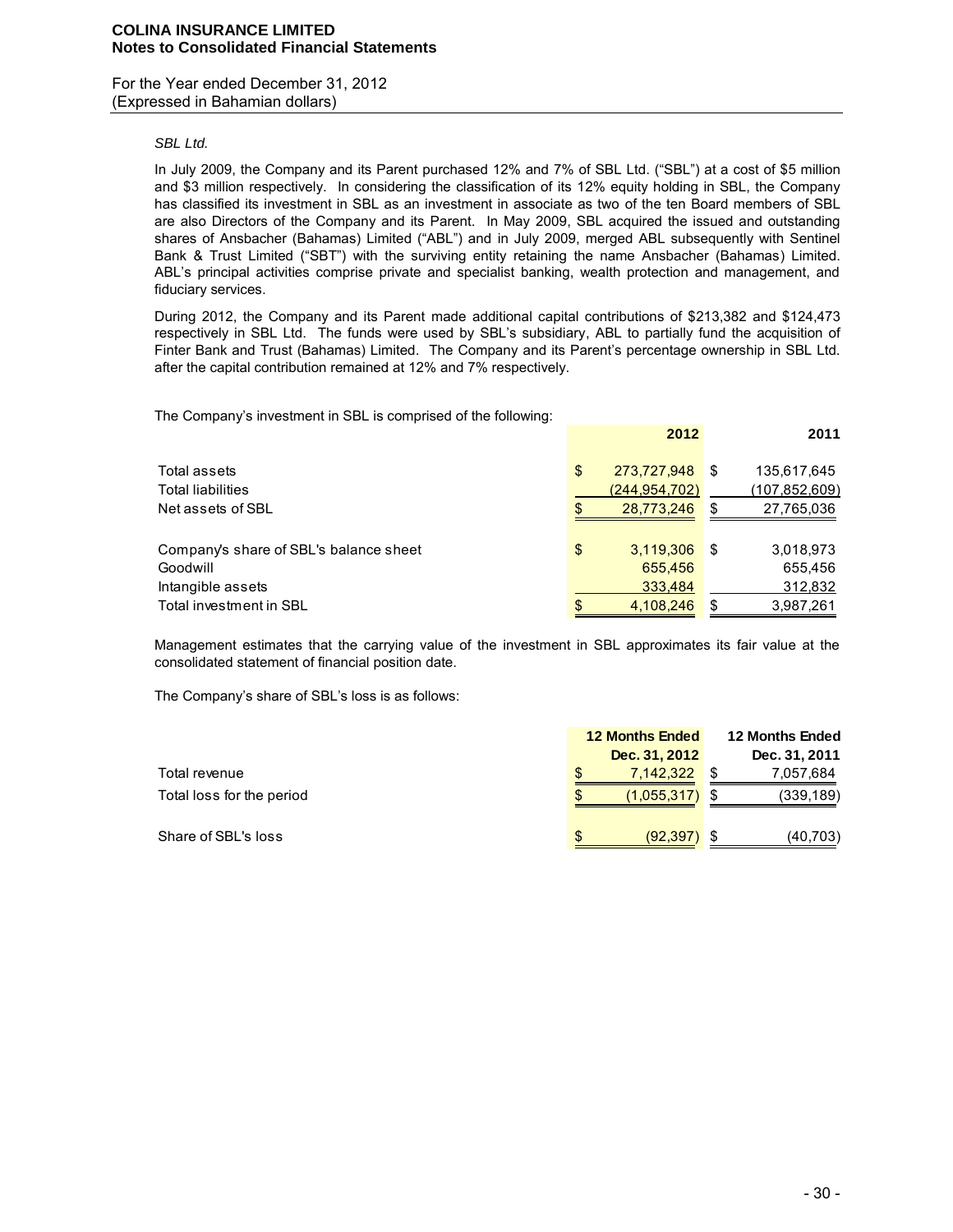*SBL Ltd.*

In July 2009, the Company and its Parent purchased 12% and 7% of SBL Ltd. ("SBL") at a cost of $5 million and $3 million respectively. In considering the classification of its 12% equity holding in SBL, the Company has classified its investment in SBL as an investment in associate as two of the ten Board members of SBL are also Directors of the Company and its Parent. In May 2009, SBL acquired the issued and outstanding shares of Ansbacher (Bahamas) Limited ("ABL") and in July 2009, merged ABL subsequently with Sentinel Bank & Trust Limited ("SBT") with the surviving entity retaining the name Ansbacher (Bahamas) Limited. ABL's principal activities comprise private and specialist banking, wealth protection and management, and fiduciary services.

During 2012, the Company and its Parent made additional capital contributions of $213,382 and $124,473 respectively in SBL Ltd. The funds were used by SBL's subsidiary, ABL to partially fund the acquisition of Finter Bank and Trust (Bahamas) Limited. The Company and its Parent's percentage ownership in SBL Ltd. after the capital contribution remained at 12% and 7% respectively.

The Company's investment in SBL is comprised of the following:

| | 2012 | 2011 |
|---|---|---|
| Total assets | $ 273,727,948 | $ 135,617,645 |
| Total liabilities | (244,954,702) | (107,852,609) |
| Net assets of SBL | $ 28,773,246 | $ 27,765,036 |
| | | |
| Company's share of SBL's balance sheet | $ 3,119,306 | $ 3,018,973 |
| Goodwill | 655,456 | 655,456 |
| Intangible assets | 333,484 | 312,832 |
| Total investment in SBL | $ 4,108,246 | $ 3,987,261 |

Management estimates that the carrying value of the investment in SBL approximates its fair value at the consolidated statement of financial position date.

The Company's share of SBL's loss is as follows:

| | 12 Months Ended Dec. 31, 2012 | 12 Months Ended Dec. 31, 2011 |
|---|---|---|
| Total revenue | $ 7,142,322 | $ 7,057,684 |
| Total loss for the period | $ (1,055,317) | $ (339,189) |
| | | |
| Share of SBL's loss | $ (92,397) | $ (40,703) |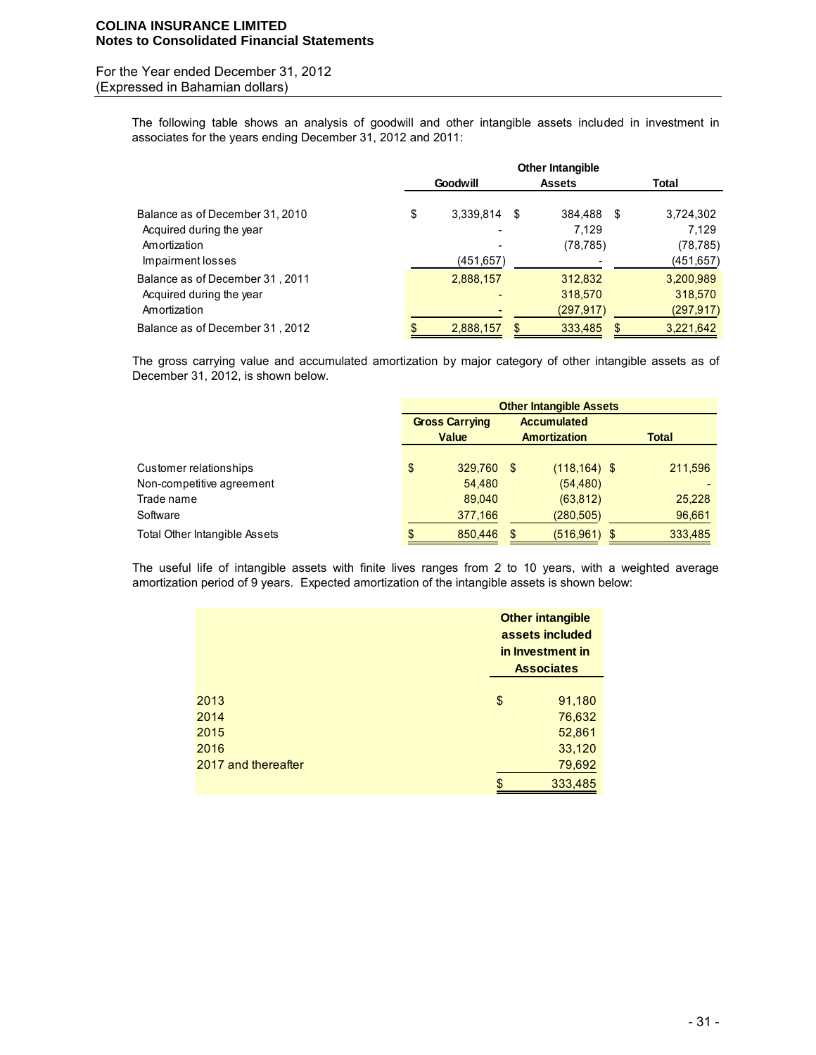The following table shows an analysis of goodwill and other intangible assets included in investment in associates for the years ending December 31, 2012 and 2011:

| | Goodwill | Other Intangible Assets | Total |
|---|---|---|---|
| Balance as of December 31, 2010 | $ 3,339,814 | $ 384,488 | $ 3,724,302 |
| Acquired during the year | - | 7,129 | 7,129 |
| Amortization | - | (78,785) | (78,785) |
| Impairment losses | (451,657) | - | (451,657) |
| Balance as of December 31 , 2011 | 2,888,157 | 312,832 | 3,200,989 |
| Acquired during the year | - | 318,570 | 318,570 |
| Amortization | - | (297,917) | (297,917) |
| Balance as of December 31 , 2012 | $ 2,888,157 | $ 333,485 | $ 3,221,642 |

The gross carrying value and accumulated amortization by major category of other intangible assets as of December 31, 2012, is shown below.

| | Other Intangible Assets | | |
|---|---|---|---|
| | Gross Carrying Value | Accumulated Amortization | Total |
| Customer relationships | $ 329,760 | $ (118,164) | $ 211,596 |
| Non-competitive agreement | 54,480 | (54,480) | - |
| Trade name | 89,040 | (63,812) | 25,228 |
| Software | 377,166 | (280,505) | 96,661 |
| Total Other Intangible Assets | $ 850,446 | $ (516,961) | $ 333,485 |

The useful life of intangible assets with finite lives ranges from 2 to 10 years, with a weighted average amortization period of 9 years. Expected amortization of the intangible assets is shown below:

| | Other intangible assets included in Investment in Associates |
|---|---|
| 2013 | $ 91,180 |
| 2014 | 76,632 |
| 2015 | 52,861 |
| 2016 | 33,120 |
| 2017 and thereafter | 79,692 |
| | $ 333,485 |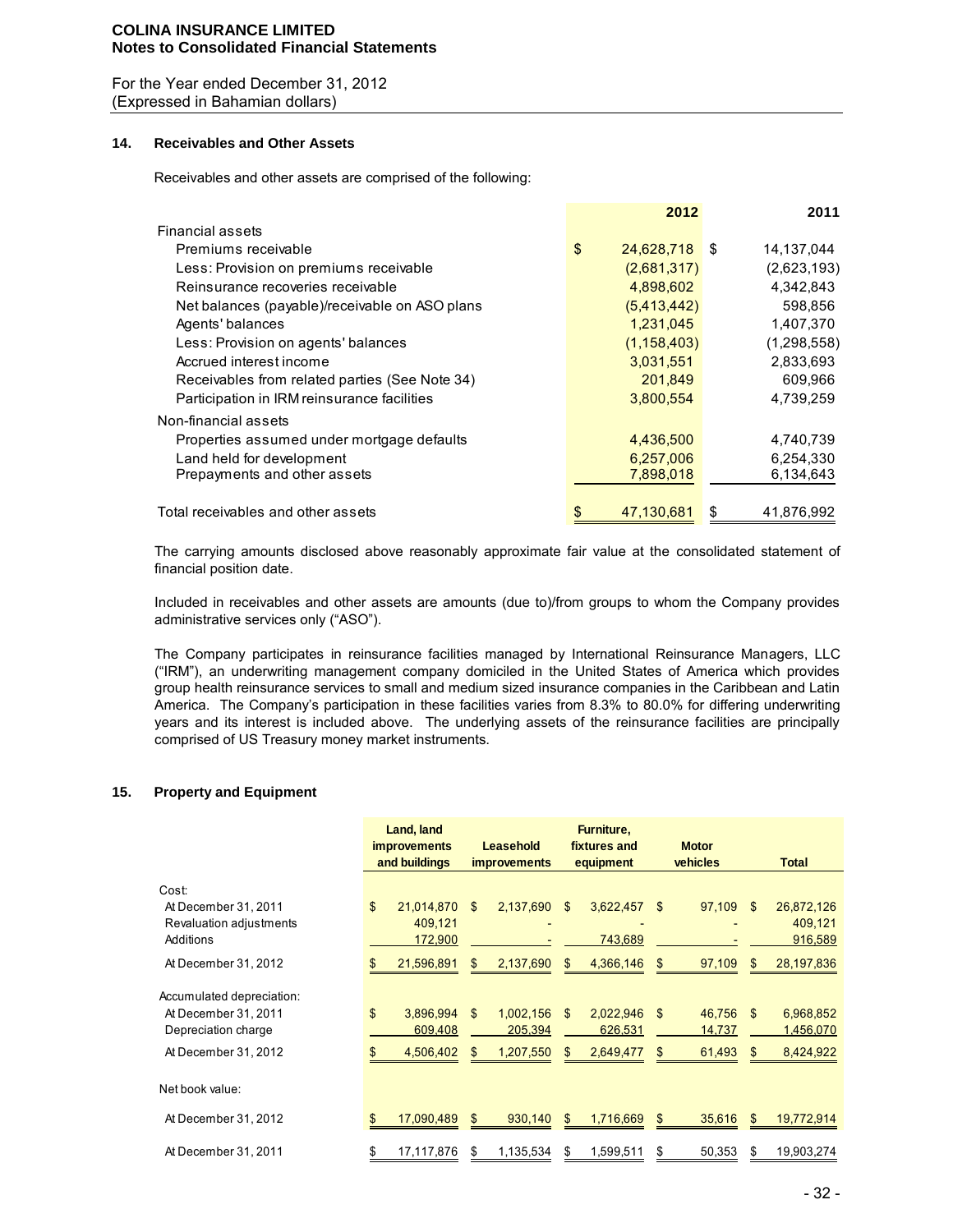## 14. Receivables and Other Assets

Receivables and other assets are comprised of the following:

| | 2012 | 2011 |
|---|---|---|
| Financial assets | | |
| Premiums receivable | $ 24,628,718 | $ 14,137,044 |
| Less: Provision on premiums receivable | (2,681,317) | (2,623,193) |
| Reinsurance recoveries receivable | 4,898,602 | 4,342,843 |
| Net balances (payable)/receivable on ASO plans | (5,413,442) | 598,856 |
| Agents' balances | 1,231,045 | 1,407,370 |
| Less: Provision on agents' balances | (1,158,403) | (1,298,558) |
| Accrued interest income | 3,031,551 | 2,833,693 |
| Receivables from related parties (See Note 34) | 201,849 | 609,966 |
| Participation in IRM reinsurance facilities | 3,800,554 | 4,739,259 |
| Non-financial assets | | |
| Properties assumed under mortgage defaults | 4,436,500 | 4,740,739 |
| Land held for development | 6,257,006 | 6,254,330 |
| Prepayments and other assets | 7,898,018 | 6,134,643 |
| Total receivables and other assets | $ 47,130,681 | $ 41,876,992 |

The carrying amounts disclosed above reasonably approximate fair value at the consolidated statement of financial position date.

Included in receivables and other assets are amounts (due to)/from groups to whom the Company provides administrative services only ("ASO").

The Company participates in reinsurance facilities managed by International Reinsurance Managers, LLC ("IRM"), an underwriting management company domiciled in the United States of America which provides group health reinsurance services to small and medium sized insurance companies in the Caribbean and Latin America. The Company's participation in these facilities varies from 8.3% to 80.0% for differing underwriting years and its interest is included above. The underlying assets of the reinsurance facilities are principally comprised of US Treasury money market instruments.

## 15. Property and Equipment

| | Land, land improvements and buildings | Leasehold improvements | Furniture, fixtures and equipment | Motor vehicles | Total |
|---|---|---|---|---|---|
| Cost: | | | | | |
| At December 31, 2011 | $ 21,014,870 | $ 2,137,690 | $ 3,622,457 | $ 97,109 | $ 26,872,126 |
| Revaluation adjustments | 409,121 | - | - | - | 409,121 |
| Additions | 172,900 | - | 743,689 | - | 916,589 |
| At December 31, 2012 | $ 21,596,891 | $ 2,137,690 | $ 4,366,146 | $ 97,109 | $ 28,197,836 |
| Accumulated depreciation: | | | | | |
| At December 31, 2011 | $ 3,896,994 | $ 1,002,156 | $ 2,022,946 | $ 46,756 | $ 6,968,852 |
| Depreciation charge | 609,408 | 205,394 | 626,531 | 14,737 | 1,456,070 |
| At December 31, 2012 | $ 4,506,402 | $ 1,207,550 | $ 2,649,477 | $ 61,493 | $ 8,424,922 |
| Net book value: | | | | | |
| At December 31, 2012 | $ 17,090,489 | $ 930,140 | $ 1,716,669 | $ 35,616 | $ 19,772,914 |
| At December 31, 2011 | $ 17,117,876 | $ 1,135,534 | $ 1,599,511 | $ 50,353 | $ 19,903,274 |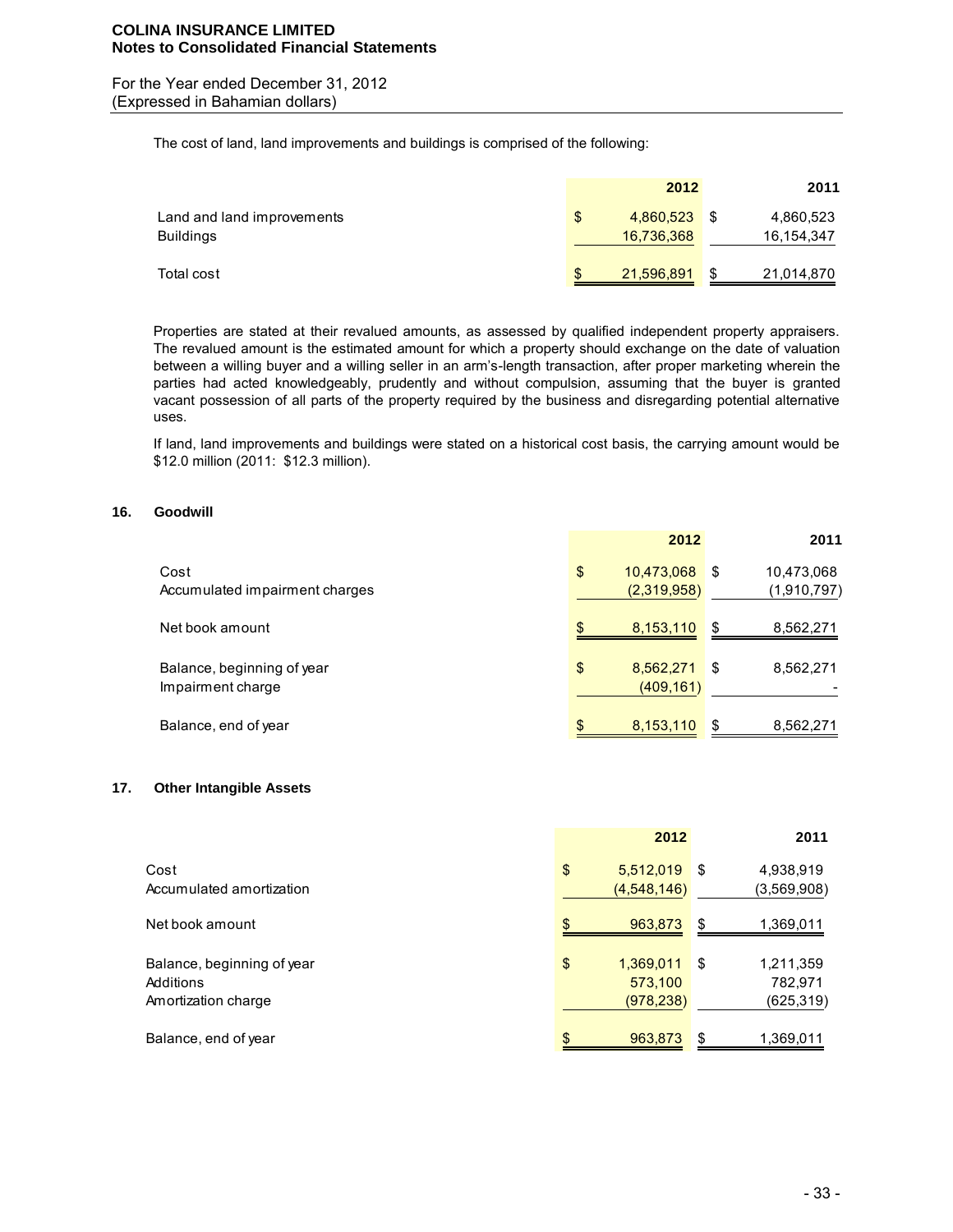The cost of land, land improvements and buildings is comprised of the following:

| | 2012 | 2011 |
|---|---|---|
| Land and land improvements | $ 4,860,523 | $ 4,860,523 |
| Buildings | 16,736,368 | 16,154,347 |
| Total cost | $ 21,596,891 | $ 21,014,870 |

Properties are stated at their revalued amounts, as assessed by qualified independent property appraisers. The revalued amount is the estimated amount for which a property should exchange on the date of valuation between a willing buyer and a willing seller in an arm's-length transaction, after proper marketing wherein the parties had acted knowledgeably, prudently and without compulsion, assuming that the buyer is granted vacant possession of all parts of the property required by the business and disregarding potential alternative uses.

If land, land improvements and buildings were stated on a historical cost basis, the carrying amount would be $12.0 million (2011: $12.3 million).

## 16. Goodwill

| | 2012 | 2011 |
|---|---|---|
| Cost | $ 10,473,068 | $ 10,473,068 |
| Accumulated impairment charges | (2,319,958) | (1,910,797) |
| Net book amount | $ 8,153,110 | $ 8,562,271 |
| Balance, beginning of year | $ 8,562,271 | $ 8,562,271 |
| Impairment charge | (409,161) | - |
| Balance, end of year | $ 8,153,110 | $ 8,562,271 |

## 17. Other Intangible Assets

| | 2012 | 2011 |
|---|---|---|
| Cost | $ 5,512,019 | $ 4,938,919 |
| Accumulated amortization | (4,548,146) | (3,569,908) |
| Net book amount | $ 963,873 | $ 1,369,011 |
| Balance, beginning of year | $ 1,369,011 | $ 1,211,359 |
| Additions | 573,100 | 782,971 |
| Amortization charge | (978,238) | (625,319) |
| Balance, end of year | $ 963,873 | $ 1,369,011 |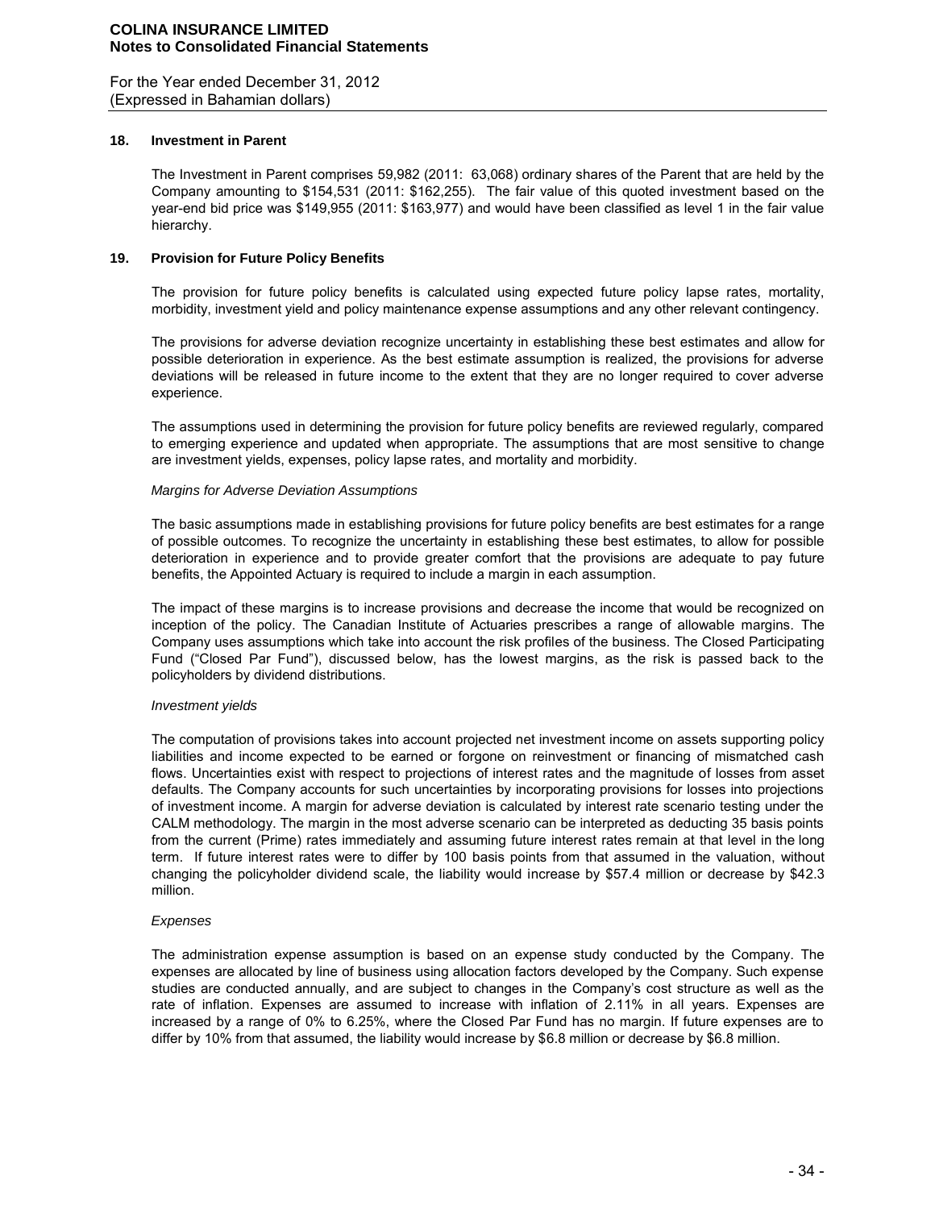## 18. Investment in Parent

The Investment in Parent comprises 59,982 (2011: 63,068) ordinary shares of the Parent that are held by the Company amounting to $154,531 (2011: $162,255). The fair value of this quoted investment based on the year-end bid price was $149,955 (2011: $163,977) and would have been classified as level 1 in the fair value hierarchy.

## 19. Provision for Future Policy Benefits

The provision for future policy benefits is calculated using expected future policy lapse rates, mortality, morbidity, investment yield and policy maintenance expense assumptions and any other relevant contingency.

The provisions for adverse deviation recognize uncertainty in establishing these best estimates and allow for possible deterioration in experience. As the best estimate assumption is realized, the provisions for adverse deviations will be released in future income to the extent that they are no longer required to cover adverse experience.

The assumptions used in determining the provision for future policy benefits are reviewed regularly, compared to emerging experience and updated when appropriate. The assumptions that are most sensitive to change are investment yields, expenses, policy lapse rates, and mortality and morbidity.

*Margins for Adverse Deviation Assumptions*

The basic assumptions made in establishing provisions for future policy benefits are best estimates for a range of possible outcomes. To recognize the uncertainty in establishing these best estimates, to allow for possible deterioration in experience and to provide greater comfort that the provisions are adequate to pay future benefits, the Appointed Actuary is required to include a margin in each assumption.

The impact of these margins is to increase provisions and decrease the income that would be recognized on inception of the policy. The Canadian Institute of Actuaries prescribes a range of allowable margins. The Company uses assumptions which take into account the risk profiles of the business. The Closed Participating Fund ("Closed Par Fund"), discussed below, has the lowest margins, as the risk is passed back to the policyholders by dividend distributions.

*Investment yields*

The computation of provisions takes into account projected net investment income on assets supporting policy liabilities and income expected to be earned or forgone on reinvestment or financing of mismatched cash flows. Uncertainties exist with respect to projections of interest rates and the magnitude of losses from asset defaults. The Company accounts for such uncertainties by incorporating provisions for losses into projections of investment income. A margin for adverse deviation is calculated by interest rate scenario testing under the CALM methodology. The margin in the most adverse scenario can be interpreted as deducting 35 basis points from the current (Prime) rates immediately and assuming future interest rates remain at that level in the long term. If future interest rates were to differ by 100 basis points from that assumed in the valuation, without changing the policyholder dividend scale, the liability would increase by $57.4 million or decrease by $42.3 million.

*Expenses*

The administration expense assumption is based on an expense study conducted by the Company. The expenses are allocated by line of business using allocation factors developed by the Company. Such expense studies are conducted annually, and are subject to changes in the Company's cost structure as well as the rate of inflation. Expenses are assumed to increase with inflation of 2.11% in all years. Expenses are increased by a range of 0% to 6.25%, where the Closed Par Fund has no margin. If future expenses are to differ by 10% from that assumed, the liability would increase by $6.8 million or decrease by $6.8 million.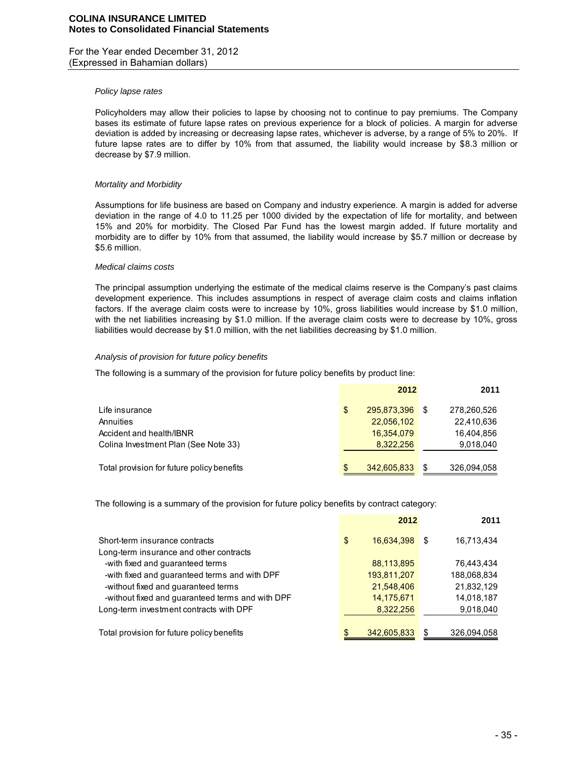*Policy lapse rates*

Policyholders may allow their policies to lapse by choosing not to continue to pay premiums. The Company bases its estimate of future lapse rates on previous experience for a block of policies. A margin for adverse deviation is added by increasing or decreasing lapse rates, whichever is adverse, by a range of 5% to 20%. If future lapse rates are to differ by 10% from that assumed, the liability would increase by $8.3 million or decrease by $7.9 million.

*Mortality and Morbidity*

Assumptions for life business are based on Company and industry experience. A margin is added for adverse deviation in the range of 4.0 to 11.25 per 1000 divided by the expectation of life for mortality, and between 15% and 20% for morbidity. The Closed Par Fund has the lowest margin added. If future mortality and morbidity are to differ by 10% from that assumed, the liability would increase by $5.7 million or decrease by $5.6 million.

*Medical claims costs*

The principal assumption underlying the estimate of the medical claims reserve is the Company's past claims development experience. This includes assumptions in respect of average claim costs and claims inflation factors. If the average claim costs were to increase by 10%, gross liabilities would increase by $1.0 million, with the net liabilities increasing by $1.0 million. If the average claim costs were to decrease by 10%, gross liabilities would decrease by $1.0 million, with the net liabilities decreasing by $1.0 million.

*Analysis of provision for future policy benefits*

The following is a summary of the provision for future policy benefits by product line:

| | 2012 | 2011 |
|---|---|---|
| Life insurance | $ 295,873,396 | $ 278,260,526 |
| Annuities | 22,056,102 | 22,410,636 |
| Accident and health/IBNR | 16,354,079 | 16,404,856 |
| Colina Investment Plan (See Note 33) | 8,322,256 | 9,018,040 |
| Total provision for future policy benefits | $ 342,605,833 | $ 326,094,058 |

The following is a summary of the provision for future policy benefits by contract category:

| | 2012 | 2011 |
|---|---|---|
| Short-term insurance contracts | $ 16,634,398 | $ 16,713,434 |
| Long-term insurance and other contracts | | |
| -with fixed and guaranteed terms | 88,113,895 | 76,443,434 |
| -with fixed and guaranteed terms and with DPF | 193,811,207 | 188,068,834 |
| -without fixed and guaranteed terms | 21,548,406 | 21,832,129 |
| -without fixed and guaranteed terms and with DPF | 14,175,671 | 14,018,187 |
| Long-term investment contracts with DPF | 8,322,256 | 9,018,040 |
| Total provision for future policy benefits | $ 342,605,833 | $ 326,094,058 |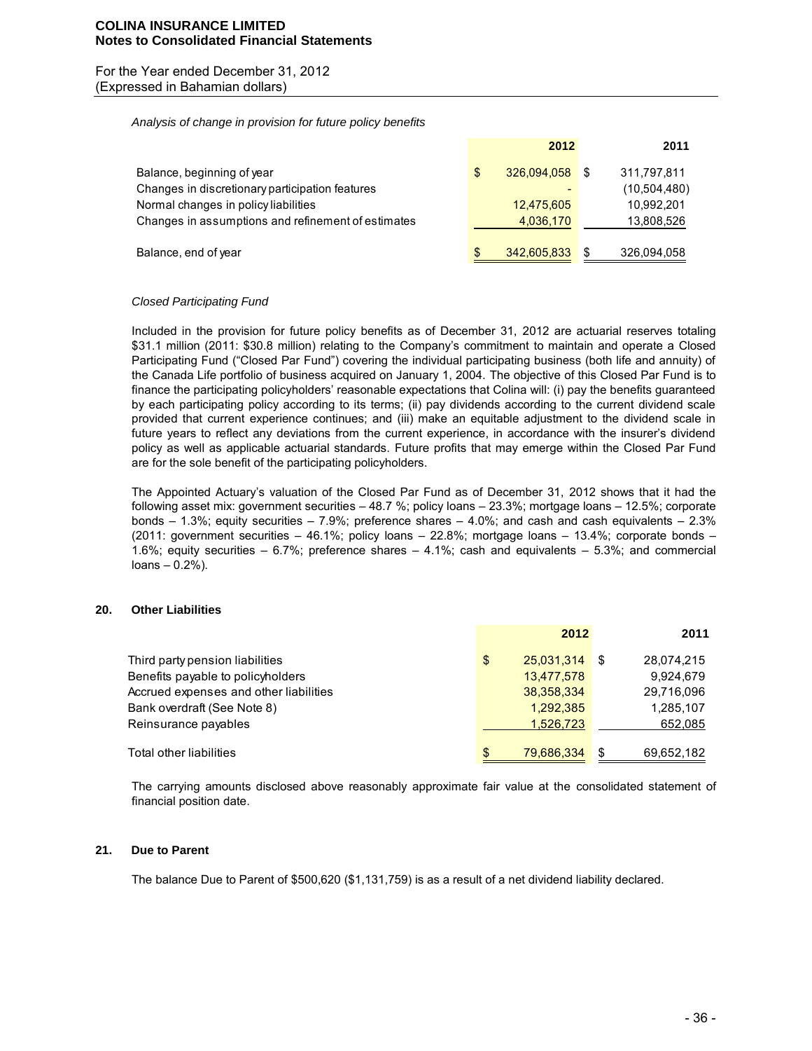*Analysis of change in provision for future policy benefits*

| | 2012 | 2011 |
|---|---|---|
| Balance, beginning of year | $ 326,094,058 | $ 311,797,811 |
| Changes in discretionary participation features | - | (10,504,480) |
| Normal changes in policy liabilities | 12,475,605 | 10,992,201 |
| Changes in assumptions and refinement of estimates | 4,036,170 | 13,808,526 |
| Balance, end of year | $ 342,605,833 | $ 326,094,058 |

*Closed Participating Fund*

Included in the provision for future policy benefits as of December 31, 2012 are actuarial reserves totaling $31.1 million (2011: $30.8 million) relating to the Company's commitment to maintain and operate a Closed Participating Fund ("Closed Par Fund") covering the individual participating business (both life and annuity) of the Canada Life portfolio of business acquired on January 1, 2004. The objective of this Closed Par Fund is to finance the participating policyholders' reasonable expectations that Colina will: (i) pay the benefits guaranteed by each participating policy according to its terms; (ii) pay dividends according to the current dividend scale provided that current experience continues; and (iii) make an equitable adjustment to the dividend scale in future years to reflect any deviations from the current experience, in accordance with the insurer's dividend policy as well as applicable actuarial standards. Future profits that may emerge within the Closed Par Fund are for the sole benefit of the participating policyholders.

The Appointed Actuary's valuation of the Closed Par Fund as of December 31, 2012 shows that it had the following asset mix: government securities – 48.7 %; policy loans – 23.3%; mortgage loans – 12.5%; corporate bonds – 1.3%; equity securities – 7.9%; preference shares – 4.0%; and cash and cash equivalents – 2.3% (2011: government securities – 46.1%; policy loans – 22.8%; mortgage loans – 13.4%; corporate bonds – 1.6%; equity securities – 6.7%; preference shares – 4.1%; cash and equivalents – 5.3%; and commercial loans – 0.2%).

## 20. Other Liabilities

| | 2012 | 2011 |
|---|---|---|
| Third party pension liabilities | $ 25,031,314 | $ 28,074,215 |
| Benefits payable to policyholders | 13,477,578 | 9,924,679 |
| Accrued expenses and other liabilities | 38,358,334 | 29,716,096 |
| Bank overdraft (See Note 8) | 1,292,385 | 1,285,107 |
| Reinsurance payables | 1,526,723 | 652,085 |
| Total other liabilities | $ 79,686,334 | $ 69,652,182 |

The carrying amounts disclosed above reasonably approximate fair value at the consolidated statement of financial position date.

## 21. Due to Parent

The balance Due to Parent of $500,620 ($1,131,759) is as a result of a net dividend liability declared.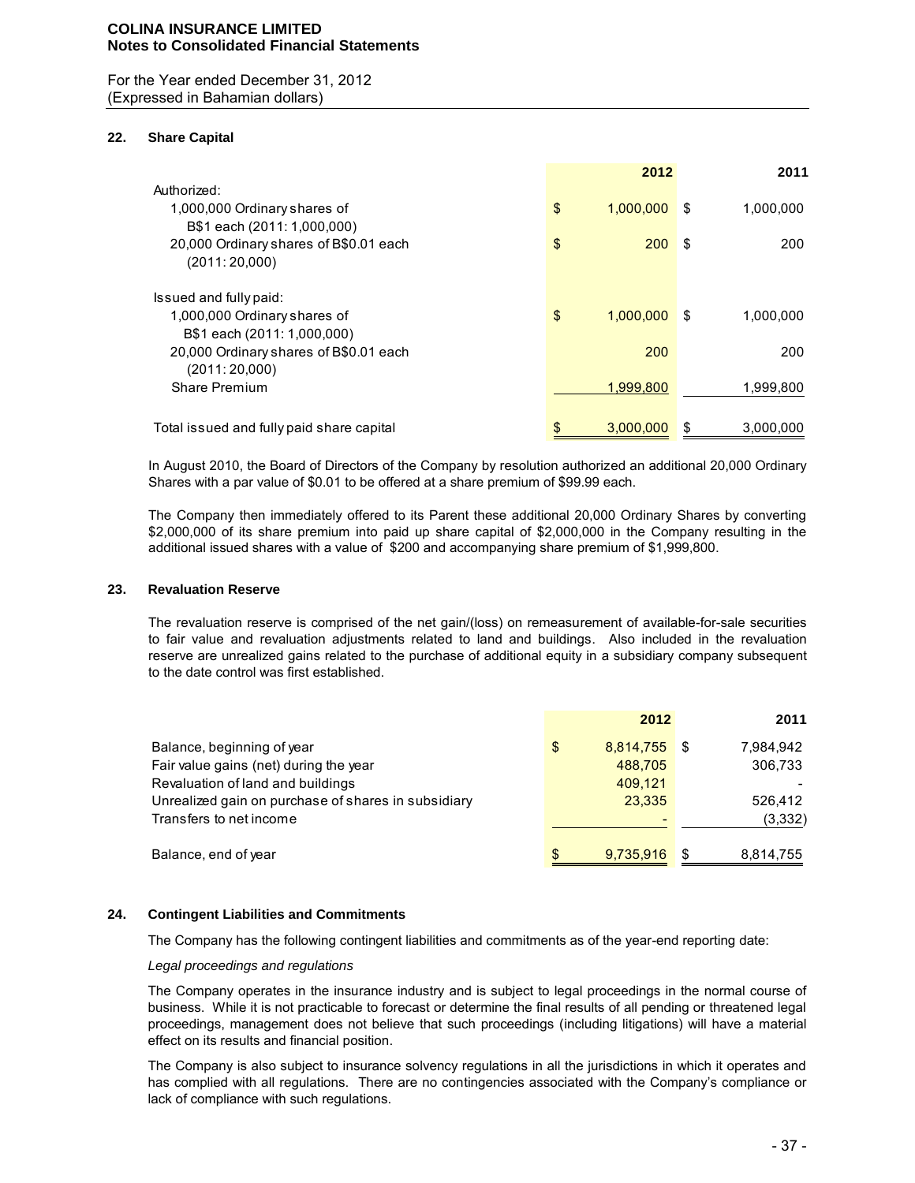## 22. Share Capital

| | 2012 | 2011 |
|---|---|---|
| Authorized: | | |
| 1,000,000 Ordinary shares of B$1 each (2011: 1,000,000) | $ 1,000,000 | $ 1,000,000 |
| 20,000 Ordinary shares of B$0.01 each (2011: 20,000) | $ 200 | $ 200 |
| Issued and fully paid: | | |
| 1,000,000 Ordinary shares of B$1 each (2011: 1,000,000) | $ 1,000,000 | $ 1,000,000 |
| 20,000 Ordinary shares of B$0.01 each (2011: 20,000) | 200 | 200 |
| Share Premium | 1,999,800 | 1,999,800 |
| Total issued and fully paid share capital | $ 3,000,000 | $ 3,000,000 |

In August 2010, the Board of Directors of the Company by resolution authorized an additional 20,000 Ordinary Shares with a par value of $0.01 to be offered at a share premium of $99.99 each.

The Company then immediately offered to its Parent these additional 20,000 Ordinary Shares by converting $2,000,000 of its share premium into paid up share capital of $2,000,000 in the Company resulting in the additional issued shares with a value of $200 and accompanying share premium of $1,999,800.

## 23. Revaluation Reserve

The revaluation reserve is comprised of the net gain/(loss) on remeasurement of available-for-sale securities to fair value and revaluation adjustments related to land and buildings. Also included in the revaluation reserve are unrealized gains related to the purchase of additional equity in a subsidiary company subsequent to the date control was first established.

| | 2012 | 2011 |
|---|---|---|
| Balance, beginning of year | $ 8,814,755 | $ 7,984,942 |
| Fair value gains (net) during the year | 488,705 | 306,733 |
| Revaluation of land and buildings | 409,121 | - |
| Unrealized gain on purchase of shares in subsidiary | 23,335 | 526,412 |
| Transfers to net income | - | (3,332) |
| Balance, end of year | $ 9,735,916 | $ 8,814,755 |

## 24. Contingent Liabilities and Commitments

The Company has the following contingent liabilities and commitments as of the year-end reporting date:

*Legal proceedings and regulations*

The Company operates in the insurance industry and is subject to legal proceedings in the normal course of business. While it is not practicable to forecast or determine the final results of all pending or threatened legal proceedings, management does not believe that such proceedings (including litigations) will have a material effect on its results and financial position.

The Company is also subject to insurance solvency regulations in all the jurisdictions in which it operates and has complied with all regulations. There are no contingencies associated with the Company's compliance or lack of compliance with such regulations.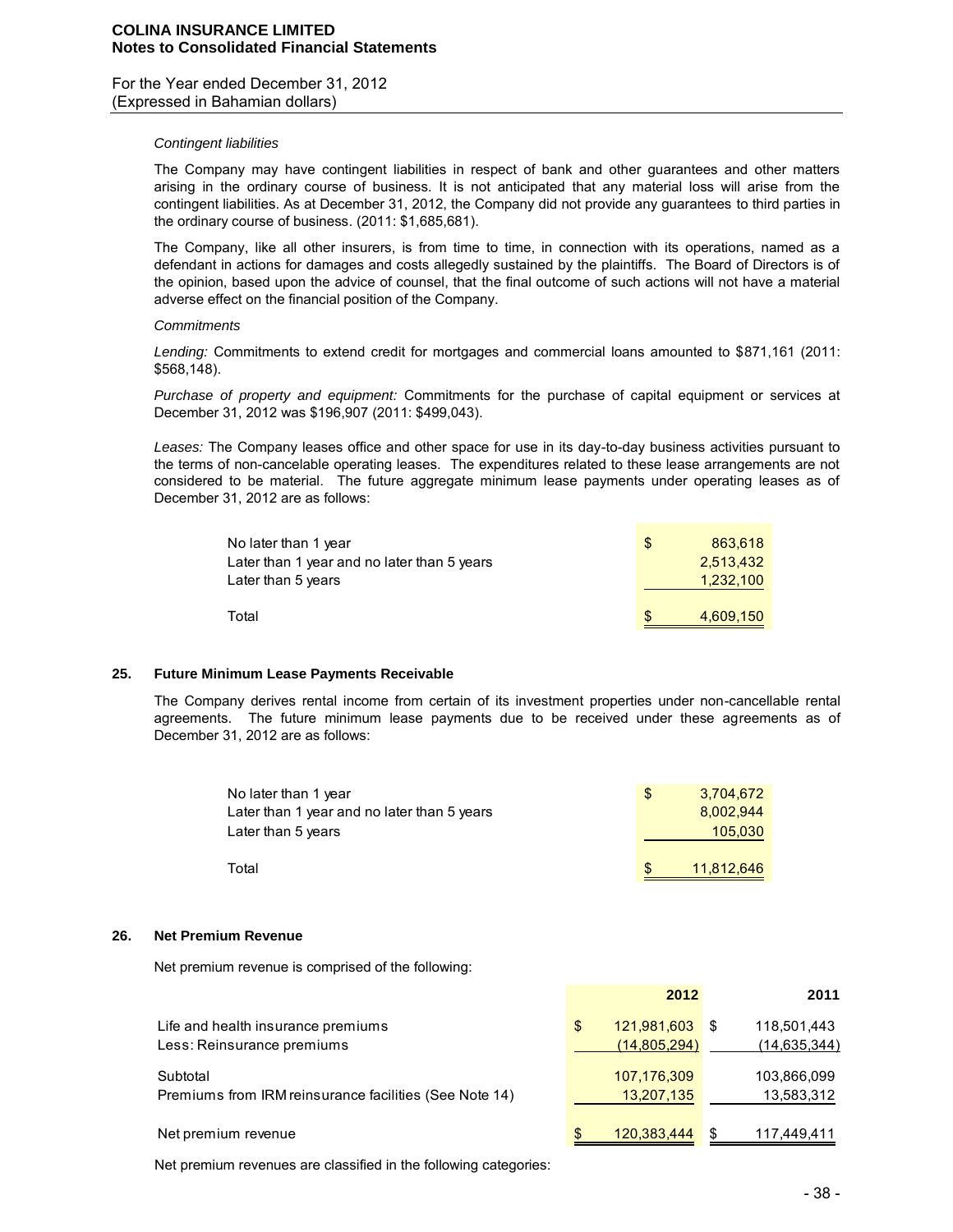*Contingent liabilities*

The Company may have contingent liabilities in respect of bank and other guarantees and other matters arising in the ordinary course of business. It is not anticipated that any material loss will arise from the contingent liabilities. As at December 31, 2012, the Company did not provide any guarantees to third parties in the ordinary course of business. (2011: $1,685,681).

The Company, like all other insurers, is from time to time, in connection with its operations, named as a defendant in actions for damages and costs allegedly sustained by the plaintiffs. The Board of Directors is of the opinion, based upon the advice of counsel, that the final outcome of such actions will not have a material adverse effect on the financial position of the Company.

*Commitments*

*Lending:* Commitments to extend credit for mortgages and commercial loans amounted to $871,161 (2011: $568,148).

*Purchase of property and equipment:* Commitments for the purchase of capital equipment or services at December 31, 2012 was $196,907 (2011: $499,043).

*Leases:* The Company leases office and other space for use in its day-to-day business activities pursuant to the terms of non-cancelable operating leases. The expenditures related to these lease arrangements are not considered to be material. The future aggregate minimum lease payments under operating leases as of December 31, 2012 are as follows:

| | |
|---|---|
| No later than 1 year | $ 863,618 |
| Later than 1 year and no later than 5 years | 2,513,432 |
| Later than 5 years | 1,232,100 |
| Total | $ 4,609,150 |

## 25. Future Minimum Lease Payments Receivable

The Company derives rental income from certain of its investment properties under non-cancellable rental agreements. The future minimum lease payments due to be received under these agreements as of December 31, 2012 are as follows:

| | |
|---|---|
| No later than 1 year | $ 3,704,672 |
| Later than 1 year and no later than 5 years | 8,002,944 |
| Later than 5 years | 105,030 |
| Total | $ 11,812,646 |

## 26. Net Premium Revenue

Net premium revenue is comprised of the following:

| | 2012 | 2011 |
|---|---|---|
| Life and health insurance premiums | $ 121,981,603 | $ 118,501,443 |
| Less: Reinsurance premiums | (14,805,294) | (14,635,344) |
| Subtotal | 107,176,309 | 103,866,099 |
| Premiums from IRM reinsurance facilities (See Note 14) | 13,207,135 | 13,583,312 |
| Net premium revenue | $ 120,383,444 | $ 117,449,411 |

Net premium revenues are classified in the following categories: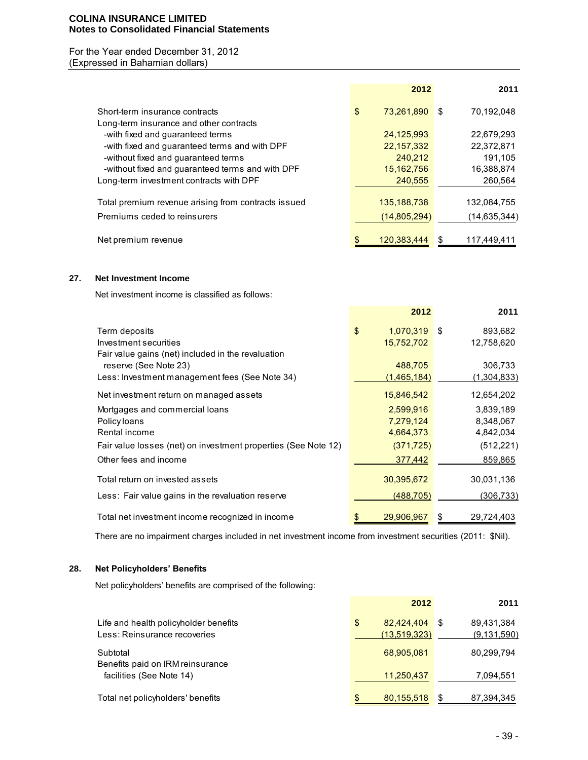| | 2012 | 2011 |
|---|---|---|
| Short-term insurance contracts | $ 73,261,890 | $ 70,192,048 |
| Long-term insurance and other contracts | | |
| -with fixed and guaranteed terms | 24,125,993 | 22,679,293 |
| -with fixed and guaranteed terms and with DPF | 22,157,332 | 22,372,871 |
| -without fixed and guaranteed terms | 240,212 | 191,105 |
| -without fixed and guaranteed terms and with DPF | 15,162,756 | 16,388,874 |
| Long-term investment contracts with DPF | 240,555 | 260,564 |
| Total premium revenue arising from contracts issued | 135,188,738 | 132,084,755 |
| Premiums ceded to reinsurers | (14,805,294) | (14,635,344) |
| Net premium revenue | $ 120,383,444 | $ 117,449,411 |

## 27. Net Investment Income

Net investment income is classified as follows:

| | 2012 | 2011 |
|---|---|---|
| Term deposits | $ 1,070,319 | $ 893,682 |
| Investment securities | 15,752,702 | 12,758,620 |
| Fair value gains (net) included in the revaluation reserve (See Note 23) | 488,705 | 306,733 |
| Less: Investment management fees (See Note 34) | (1,465,184) | (1,304,833) |
| Net investment return on managed assets | 15,846,542 | 12,654,202 |
| Mortgages and commercial loans | 2,599,916 | 3,839,189 |
| Policy loans | 7,279,124 | 8,348,067 |
| Rental income | 4,664,373 | 4,842,034 |
| Fair value losses (net) on investment properties (See Note 12) | (371,725) | (512,221) |
| Other fees and income | 377,442 | 859,865 |
| Total return on invested assets | 30,395,672 | 30,031,136 |
| Less: Fair value gains in the revaluation reserve | (488,705) | (306,733) |
| Total net investment income recognized in income | $ 29,906,967 | $ 29,724,403 |

There are no impairment charges included in net investment income from investment securities (2011: $Nil).

## 28. Net Policyholders' Benefits

Net policyholders' benefits are comprised of the following:

| | 2012 | 2011 |
|---|---|---|
| Life and health policyholder benefits | $ 82,424,404 | $ 89,431,384 |
| Less: Reinsurance recoveries | (13,519,323) | (9,131,590) |
| Subtotal | 68,905,081 | 80,299,794 |
| Benefits paid on IRM reinsurance facilities (See Note 14) | 11,250,437 | 7,094,551 |
| Total net policyholders' benefits | $ 80,155,518 | $ 87,394,345 |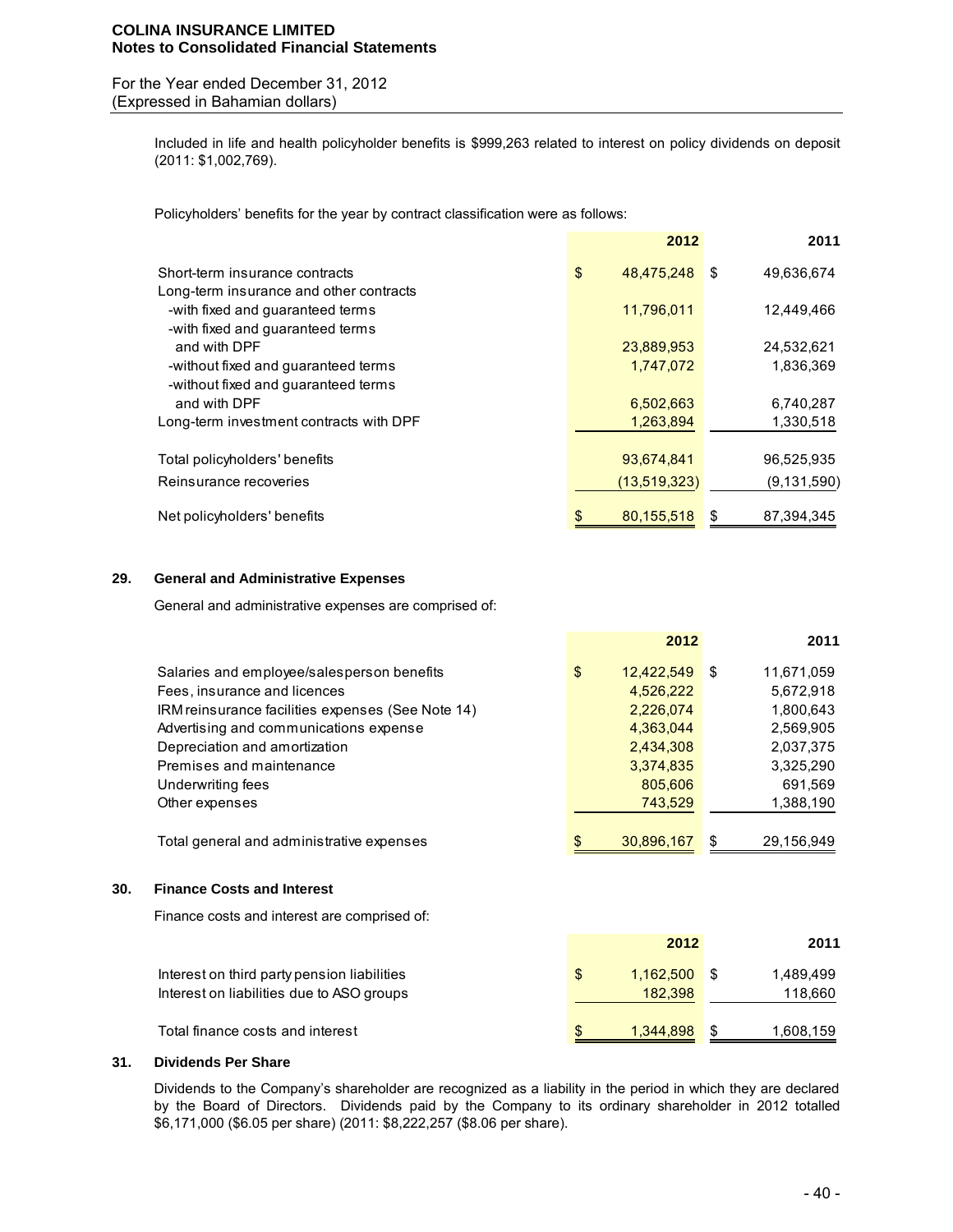Included in life and health policyholder benefits is $999,263 related to interest on policy dividends on deposit (2011: $1,002,769).

Policyholders' benefits for the year by contract classification were as follows:

| | 2012 | 2011 |
|---|---|---|
| Short-term insurance contracts | $ 48,475,248 | $ 49,636,674 |
| Long-term insurance and other contracts | | |
| -with fixed and guaranteed terms | 11,796,011 | 12,449,466 |
| -with fixed and guaranteed terms and with DPF | 23,889,953 | 24,532,621 |
| -without fixed and guaranteed terms | 1,747,072 | 1,836,369 |
| -without fixed and guaranteed terms and with DPF | 6,502,663 | 6,740,287 |
| Long-term investment contracts with DPF | 1,263,894 | 1,330,518 |
| Total policyholders' benefits | 93,674,841 | 96,525,935 |
| Reinsurance recoveries | (13,519,323) | (9,131,590) |
| Net policyholders' benefits | $ 80,155,518 | $ 87,394,345 |

## 29. General and Administrative Expenses

General and administrative expenses are comprised of:

| | 2012 | 2011 |
|---|---|---|
| Salaries and employee/salesperson benefits | $ 12,422,549 | $ 11,671,059 |
| Fees, insurance and licences | 4,526,222 | 5,672,918 |
| IRM reinsurance facilities expenses (See Note 14) | 2,226,074 | 1,800,643 |
| Advertising and communications expense | 4,363,044 | 2,569,905 |
| Depreciation and amortization | 2,434,308 | 2,037,375 |
| Premises and maintenance | 3,374,835 | 3,325,290 |
| Underwriting fees | 805,606 | 691,569 |
| Other expenses | 743,529 | 1,388,190 |
| Total general and administrative expenses | $ 30,896,167 | $ 29,156,949 |

## 30. Finance Costs and Interest

Finance costs and interest are comprised of:

| | 2012 | 2011 |
|---|---|---|
| Interest on third party pension liabilities | $ 1,162,500 | $ 1,489,499 |
| Interest on liabilities due to ASO groups | 182,398 | 118,660 |
| Total finance costs and interest | $ 1,344,898 | $ 1,608,159 |

## 31. Dividends Per Share

Dividends to the Company's shareholder are recognized as a liability in the period in which they are declared by the Board of Directors. Dividends paid by the Company to its ordinary shareholder in 2012 totalled $6,171,000 ($6.05 per share) (2011: $8,222,257 ($8.06 per share).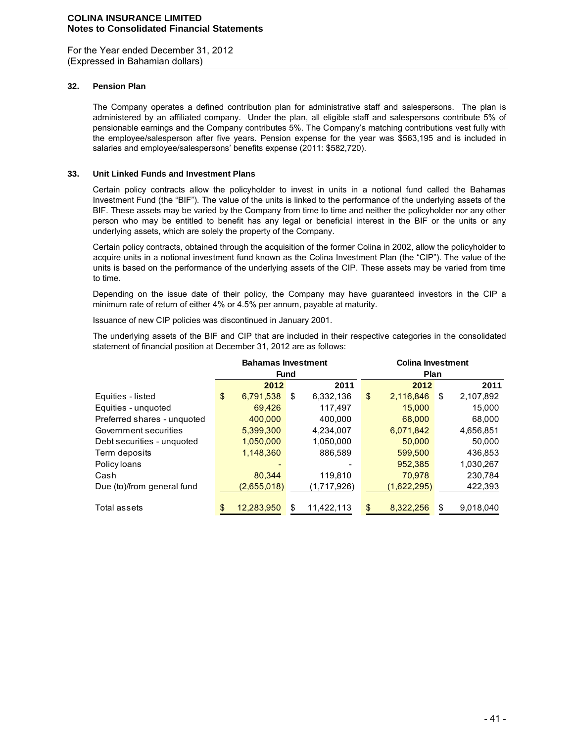**COLINA INSURANCE LIMITED**
**Notes to Consolidated Financial Statements**

For the Year ended December 31, 2012
(Expressed in Bahamian dollars)

### 32. Pension Plan

The Company operates a defined contribution plan for administrative staff and salespersons. The plan is administered by an affiliated company. Under the plan, all eligible staff and salespersons contribute 5% of pensionable earnings and the Company contributes 5%. The Company's matching contributions vest fully with the employee/salesperson after five years. Pension expense for the year was $563,195 and is included in salaries and employee/salespersons' benefits expense (2011: $582,720).

### 33. Unit Linked Funds and Investment Plans

Certain policy contracts allow the policyholder to invest in units in a notional fund called the Bahamas Investment Fund (the "BIF"). The value of the units is linked to the performance of the underlying assets of the BIF. These assets may be varied by the Company from time to time and neither the policyholder nor any other person who may be entitled to benefit has any legal or beneficial interest in the BIF or the units or any underlying assets, which are solely the property of the Company.

Certain policy contracts, obtained through the acquisition of the former Colina in 2002, allow the policyholder to acquire units in a notional investment fund known as the Colina Investment Plan (the "CIP"). The value of the units is based on the performance of the underlying assets of the CIP. These assets may be varied from time to time.

Depending on the issue date of their policy, the Company may have guaranteed investors in the CIP a minimum rate of return of either 4% or 4.5% per annum, payable at maturity.

Issuance of new CIP policies was discontinued in January 2001.

The underlying assets of the BIF and CIP that are included in their respective categories in the consolidated statement of financial position at December 31, 2012 are as follows:

| | Bahamas Investment Fund | | Colina Investment Plan | |
|---|---|---|---|---|
| | **2012** | **2011** | **2012** | **2011** |
| Equities - listed | $ 6,791,538 | $ 6,332,136 | $ 2,116,846 | $ 2,107,892 |
| Equities - unquoted | 69,426 | 117,497 | 15,000 | 15,000 |
| Preferred shares - unquoted | 400,000 | 400,000 | 68,000 | 68,000 |
| Government securities | 5,399,300 | 4,234,007 | 6,071,842 | 4,656,851 |
| Debt securities - unquoted | 1,050,000 | 1,050,000 | 50,000 | 50,000 |
| Term deposits | 1,148,360 | 886,589 | 599,500 | 436,853 |
| Policy loans | - | - | 952,385 | 1,030,267 |
| Cash | 80,344 | 119,810 | 70,978 | 230,784 |
| Due (to)/from general fund | (2,655,018) | (1,717,926) | (1,622,295) | 422,393 |
| Total assets | $ 12,283,950 | $ 11,422,113 | $ 8,322,256 | $ 9,018,040 |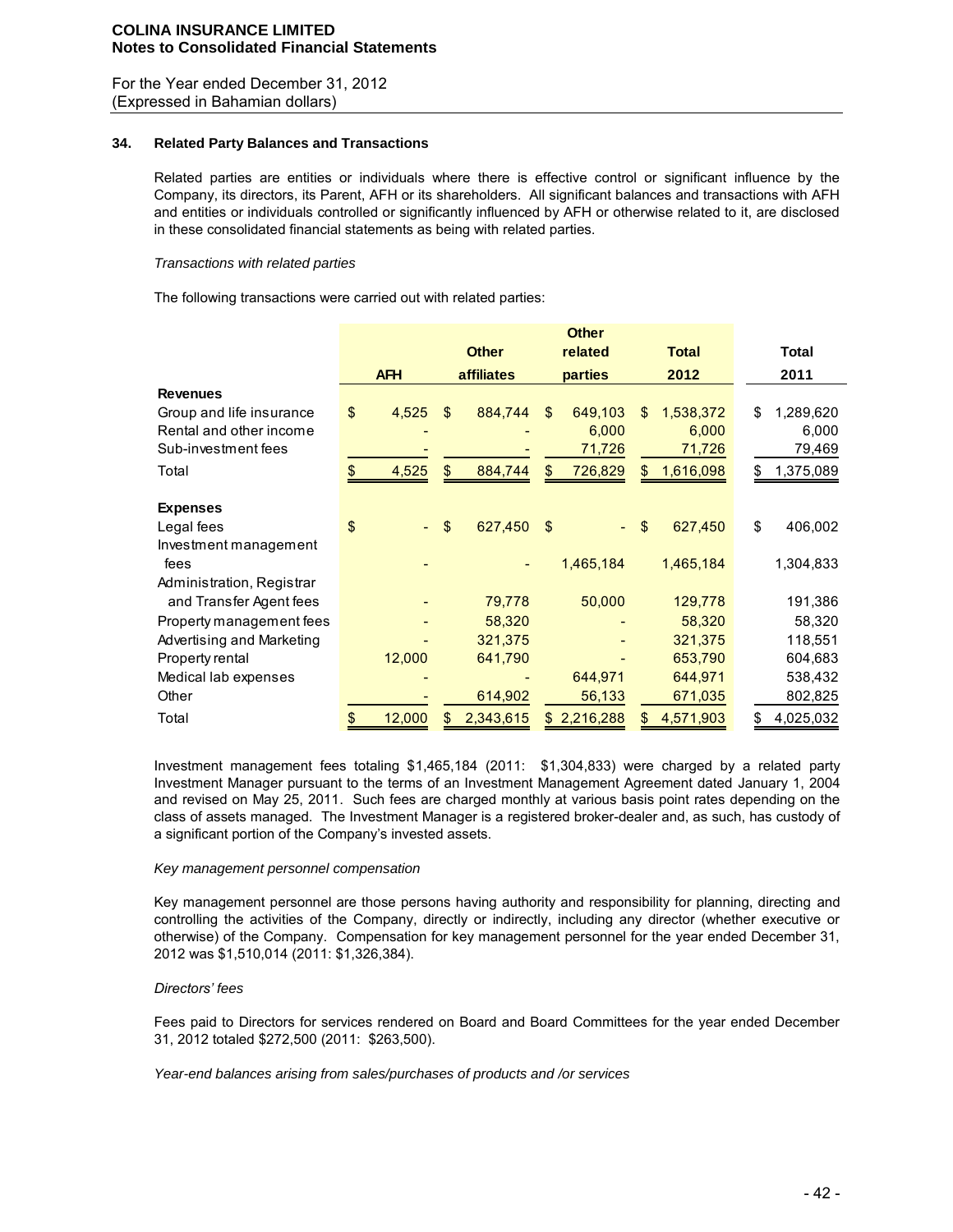### 34. Related Party Balances and Transactions

Related parties are entities or individuals where there is effective control or significant influence by the Company, its directors, its Parent, AFH or its shareholders. All significant balances and transactions with AFH and entities or individuals controlled or significantly influenced by AFH or otherwise related to it, are disclosed in these consolidated financial statements as being with related parties.

*Transactions with related parties*

The following transactions were carried out with related parties:

| | AFH | Other affiliates | Other related parties | Total 2012 | Total 2011 |
|---|---|---|---|---|---|
| **Revenues** | | | | | |
| Group and life insurance | $ 4,525 | $ 884,744 | $ 649,103 | $ 1,538,372 | $ 1,289,620 |
| Rental and other income | - | - | 6,000 | 6,000 | 6,000 |
| Sub-investment fees | - | - | 71,726 | 71,726 | 79,469 |
| Total | $ 4,525 | $ 884,744 | $ 726,829 | $ 1,616,098 | $ 1,375,089 |
| **Expenses** | | | | | |
| Legal fees | $ - | $ 627,450 | $ - | $ 627,450 | $ 406,002 |
| Investment management fees | - | - | 1,465,184 | 1,465,184 | 1,304,833 |
| Administration, Registrar and Transfer Agent fees | - | 79,778 | 50,000 | 129,778 | 191,386 |
| Property management fees | - | 58,320 | - | 58,320 | 58,320 |
| Advertising and Marketing | - | 321,375 | - | 321,375 | 118,551 |
| Property rental | 12,000 | 641,790 | - | 653,790 | 604,683 |
| Medical lab expenses | - | - | 644,971 | 644,971 | 538,432 |
| Other | - | 614,902 | 56,133 | 671,035 | 802,825 |
| Total | $ 12,000 | $ 2,343,615 | $ 2,216,288 | $ 4,571,903 | $ 4,025,032 |

Investment management fees totaling $1,465,184 (2011: $1,304,833) were charged by a related party Investment Manager pursuant to the terms of an Investment Management Agreement dated January 1, 2004 and revised on May 25, 2011. Such fees are charged monthly at various basis point rates depending on the class of assets managed. The Investment Manager is a registered broker-dealer and, as such, has custody of a significant portion of the Company's invested assets.

*Key management personnel compensation*

Key management personnel are those persons having authority and responsibility for planning, directing and controlling the activities of the Company, directly or indirectly, including any director (whether executive or otherwise) of the Company. Compensation for key management personnel for the year ended December 31, 2012 was $1,510,014 (2011: $1,326,384).

*Directors' fees*

Fees paid to Directors for services rendered on Board and Board Committees for the year ended December 31, 2012 totaled $272,500 (2011: $263,500).

*Year-end balances arising from sales/purchases of products and /or services*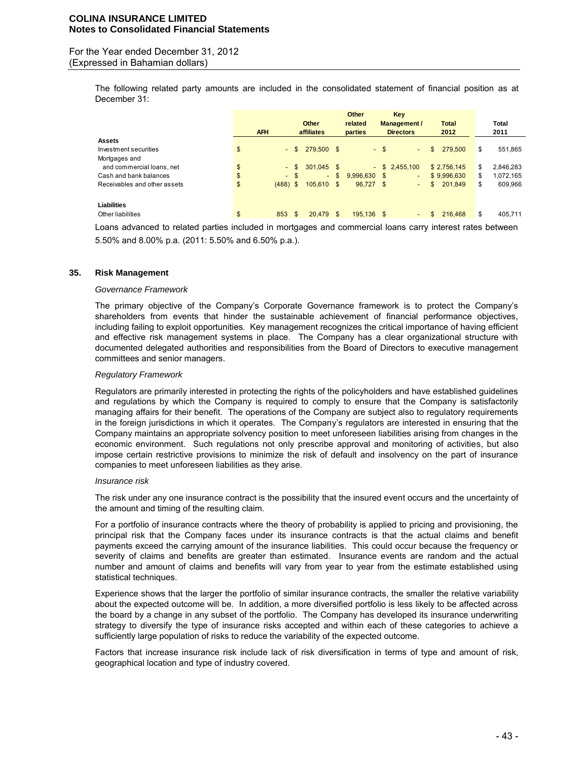The following related party amounts are included in the consolidated statement of financial position as at December 31:

| | AFH | Other affiliates | Other related parties | Key Management / Directors | Total 2012 | Total 2011 |
|---|---|---|---|---|---|---|
| **Assets** | | | | | | |
| Investment securities | $ - | $ 279,500 | $ - | $ - | $ 279,500 | $ 551,865 |
| Mortgages and and commercial loans, net | $ - | $ 301,045 | $ - | $ 2,455,100 | $ 2,756,145 | $ 2,846,283 |
| Cash and bank balances | $ - | $ - | $ 9,996,630 | $ - | $ 9,996,630 | $ 1,072,165 |
| Receivables and other assets | $ (488) | $ 105,610 | $ 96,727 | $ - | $ 201,849 | $ 609,966 |
| **Liabilities** | | | | | | |
| Other liabilities | $ 853 | $ 20,479 | $ 195,136 | $ - | $ 216,468 | $ 405,711 |

Loans advanced to related parties included in mortgages and commercial loans carry interest rates between 5.50% and 8.00% p.a. (2011: 5.50% and 6.50% p.a.).

## 35. Risk Management

*Governance Framework*

The primary objective of the Company's Corporate Governance framework is to protect the Company's shareholders from events that hinder the sustainable achievement of financial performance objectives, including failing to exploit opportunities. Key management recognizes the critical importance of having efficient and effective risk management systems in place. The Company has a clear organizational structure with documented delegated authorities and responsibilities from the Board of Directors to executive management committees and senior managers.

*Regulatory Framework*

Regulators are primarily interested in protecting the rights of the policyholders and have established guidelines and regulations by which the Company is required to comply to ensure that the Company is satisfactorily managing affairs for their benefit. The operations of the Company are subject also to regulatory requirements in the foreign jurisdictions in which it operates. The Company's regulators are interested in ensuring that the Company maintains an appropriate solvency position to meet unforeseen liabilities arising from changes in the economic environment. Such regulations not only prescribe approval and monitoring of activities, but also impose certain restrictive provisions to minimize the risk of default and insolvency on the part of insurance companies to meet unforeseen liabilities as they arise.

*Insurance risk*

The risk under any one insurance contract is the possibility that the insured event occurs and the uncertainty of the amount and timing of the resulting claim.

For a portfolio of insurance contracts where the theory of probability is applied to pricing and provisioning, the principal risk that the Company faces under its insurance contracts is that the actual claims and benefit payments exceed the carrying amount of the insurance liabilities. This could occur because the frequency or severity of claims and benefits are greater than estimated. Insurance events are random and the actual number and amount of claims and benefits will vary from year to year from the estimate established using statistical techniques.

Experience shows that the larger the portfolio of similar insurance contracts, the smaller the relative variability about the expected outcome will be. In addition, a more diversified portfolio is less likely to be affected across the board by a change in any subset of the portfolio. The Company has developed its insurance underwriting strategy to diversify the type of insurance risks accepted and within each of these categories to achieve a sufficiently large population of risks to reduce the variability of the expected outcome.

Factors that increase insurance risk include lack of risk diversification in terms of type and amount of risk, geographical location and type of industry covered.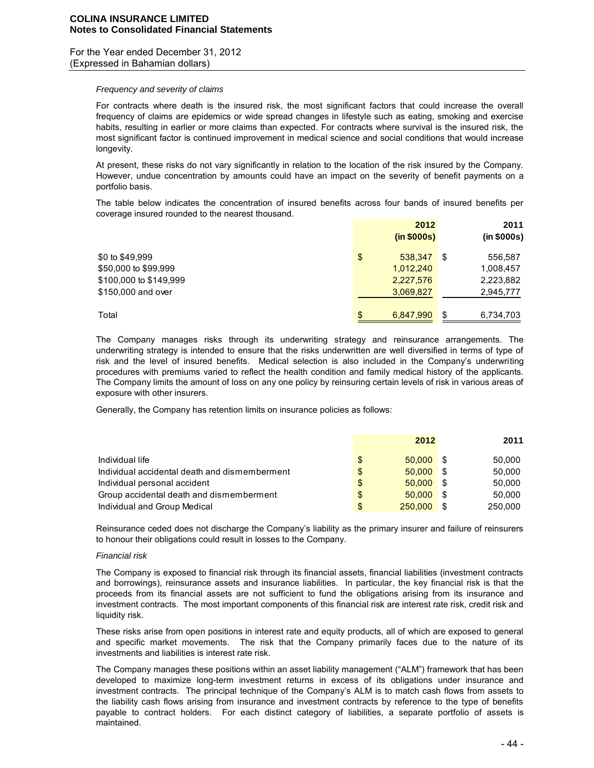*Frequency and severity of claims*

For contracts where death is the insured risk, the most significant factors that could increase the overall frequency of claims are epidemics or wide spread changes in lifestyle such as eating, smoking and exercise habits, resulting in earlier or more claims than expected. For contracts where survival is the insured risk, the most significant factor is continued improvement in medical science and social conditions that would increase longevity.

At present, these risks do not vary significantly in relation to the location of the risk insured by the Company. However, undue concentration by amounts could have an impact on the severity of benefit payments on a portfolio basis.

The table below indicates the concentration of insured benefits across four bands of insured benefits per coverage insured rounded to the nearest thousand.

| | 2012 (in $000s) | 2011 (in $000s) |
|---|---|---|
| $0 to $49,999 | $ 538,347 | $ 556,587 |
| $50,000 to $99,999 | 1,012,240 | 1,008,457 |
| $100,000 to $149,999 | 2,227,576 | 2,223,882 |
| $150,000 and over | 3,069,827 | 2,945,777 |
| Total | $ 6,847,990 | $ 6,734,703 |

The Company manages risks through its underwriting strategy and reinsurance arrangements. The underwriting strategy is intended to ensure that the risks underwritten are well diversified in terms of type of risk and the level of insured benefits. Medical selection is also included in the Company's underwriting procedures with premiums varied to reflect the health condition and family medical history of the applicants. The Company limits the amount of loss on any one policy by reinsuring certain levels of risk in various areas of exposure with other insurers.

Generally, the Company has retention limits on insurance policies as follows:

| | 2012 | 2011 |
|---|---|---|
| Individual life | $ 50,000 | $ 50,000 |
| Individual accidental death and dismemberment | $ 50,000 | $ 50,000 |
| Individual personal accident | $ 50,000 | $ 50,000 |
| Group accidental death and dismemberment | $ 50,000 | $ 50,000 |
| Individual and Group Medical | $ 250,000 | $ 250,000 |

Reinsurance ceded does not discharge the Company's liability as the primary insurer and failure of reinsurers to honour their obligations could result in losses to the Company.

*Financial risk*

The Company is exposed to financial risk through its financial assets, financial liabilities (investment contracts and borrowings), reinsurance assets and insurance liabilities. In particular, the key financial risk is that the proceeds from its financial assets are not sufficient to fund the obligations arising from its insurance and investment contracts. The most important components of this financial risk are interest rate risk, credit risk and liquidity risk.

These risks arise from open positions in interest rate and equity products, all of which are exposed to general and specific market movements. The risk that the Company primarily faces due to the nature of its investments and liabilities is interest rate risk.

The Company manages these positions within an asset liability management ("ALM") framework that has been developed to maximize long-term investment returns in excess of its obligations under insurance and investment contracts. The principal technique of the Company's ALM is to match cash flows from assets to the liability cash flows arising from insurance and investment contracts by reference to the type of benefits payable to contract holders. For each distinct category of liabilities, a separate portfolio of assets is maintained.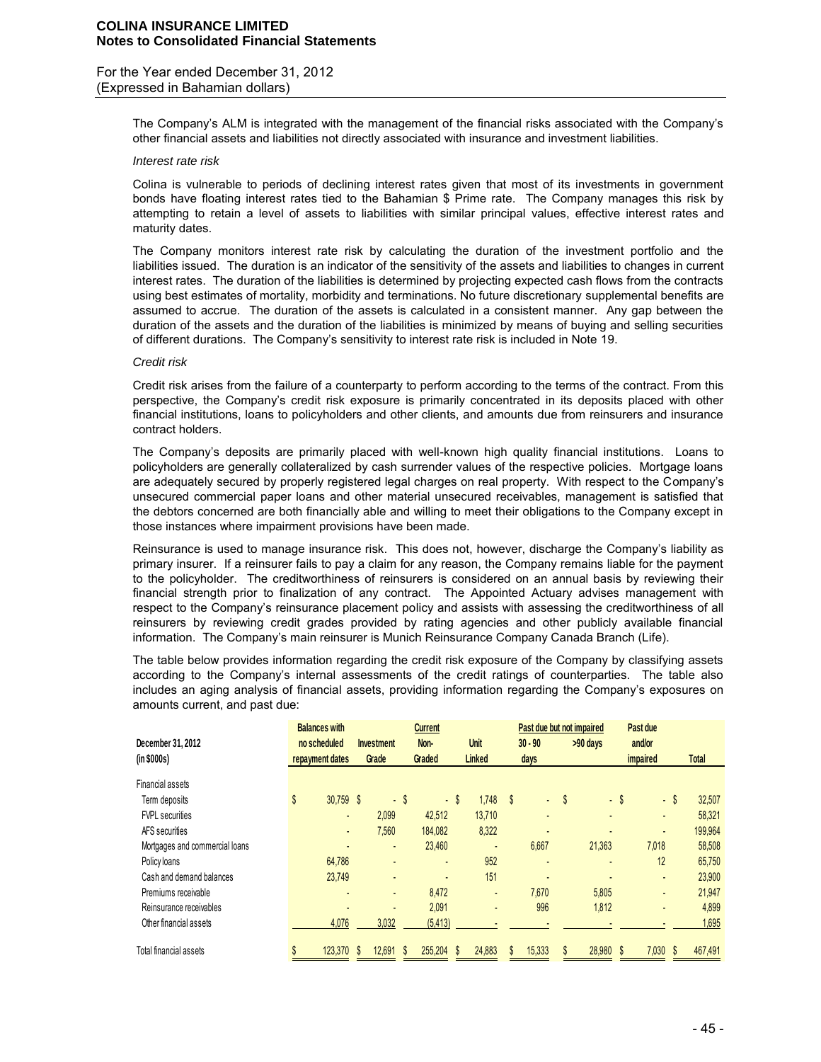The Company's ALM is integrated with the management of the financial risks associated with the Company's other financial assets and liabilities not directly associated with insurance and investment liabilities.

*Interest rate risk*

Colina is vulnerable to periods of declining interest rates given that most of its investments in government bonds have floating interest rates tied to the Bahamian $ Prime rate. The Company manages this risk by attempting to retain a level of assets to liabilities with similar principal values, effective interest rates and maturity dates.

The Company monitors interest rate risk by calculating the duration of the investment portfolio and the liabilities issued. The duration is an indicator of the sensitivity of the assets and liabilities to changes in current interest rates. The duration of the liabilities is determined by projecting expected cash flows from the contracts using best estimates of mortality, morbidity and terminations. No future discretionary supplemental benefits are assumed to accrue. The duration of the assets is calculated in a consistent manner. Any gap between the duration of the assets and the duration of the liabilities is minimized by means of buying and selling securities of different durations. The Company's sensitivity to interest rate risk is included in Note 19.

*Credit risk*

Credit risk arises from the failure of a counterparty to perform according to the terms of the contract. From this perspective, the Company's credit risk exposure is primarily concentrated in its deposits placed with other financial institutions, loans to policyholders and other clients, and amounts due from reinsurers and insurance contract holders.

The Company's deposits are primarily placed with well-known high quality financial institutions. Loans to policyholders are generally collateralized by cash surrender values of the respective policies. Mortgage loans are adequately secured by properly registered legal charges on real property. With respect to the Company's unsecured commercial paper loans and other material unsecured receivables, management is satisfied that the debtors concerned are both financially able and willing to meet their obligations to the Company except in those instances where impairment provisions have been made.

Reinsurance is used to manage insurance risk. This does not, however, discharge the Company's liability as primary insurer. If a reinsurer fails to pay a claim for any reason, the Company remains liable for the payment to the policyholder. The creditworthiness of reinsurers is considered on an annual basis by reviewing their financial strength prior to finalization of any contract. The Appointed Actuary advises management with respect to the Company's reinsurance placement policy and assists with assessing the creditworthiness of all reinsurers by reviewing credit grades provided by rating agencies and other publicly available financial information. The Company's main reinsurer is Munich Reinsurance Company Canada Branch (Life).

The table below provides information regarding the credit risk exposure of the Company by classifying assets according to the Company's internal assessments of the credit ratings of counterparties. The table also includes an aging analysis of financial assets, providing information regarding the Company's exposures on amounts current, and past due:

| December 31, 2012 (in $000s) | Balances with no scheduled repayment dates | Investment Grade | Current Non-Graded | Unit Linked | Past due but not impaired 30 - 90 days | Past due but not impaired >90 days | Past due and/or impaired | Total |
|---|---|---|---|---|---|---|---|---|
| **Financial assets** | | | | | | | | |
| Term deposits | $ 30,759 | $ - | $ - | $ 1,748 | $ - | $ - | $ - | $ 32,507 |
| FVPL securities | - | 2,099 | 42,512 | 13,710 | - | - | - | 58,321 |
| AFS securities | - | 7,560 | 184,082 | 8,322 | - | - | - | 199,964 |
| Mortgages and commercial loans | - | - | 23,460 | - | 6,667 | 21,363 | 7,018 | 58,508 |
| Policy loans | 64,786 | - | - | 952 | - | - | 12 | 65,750 |
| Cash and demand balances | 23,749 | - | - | 151 | - | - | - | 23,900 |
| Premiums receivable | - | - | 8,472 | - | 7,670 | 5,805 | - | 21,947 |
| Reinsurance receivables | - | - | 2,091 | - | 996 | 1,812 | - | 4,899 |
| Other financial assets | 4,076 | 3,032 | (5,413) | - | - | - | - | 1,695 |
| Total financial assets | $ 123,370 | $ 12,691 | $ 255,204 | $ 24,883 | $ 15,333 | $ 28,980 | $ 7,030 | $ 467,491 |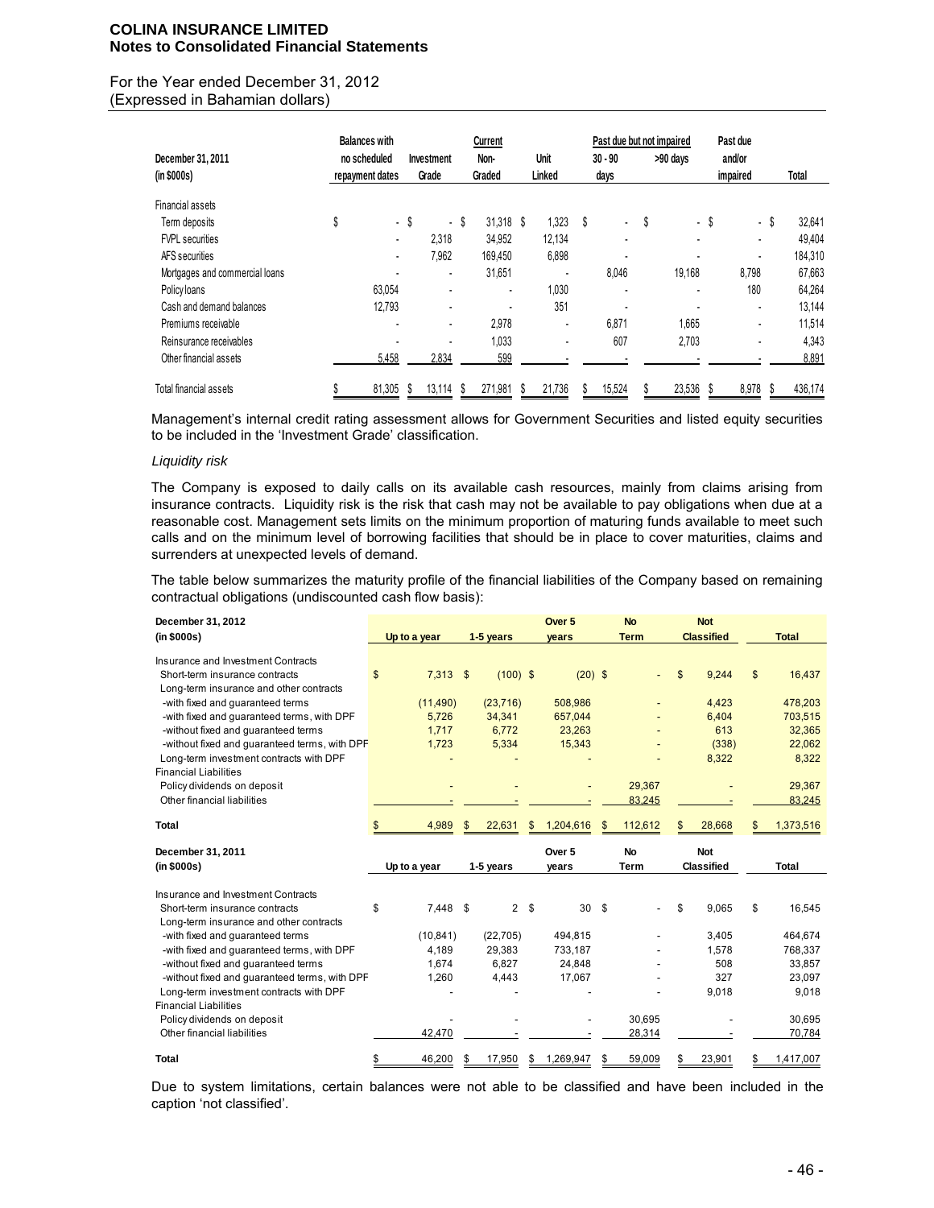### For the Year ended December 31, 2012
(Expressed in Bahamian dollars)

| December 31, 2011 (in $000s) | Balances with no scheduled repayment dates | Investment Grade | Current Non-Graded | Unit Linked | Past due but not impaired 30 - 90 days | >90 days | Past due and/or impaired | Total |
|---|---|---|---|---|---|---|---|---|
| Financial assets | | | | | | | | |
| Term deposits | $ - | $ - | $ 31,318 | $ 1,323 | $ - | $ - | $ - | $ 32,641 |
| FVPL securities | - | 2,318 | 34,952 | 12,134 | - | - | - | 49,404 |
| AFS securities | - | 7,962 | 169,450 | 6,898 | - | - | - | 184,310 |
| Mortgages and commercial loans | - | - | 31,651 | - | 8,046 | 19,168 | 8,798 | 67,663 |
| Policy loans | 63,054 | - | - | 1,030 | - | - | 180 | 64,264 |
| Cash and demand balances | 12,793 | - | - | 351 | - | - | - | 13,144 |
| Premiums receivable | - | - | 2,978 | - | 6,871 | 1,665 | - | 11,514 |
| Reinsurance receivables | - | - | 1,033 | - | 607 | 2,703 | - | 4,343 |
| Other financial assets | 5,458 | 2,834 | 599 | - | - | - | - | 8,891 |
| Total financial assets | $ 81,305 | $ 13,114 | $ 271,981 | $ 21,736 | $ 15,524 | $ 23,536 | $ 8,978 | $ 436,174 |

Management's internal credit rating assessment allows for Government Securities and listed equity securities to be included in the 'Investment Grade' classification.

*Liquidity risk*

The Company is exposed to daily calls on its available cash resources, mainly from claims arising from insurance contracts. Liquidity risk is the risk that cash may not be available to pay obligations when due at a reasonable cost. Management sets limits on the minimum proportion of maturing funds available to meet such calls and on the minimum level of borrowing facilities that should be in place to cover maturities, claims and surrenders at unexpected levels of demand.

The table below summarizes the maturity profile of the financial liabilities of the Company based on remaining contractual obligations (undiscounted cash flow basis):

| December 31, 2012 (in $000s) | Up to a year | 1-5 years | Over 5 years | No Term | Not Classified | Total |
|---|---|---|---|---|---|---|
| Insurance and Investment Contracts | | | | | | |
| Short-term insurance contracts | $ 7,313 | $ (100) | $ (20) | $ - | $ 9,244 | $ 16,437 |
| Long-term insurance and other contracts | | | | | | |
| -with fixed and guaranteed terms | (11,490) | (23,716) | 508,986 | - | 4,423 | 478,203 |
| -with fixed and guaranteed terms, with DPF | 5,726 | 34,341 | 657,044 | - | 6,404 | 703,515 |
| -without fixed and guaranteed terms | 1,717 | 6,772 | 23,263 | - | 613 | 32,365 |
| -without fixed and guaranteed terms, with DPF | 1,723 | 5,334 | 15,343 | - | (338) | 22,062 |
| Long-term investment contracts with DPF | - | - | - | - | 8,322 | 8,322 |
| Financial Liabilities | | | | | | |
| Policy dividends on deposit | - | - | - | 29,367 | - | 29,367 |
| Other financial liabilities | - | - | - | 83,245 | - | 83,245 |
| **Total** | $ 4,989 | $ 22,631 | $ 1,204,616 | $ 112,612 | $ 28,668 | $ 1,373,516 |

| December 31, 2011 (in $000s) | Up to a year | 1-5 years | Over 5 years | No Term | Not Classified | Total |
|---|---|---|---|---|---|---|
| Insurance and Investment Contracts | | | | | | |
| Short-term insurance contracts | $ 7,448 | $ 2 | $ 30 | $ - | $ 9,065 | $ 16,545 |
| Long-term insurance and other contracts | | | | | | |
| -with fixed and guaranteed terms | (10,841) | (22,705) | 494,815 | - | 3,405 | 464,674 |
| -with fixed and guaranteed terms, with DPF | 4,189 | 29,383 | 733,187 | - | 1,578 | 768,337 |
| -without fixed and guaranteed terms | 1,674 | 6,827 | 24,848 | - | 508 | 33,857 |
| -without fixed and guaranteed terms, with DPF | 1,260 | 4,443 | 17,067 | - | 327 | 23,097 |
| Long-term investment contracts with DPF | - | - | - | - | 9,018 | 9,018 |
| Financial Liabilities | | | | | | |
| Policy dividends on deposit | - | - | - | 30,695 | - | 30,695 |
| Other financial liabilities | 42,470 | - | - | 28,314 | - | 70,784 |
| **Total** | $ 46,200 | $ 17,950 | $ 1,269,947 | $ 59,009 | $ 23,901 | $ 1,417,007 |

Due to system limitations, certain balances were not able to be classified and have been included in the caption 'not classified'.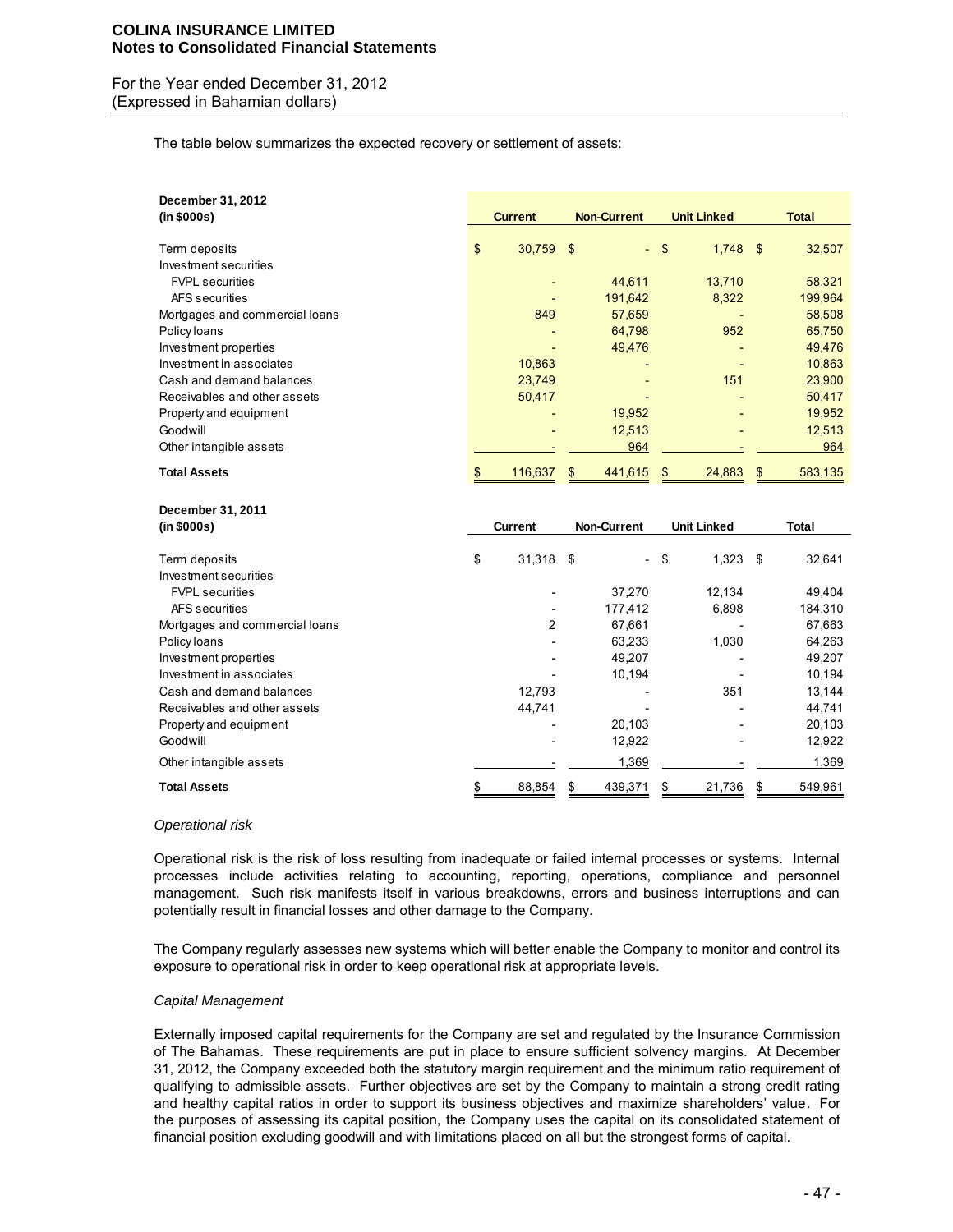The table below summarizes the expected recovery or settlement of assets:

| December 31, 2012 (in $000s) | Current | Non-Current | Unit Linked | Total |
|---|---|---|---|---|
| Term deposits | $ 30,759 | $ - | $ 1,748 | $ 32,507 |
| Investment securities | | | | |
| FVPL securities | - | 44,611 | 13,710 | 58,321 |
| AFS securities | - | 191,642 | 8,322 | 199,964 |
| Mortgages and commercial loans | 849 | 57,659 | - | 58,508 |
| Policy loans | - | 64,798 | 952 | 65,750 |
| Investment properties | - | 49,476 | - | 49,476 |
| Investment in associates | 10,863 | - | - | 10,863 |
| Cash and demand balances | 23,749 | - | 151 | 23,900 |
| Receivables and other assets | 50,417 | - | - | 50,417 |
| Property and equipment | - | 19,952 | - | 19,952 |
| Goodwill | - | 12,513 | - | 12,513 |
| Other intangible assets | - | 964 | - | 964 |
| **Total Assets** | $ 116,637 | $ 441,615 | $ 24,883 | $ 583,135 |

| December 31, 2011 (in $000s) | Current | Non-Current | Unit Linked | Total |
|---|---|---|---|---|
| Term deposits | $ 31,318 | $ - | $ 1,323 | $ 32,641 |
| Investment securities | | | | |
| FVPL securities | - | 37,270 | 12,134 | 49,404 |
| AFS securities | - | 177,412 | 6,898 | 184,310 |
| Mortgages and commercial loans | 2 | 67,661 | - | 67,663 |
| Policy loans | - | 63,233 | 1,030 | 64,263 |
| Investment properties | - | 49,207 | - | 49,207 |
| Investment in associates | - | 10,194 | - | 10,194 |
| Cash and demand balances | 12,793 | - | 351 | 13,144 |
| Receivables and other assets | 44,741 | - | - | 44,741 |
| Property and equipment | - | 20,103 | - | 20,103 |
| Goodwill | - | 12,922 | - | 12,922 |
| Other intangible assets | - | 1,369 | - | 1,369 |
| **Total Assets** | $ 88,854 | $ 439,371 | $ 21,736 | $ 549,961 |

*Operational risk*

Operational risk is the risk of loss resulting from inadequate or failed internal processes or systems. Internal processes include activities relating to accounting, reporting, operations, compliance and personnel management. Such risk manifests itself in various breakdowns, errors and business interruptions and can potentially result in financial losses and other damage to the Company.

The Company regularly assesses new systems which will better enable the Company to monitor and control its exposure to operational risk in order to keep operational risk at appropriate levels.

*Capital Management*

Externally imposed capital requirements for the Company are set and regulated by the Insurance Commission of The Bahamas. These requirements are put in place to ensure sufficient solvency margins. At December 31, 2012, the Company exceeded both the statutory margin requirement and the minimum ratio requirement of qualifying to admissible assets. Further objectives are set by the Company to maintain a strong credit rating and healthy capital ratios in order to support its business objectives and maximize shareholders' value. For the purposes of assessing its capital position, the Company uses the capital on its consolidated statement of financial position excluding goodwill and with limitations placed on all but the strongest forms of capital.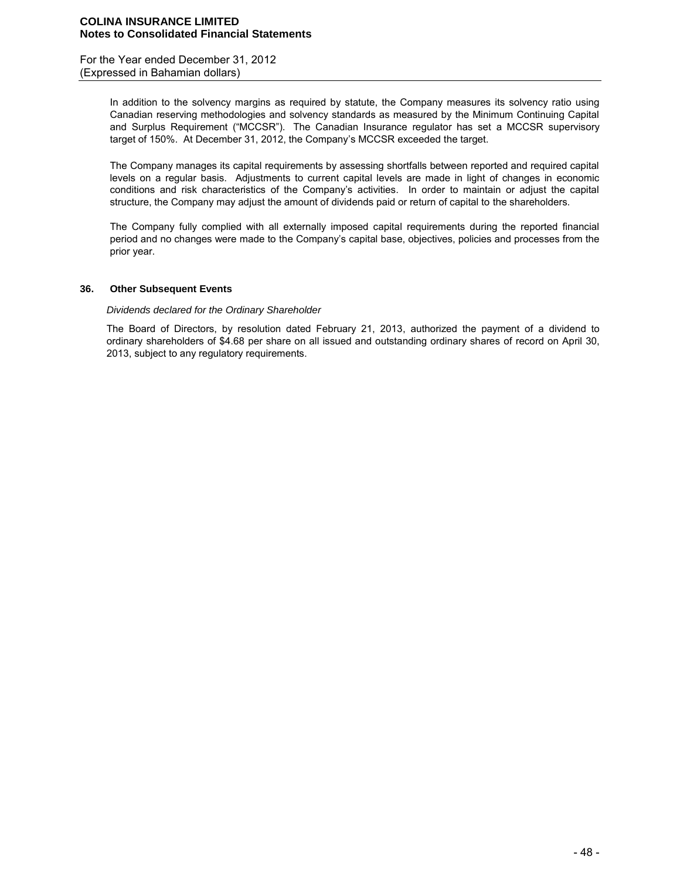In addition to the solvency margins as required by statute, the Company measures its solvency ratio using Canadian reserving methodologies and solvency standards as measured by the Minimum Continuing Capital and Surplus Requirement ("MCCSR"). The Canadian Insurance regulator has set a MCCSR supervisory target of 150%. At December 31, 2012, the Company's MCCSR exceeded the target.

The Company manages its capital requirements by assessing shortfalls between reported and required capital levels on a regular basis. Adjustments to current capital levels are made in light of changes in economic conditions and risk characteristics of the Company's activities. In order to maintain or adjust the capital structure, the Company may adjust the amount of dividends paid or return of capital to the shareholders.

The Company fully complied with all externally imposed capital requirements during the reported financial period and no changes were made to the Company's capital base, objectives, policies and processes from the prior year.

## 36. Other Subsequent Events

*Dividends declared for the Ordinary Shareholder*

The Board of Directors, by resolution dated February 21, 2013, authorized the payment of a dividend to ordinary shareholders of $4.68 per share on all issued and outstanding ordinary shares of record on April 30, 2013, subject to any regulatory requirements.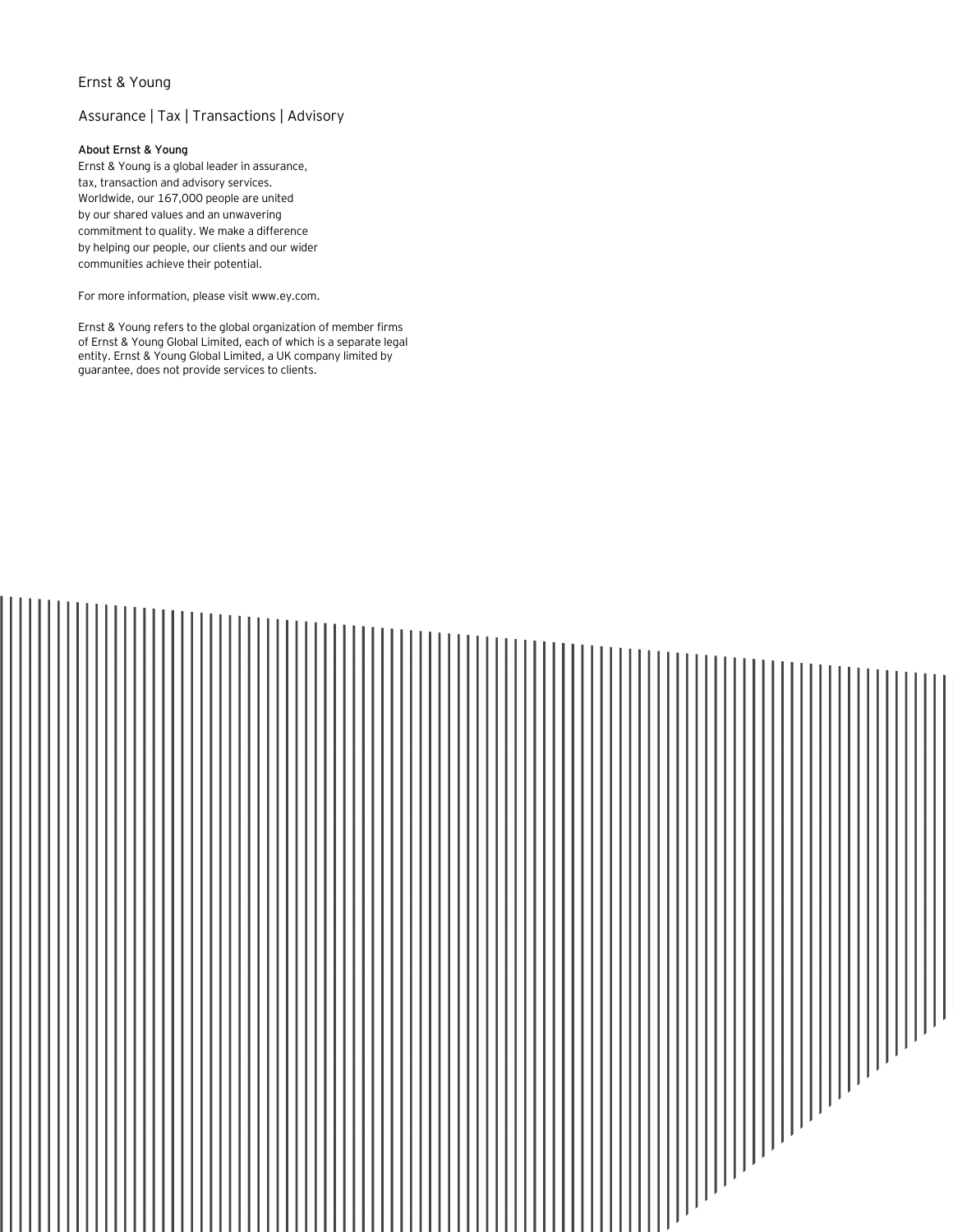Ernst & Young

Assurance | Tax | Transactions | Advisory

**About Ernst & Young**

Ernst & Young is a global leader in assurance, tax, transaction and advisory services. Worldwide, our 167,000 people are united by our shared values and an unwavering commitment to quality. We make a difference by helping our people, our clients and our wider communities achieve their potential.

For more information, please visit www.ey.com.

Ernst & Young refers to the global organization of member firms of Ernst & Young Global Limited, each of which is a separate legal entity. Ernst & Young Global Limited, a UK company limited by guarantee, does not provide services to clients.